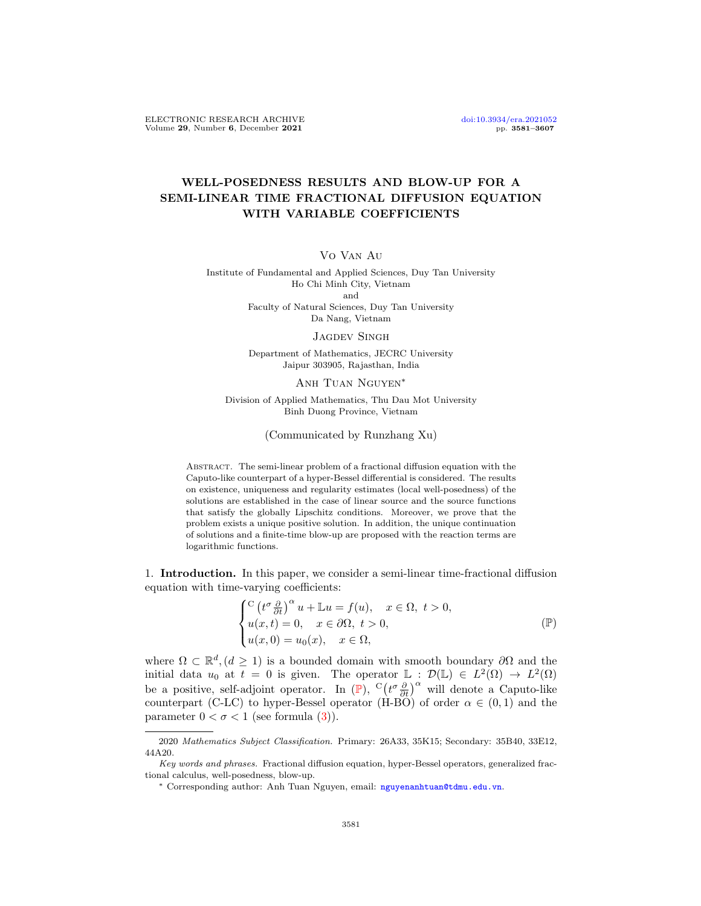# WELL-POSEDNESS RESULTS AND BLOW-UP FOR A SEMI-LINEAR TIME FRACTIONAL DIFFUSION EQUATION WITH VARIABLE COEFFICIENTS

Vo Van Au

Institute of Fundamental and Applied Sciences, Duy Tan University
Ho Chi Minh City, Vietnam
and
Faculty of Natural Sciences, Duy Tan University
Da Nang, Vietnam

Jagdev Singh

Department of Mathematics, JECRC University
Jaipur 303905, Rajasthan, India

Anh Tuan Nguyen*

Division of Applied Mathematics, Thu Dau Mot University
Binh Duong Province, Vietnam

(Communicated by Runzhang Xu)

Abstract. The semi-linear problem of a fractional diffusion equation with the Caputo-like counterpart of a hyper-Bessel differential is considered. The results on existence, uniqueness and regularity estimates (local well-posedness) of the solutions are established in the case of linear source and the source functions that satisfy the globally Lipschitz conditions. Moreover, we prove that the problem exists a unique positive solution. In addition, the unique continuation of solutions and a finite-time blow-up are proposed with the reaction terms are logarithmic functions.

## 1. Introduction.

In this paper, we consider a semi-linear time-fractional diffusion equation with time-varying coefficients:

$$\begin{cases} {}^{\mathrm{C}}\left(t^{\sigma}\frac{\partial}{\partial t}\right)^{\alpha} u + \mathbb{L}u = f(u), \quad x \in \Omega,\ t > 0, \\ u(x,t) = 0, \quad x \in \partial\Omega,\ t > 0, \\ u(x,0) = u_0(x), \quad x \in \Omega, \end{cases} \tag{$\mathbb{P}$}$$

where $\Omega \subset \mathbb{R}^d, (d \geq 1)$ is a bounded domain with smooth boundary $\partial\Omega$ and the initial data $u_0$ at $t = 0$ is given. The operator $\mathbb{L} : \mathcal{D}(\mathbb{L}) \in L^2(\Omega) \to L^2(\Omega)$ be a positive, self-adjoint operator. In ($\mathbb{P}$), ${}^{\mathrm{C}}\big(t^{\sigma}\frac{\partial}{\partial t}\big)^{\alpha}$ will denote a Caputo-like counterpart (C-LC) to hyper-Bessel operator (H-BO) of order $\alpha \in (0,1)$ and the parameter $0 < \sigma < 1$ (see formula (3)).

---

2020 *Mathematics Subject Classification.* Primary: 26A33, 35K15; Secondary: 35B40, 33E12, 44A20.

*Key words and phrases.* Fractional diffusion equation, hyper-Bessel operators, generalized fractional calculus, well-posedness, blow-up.

\* Corresponding author: Anh Tuan Nguyen, email: nguyenanhtuan@tdmu.edu.vn.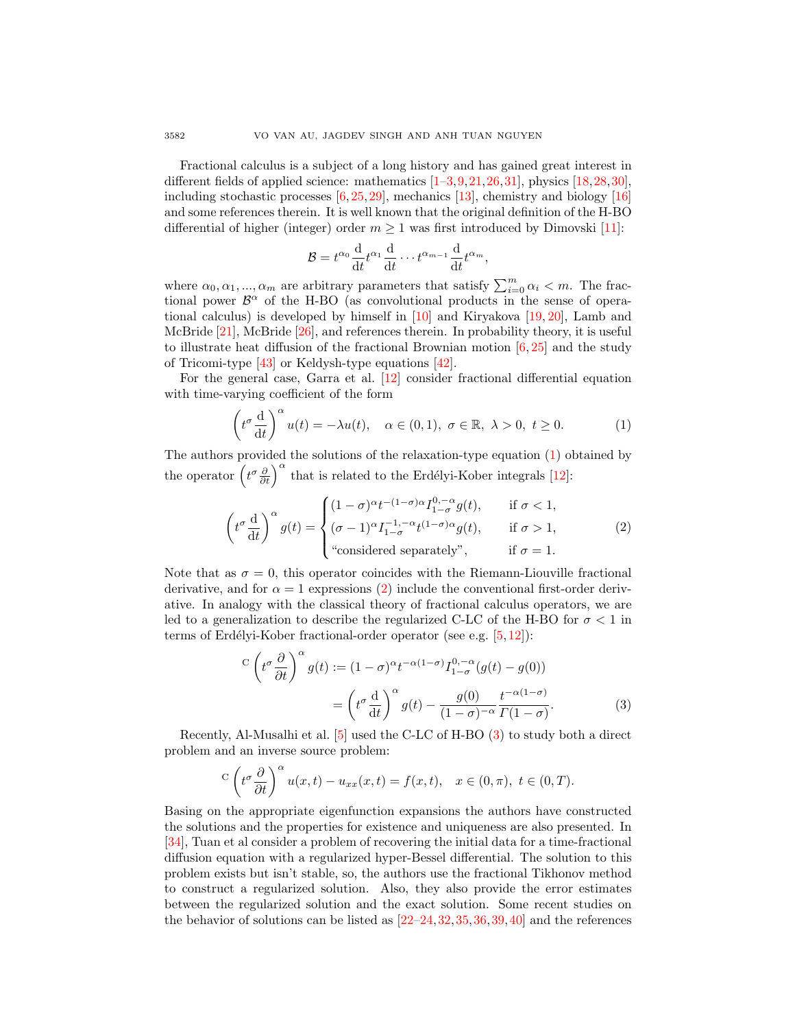Fractional calculus is a subject of a long history and has gained great interest in different fields of applied science: mathematics [1–3,9,21,26,31], physics [18,28,30], including stochastic processes [6,25,29], mechanics [13], chemistry and biology [16] and some references therein. It is well known that the original definition of the H-BO differential of higher (integer) order $m \geq 1$ was first introduced by Dimovski [11]:

$$\mathcal{B} = t^{\alpha_0} \frac{\mathrm{d}}{\mathrm{d}t} t^{\alpha_1} \frac{\mathrm{d}}{\mathrm{d}t} \cdots t^{\alpha_{m-1}} \frac{\mathrm{d}}{\mathrm{d}t} t^{\alpha_m},$$

where $\alpha_0, \alpha_1, ..., \alpha_m$ are arbitrary parameters that satisfy $\sum_{i=0}^{m} \alpha_i < m$. The fractional power $\mathcal{B}^\alpha$ of the H-BO (as convolutional products in the sense of operational calculus) is developed by himself in [10] and Kiryakova [19,20], Lamb and McBride [21], McBride [26], and references therein. In probability theory, it is useful to illustrate heat diffusion of the fractional Brownian motion [6,25] and the study of Tricomi-type [43] or Keldysh-type equations [42].

For the general case, Garra et al. [12] consider fractional differential equation with time-varying coefficient of the form

$$\left(t^\sigma \frac{\mathrm{d}}{\mathrm{d}t}\right)^\alpha u(t) = -\lambda u(t), \quad \alpha \in (0,1),\ \sigma \in \mathbb{R},\ \lambda > 0,\ t \geq 0. \tag{1}$$

The authors provided the solutions of the relaxation-type equation (1) obtained by the operator $\left(t^\sigma \frac{\partial}{\partial t}\right)^\alpha$ that is related to the Erdélyi-Kober integrals [12]:

$$\left(t^\sigma \frac{\mathrm{d}}{\mathrm{d}t}\right)^\alpha g(t) = \begin{cases} (1-\sigma)^\alpha t^{-(1-\sigma)\alpha} I_{1-\sigma}^{0,-\alpha} g(t), & \text{if } \sigma < 1, \\ (\sigma-1)^\alpha I_{1-\sigma}^{-1,-\alpha} t^{(1-\sigma)\alpha} g(t), & \text{if } \sigma > 1, \\ \text{“considered separately”}, & \text{if } \sigma = 1. \end{cases} \tag{2}$$

Note that as $\sigma = 0$, this operator coincides with the Riemann-Liouville fractional derivative, and for $\alpha = 1$ expressions (2) include the conventional first-order derivative. In analogy with the classical theory of fractional calculus operators, we are led to a generalization to describe the regularized C-LC of the H-BO for $\sigma < 1$ in terms of Erdélyi-Kober fractional-order operator (see e.g. [5,12]):

$$\begin{aligned} {}^{\mathrm{C}}\left(t^\sigma \frac{\partial}{\partial t}\right)^\alpha g(t) &:= (1-\sigma)^\alpha t^{-\alpha(1-\sigma)} I_{1-\sigma}^{0,-\alpha} (g(t) - g(0)) \\ &= \left(t^\sigma \frac{\mathrm{d}}{\mathrm{d}t}\right)^\alpha g(t) - \frac{g(0)}{(1-\sigma)^{-\alpha}} \frac{t^{-\alpha(1-\sigma)}}{\Gamma(1-\sigma)}. \end{aligned} \tag{3}$$

Recently, Al-Musalhi et al. [5] used the C-LC of H-BO (3) to study both a direct problem and an inverse source problem:

$${}^{\mathrm{C}}\left(t^\sigma \frac{\partial}{\partial t}\right)^\alpha u(x,t) - u_{xx}(x,t) = f(x,t), \quad x \in (0,\pi),\ t \in (0,T).$$

Basing on the appropriate eigenfunction expansions the authors have constructed the solutions and the properties for existence and uniqueness are also presented. In [34], Tuan et al consider a problem of recovering the initial data for a time-fractional diffusion equation with a regularized hyper-Bessel differential. The solution to this problem exists but isn't stable, so, the authors use the fractional Tikhonov method to construct a regularized solution. Also, they also provide the error estimates between the regularized solution and the exact solution. Some recent studies on the behavior of solutions can be listed as [22–24,32,35,36,39,40] and the references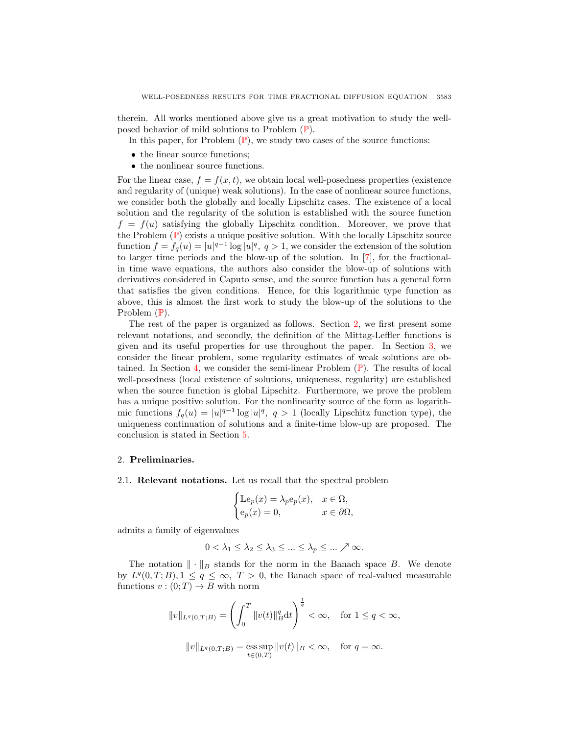therein. All works mentioned above give us a great motivation to study the well-posed behavior of mild solutions to Problem ($\mathbb{P}$).

In this paper, for Problem ($\mathbb{P}$), we study two cases of the source functions:

- the linear source functions;
- the nonlinear source functions.

For the linear case, $f = f(x,t)$, we obtain local well-posedness properties (existence and regularity of (unique) weak solutions). In the case of nonlinear source functions, we consider both the globally and locally Lipschitz cases. The existence of a local solution and the regularity of the solution is established with the source function $f = f(u)$ satisfying the globally Lipschitz condition. Moreover, we prove that the Problem ($\mathbb{P}$) exists a unique positive solution. With the locally Lipschitz source function $f = f_q(u) = |u|^{q-1}\log|u|^q,\ q > 1$, we consider the extension of the solution to larger time periods and the blow-up of the solution. In [7], for the fractional-in time wave equations, the authors also consider the blow-up of solutions with derivatives considered in Caputo sense, and the source function has a general form that satisfies the given conditions. Hence, for this logarithmic type function as above, this is almost the first work to study the blow-up of the solutions to the Problem ($\mathbb{P}$).

The rest of the paper is organized as follows. Section 2, we first present some relevant notations, and secondly, the definition of the Mittag-Leffler functions is given and its useful properties for use throughout the paper. In Section 3, we consider the linear problem, some regularity estimates of weak solutions are obtained. In Section 4, we consider the semi-linear Problem ($\mathbb{P}$). The results of local well-posedness (local existence of solutions, uniqueness, regularity) are established when the source function is global Lipschitz. Furthermore, we prove the problem has a unique positive solution. For the nonlinearity source of the form as logarithmic functions $f_q(u) = |u|^{q-1}\log|u|^q,\ q > 1$ (locally Lipschitz function type), the uniqueness continuation of solutions and a finite-time blow-up are proposed. The conclusion is stated in Section 5.

## 2. Preliminaries.

### 2.1. Relevant notations.

Let us recall that the spectral problem

$$\begin{cases} \mathbb{L}\mathrm{e}_p(x) = \lambda_p \mathrm{e}_p(x), & x \in \Omega, \\ \mathrm{e}_p(x) = 0, & x \in \partial\Omega, \end{cases}$$

admits a family of eigenvalues

$$0 < \lambda_1 \le \lambda_2 \le \lambda_3 \le \ldots \le \lambda_p \le \ldots \nearrow \infty.$$

The notation $\|\cdot\|_B$ stands for the norm in the Banach space $B$. We denote by $L^q(0,T;B), 1 \le q \le \infty,\ T > 0$, the Banach space of real-valued measurable functions $v : (0;T) \to B$ with norm

$$\|v\|_{L^q(0,T;B)} = \left( \int_0^T \|v(t)\|_B^q \mathrm{d}t \right)^{\frac{1}{q}} < \infty, \quad \text{for } 1 \le q < \infty,$$

$$\|v\|_{L^q(0,T;B)} = \operatorname*{ess\,sup}_{t \in (0,T)} \|v(t)\|_B < \infty, \quad \text{for } q = \infty.$$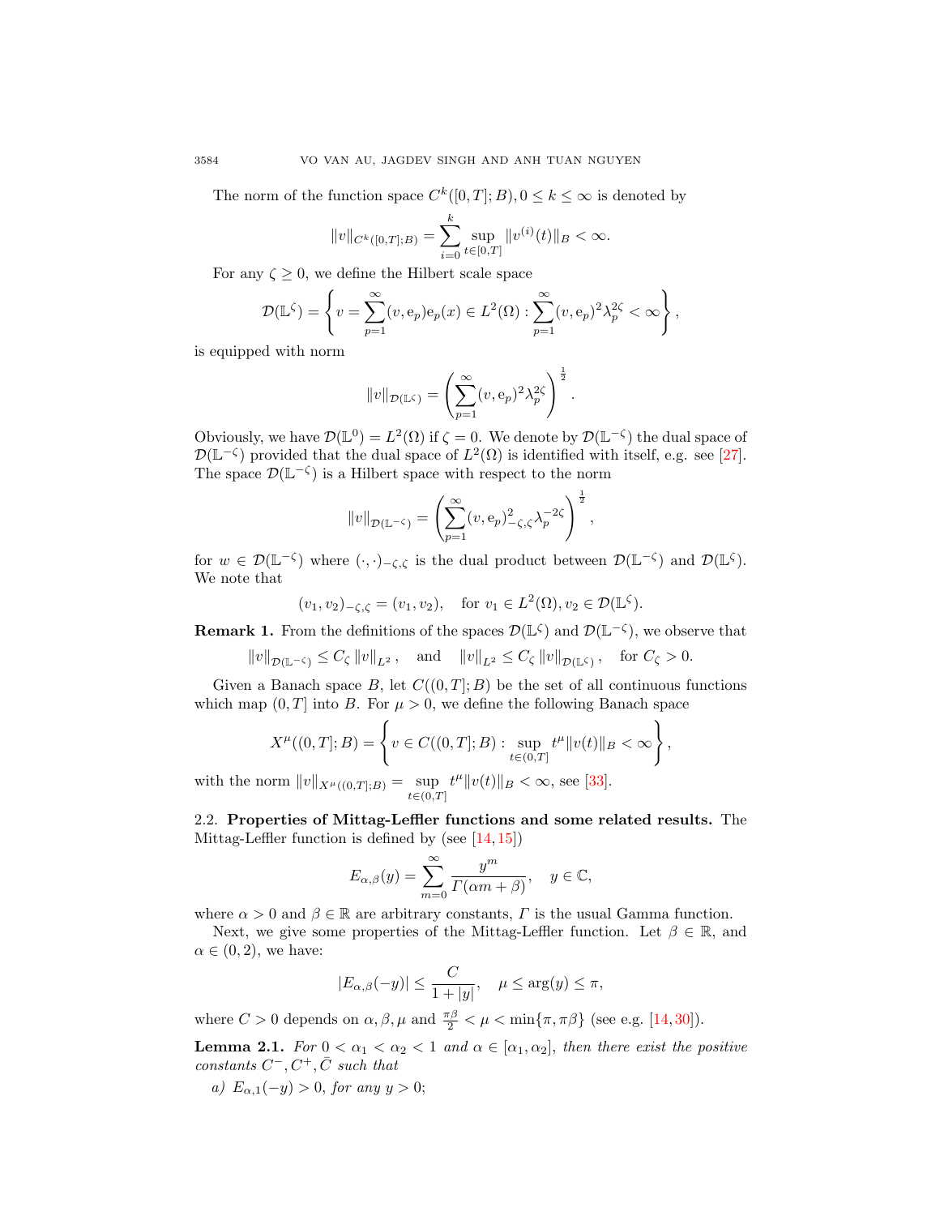The norm of the function space $C^k([0,T];B), 0 \le k \le \infty$ is denoted by

$$\|v\|_{C^k([0,T];B)} = \sum_{i=0}^{k} \sup_{t\in[0,T]} \|v^{(i)}(t)\|_B < \infty.$$

For any $\zeta \ge 0$, we define the Hilbert scale space

$$\mathcal{D}(\mathbb{L}^\zeta) = \left\{ v = \sum_{p=1}^{\infty} (v, \mathrm{e}_p)\mathrm{e}_p(x) \in L^2(\Omega) : \sum_{p=1}^{\infty} (v, \mathrm{e}_p)^2 \lambda_p^{2\zeta} < \infty \right\},$$

is equipped with norm

$$\|v\|_{\mathcal{D}(\mathbb{L}^\zeta)} = \left( \sum_{p=1}^{\infty} (v, \mathrm{e}_p)^2 \lambda_p^{2\zeta} \right)^{\frac{1}{2}}.$$

Obviously, we have $\mathcal{D}(\mathbb{L}^0) = L^2(\Omega)$ if $\zeta = 0$. We denote by $\mathcal{D}(\mathbb{L}^{-\zeta})$ the dual space of $\mathcal{D}(\mathbb{L}^{-\zeta})$ provided that the dual space of $L^2(\Omega)$ is identified with itself, e.g. see [27]. The space $\mathcal{D}(\mathbb{L}^{-\zeta})$ is a Hilbert space with respect to the norm

$$\|v\|_{\mathcal{D}(\mathbb{L}^{-\zeta})} = \left( \sum_{p=1}^{\infty} (v, \mathrm{e}_p)^2_{-\zeta,\zeta} \lambda_p^{-2\zeta} \right)^{\frac{1}{2}},$$

for $w \in \mathcal{D}(\mathbb{L}^{-\zeta})$ where $(\cdot,\cdot)_{-\zeta,\zeta}$ is the dual product between $\mathcal{D}(\mathbb{L}^{-\zeta})$ and $\mathcal{D}(\mathbb{L}^{\zeta})$. We note that

$$(v_1, v_2)_{-\zeta,\zeta} = (v_1, v_2), \quad \text{for } v_1 \in L^2(\Omega), v_2 \in \mathcal{D}(\mathbb{L}^\zeta).$$

**Remark 1.** From the definitions of the spaces $\mathcal{D}(\mathbb{L}^\zeta)$ and $\mathcal{D}(\mathbb{L}^{-\zeta})$, we observe that

$$\|v\|_{\mathcal{D}(\mathbb{L}^{-\zeta})} \le C_\zeta \|v\|_{L^2}, \quad \text{and} \quad \|v\|_{L^2} \le C_\zeta \|v\|_{\mathcal{D}(\mathbb{L}^\zeta)}, \quad \text{for } C_\zeta > 0.$$

Given a Banach space $B$, let $C((0,T];B)$ be the set of all continuous functions which map $(0,T]$ into $B$. For $\mu > 0$, we define the following Banach space

$$X^\mu((0,T];B) = \left\{ v \in C((0,T];B) : \sup_{t\in(0,T]} t^\mu \|v(t)\|_B < \infty \right\},$$

with the norm $\|v\|_{X^\mu((0,T];B)} = \sup_{t\in(0,T]} t^\mu \|v(t)\|_B < \infty$, see [33].

### 2.2. Properties of Mittag-Leffler functions and some related results.

The Mittag-Leffler function is defined by (see [14,15])

$$E_{\alpha,\beta}(y) = \sum_{m=0}^{\infty} \frac{y^m}{\Gamma(\alpha m + \beta)}, \quad y \in \mathbb{C},$$

where $\alpha > 0$ and $\beta \in \mathbb{R}$ are arbitrary constants, $\Gamma$ is the usual Gamma function.

Next, we give some properties of the Mittag-Leffler function. Let $\beta \in \mathbb{R}$, and $\alpha \in (0,2)$, we have:

$$|E_{\alpha,\beta}(-y)| \le \frac{C}{1+|y|}, \quad \mu \le \arg(y) \le \pi,$$

where $C > 0$ depends on $\alpha, \beta, \mu$ and $\frac{\pi\beta}{2} < \mu < \min\{\pi, \pi\beta\}$ (see e.g. [14,30]).

**Lemma 2.1.** *For $0 < \alpha_1 < \alpha_2 < 1$ and $\alpha \in [\alpha_1, \alpha_2]$, then there exist the positive constants $C^-, C^+, \bar{C}$ such that*

*a) $E_{\alpha,1}(-y) > 0$, for any $y > 0$;*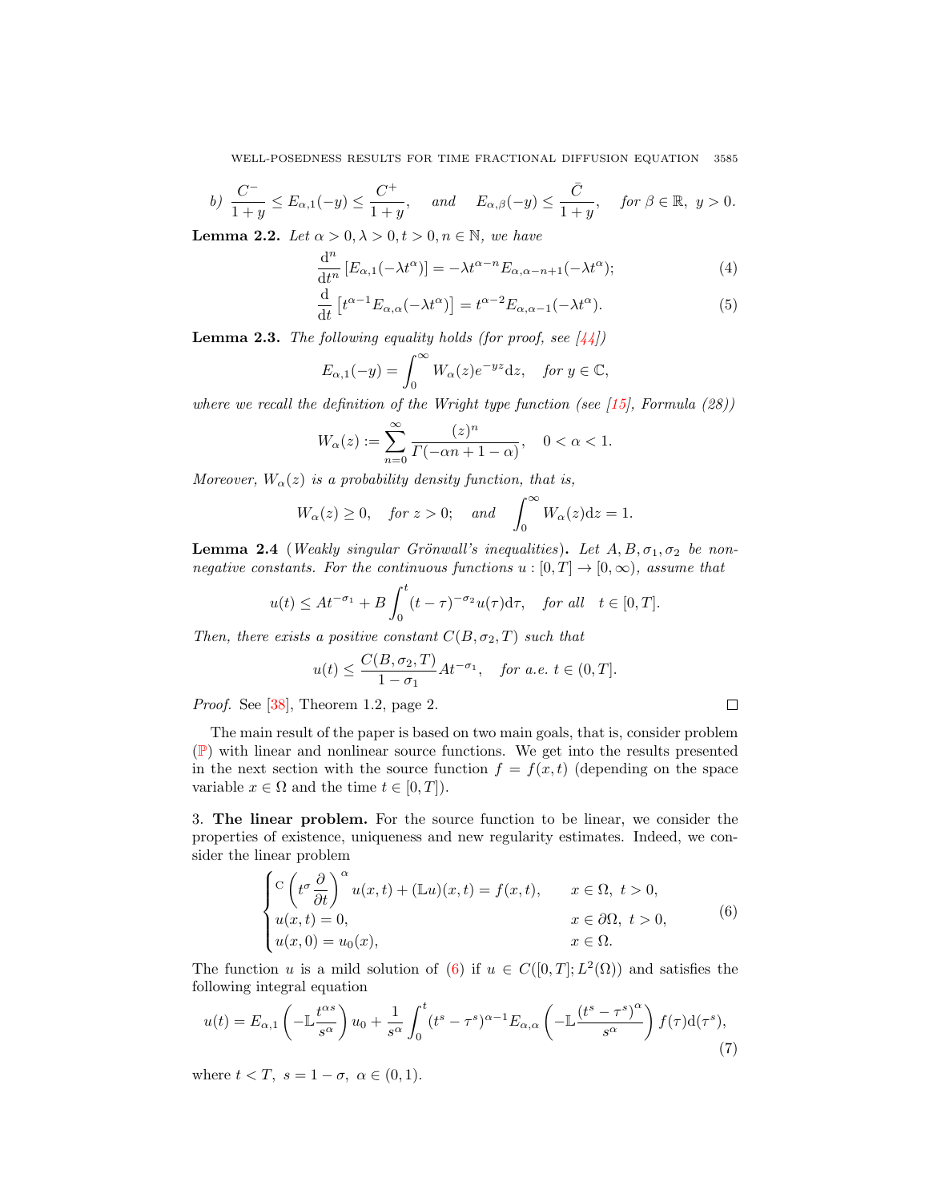*b)* $\dfrac{C^-}{1+y} \le E_{\alpha,1}(-y) \le \dfrac{C^+}{1+y}$, *and* $E_{\alpha,\beta}(-y) \le \dfrac{\bar{C}}{1+y}$, *for* $\beta \in \mathbb{R},\ y > 0$.

**Lemma 2.2.** *Let* $\alpha > 0, \lambda > 0, t > 0, n \in \mathbb{N}$, *we have*

$$\frac{\mathrm{d}^n}{\mathrm{d}t^n}\left[E_{\alpha,1}(-\lambda t^\alpha)\right] = -\lambda t^{\alpha-n} E_{\alpha,\alpha-n+1}(-\lambda t^\alpha); \tag{4}$$

$$\frac{\mathrm{d}}{\mathrm{d}t}\left[t^{\alpha-1}E_{\alpha,\alpha}(-\lambda t^\alpha)\right] = t^{\alpha-2}E_{\alpha,\alpha-1}(-\lambda t^\alpha). \tag{5}$$

**Lemma 2.3.** *The following equality holds (for proof, see [44])*

$$E_{\alpha,1}(-y) = \int_0^\infty W_\alpha(z)e^{-yz}\mathrm{d}z, \quad \text{for } y \in \mathbb{C},$$

*where we recall the definition of the Wright type function (see [15], Formula (28))*

$$W_\alpha(z) := \sum_{n=0}^\infty \frac{(z)^n}{\Gamma(-\alpha n + 1 - \alpha)}, \quad 0 < \alpha < 1.$$

*Moreover,* $W_\alpha(z)$ *is a probability density function, that is,*

$$W_\alpha(z) \ge 0, \quad \text{for } z > 0; \quad \text{and} \quad \int_0^\infty W_\alpha(z)\mathrm{d}z = 1.$$

**Lemma 2.4** (*Weakly singular Grönwall's inequalities*)**.** *Let* $A, B, \sigma_1, \sigma_2$ *be non-negative constants. For the continuous functions* $u : [0,T] \to [0,\infty)$, *assume that*

$$u(t) \le At^{-\sigma_1} + B\int_0^t (t-\tau)^{-\sigma_2}u(\tau)\mathrm{d}\tau, \quad \text{for all} \quad t \in [0,T].$$

*Then, there exists a positive constant* $C(B,\sigma_2,T)$ *such that*

$$u(t) \le \frac{C(B,\sigma_2,T)}{1-\sigma_1}At^{-\sigma_1}, \quad \text{for a.e. } t \in (0,T].$$

*Proof.* See [38], Theorem 1.2, page 2. ☐

The main result of the paper is based on two main goals, that is, consider problem ($\mathbb{P}$) with linear and nonlinear source functions. We get into the results presented in the next section with the source function $f = f(x,t)$ (depending on the space variable $x \in \Omega$ and the time $t \in [0,T]$).

## 3. The linear problem.

For the source function to be linear, we consider the properties of existence, uniqueness and new regularity estimates. Indeed, we consider the linear problem

$$\begin{cases} {}^{\mathrm{C}}\left(t^\sigma \dfrac{\partial}{\partial t}\right)^\alpha u(x,t) + (\mathbb{L}u)(x,t) = f(x,t), & x \in \Omega,\ t > 0, \\ u(x,t) = 0, & x \in \partial\Omega,\ t > 0, \\ u(x,0) = u_0(x), & x \in \Omega. \end{cases} \tag{6}$$

The function $u$ is a mild solution of (6) if $u \in C([0,T];L^2(\Omega))$ and satisfies the following integral equation

$$u(t) = E_{\alpha,1}\left(-\mathbb{L}\frac{t^{\alpha s}}{s^\alpha}\right)u_0 + \frac{1}{s^\alpha}\int_0^t (t^s - \tau^s)^{\alpha-1}E_{\alpha,\alpha}\left(-\mathbb{L}\frac{(t^s-\tau^s)^\alpha}{s^\alpha}\right)f(\tau)\mathrm{d}(\tau^s), \tag{7}$$

where $t < T,\ s = 1-\sigma,\ \alpha \in (0,1)$.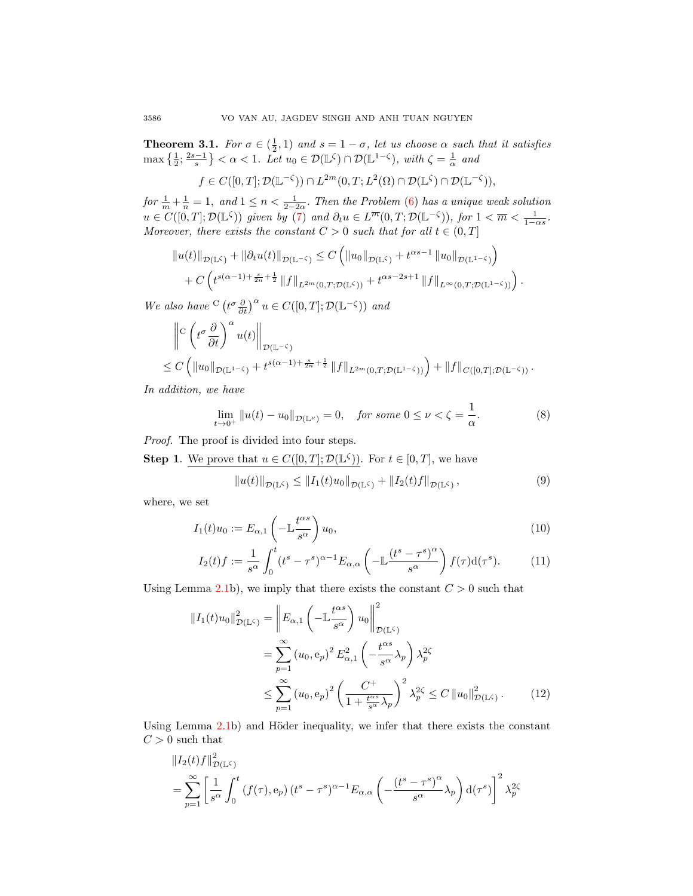**Theorem 3.1.** *For $\sigma \in (\frac{1}{2}, 1)$ and $s = 1 - \sigma$, let us choose $\alpha$ such that it satisfies $\max\left\{\frac{1}{2}; \frac{2s-1}{s}\right\} < \alpha < 1$. Let $u_0 \in \mathcal{D}(\mathbb{L}^\zeta) \cap \mathcal{D}(\mathbb{L}^{1-\zeta})$, with $\zeta = \frac{1}{\alpha}$ and*

$$f \in C([0,T]; \mathcal{D}(\mathbb{L}^{-\zeta})) \cap L^{2m}(0,T; L^2(\Omega) \cap \mathcal{D}(\mathbb{L}^\zeta) \cap \mathcal{D}(\mathbb{L}^{-\zeta})),$$

*for $\frac{1}{m} + \frac{1}{n} = 1$, and $1 \leq n < \frac{1}{2-2\alpha}$. Then the Problem (6) has a unique weak solution $u \in C([0,T]; \mathcal{D}(\mathbb{L}^\zeta))$ given by (7) and $\partial_t u \in L^{\overline{m}}(0,T; \mathcal{D}(\mathbb{L}^{-\zeta}))$, for $1 < \overline{m} < \frac{1}{1-\alpha s}$. Moreover, there exists the constant $C > 0$ such that for all $t \in (0,T]$*

$$\begin{aligned}
\|u(t)\|_{\mathcal{D}(\mathbb{L}^\zeta)} + \|\partial_t u(t)\|_{\mathcal{D}(\mathbb{L}^{-\zeta})} &\leq C\left(\|u_0\|_{\mathcal{D}(\mathbb{L}^\zeta)} + t^{\alpha s - 1}\|u_0\|_{\mathcal{D}(\mathbb{L}^{1-\zeta})}\right) \\
&+ C\left(t^{s(\alpha-1) + \frac{s}{2n} + \frac{1}{2}}\|f\|_{L^{2m}(0,T;\mathcal{D}(\mathbb{L}^\zeta))} + t^{\alpha s - 2s + 1}\|f\|_{L^\infty(0,T;\mathcal{D}(\mathbb{L}^{1-\zeta}))}\right).
\end{aligned}$$

*We also have ${}^{\mathrm{C}}\left(t^\sigma \frac{\partial}{\partial t}\right)^\alpha u \in C([0,T]; \mathcal{D}(\mathbb{L}^{-\zeta}))$ and*

$$\begin{aligned}
&\left\|{}^{\mathrm{C}}\left(t^\sigma \frac{\partial}{\partial t}\right)^\alpha u(t)\right\|_{\mathcal{D}(\mathbb{L}^{-\zeta})} \\
&\leq C\left(\|u_0\|_{\mathcal{D}(\mathbb{L}^{1-\zeta})} + t^{s(\alpha-1) + \frac{s}{2n} + \frac{1}{2}}\|f\|_{L^{2m}(0,T;\mathcal{D}(\mathbb{L}^{1-\zeta}))}\right) + \|f\|_{C([0,T];\mathcal{D}(\mathbb{L}^{-\zeta}))}.
\end{aligned}$$

*In addition, we have*

$$\lim_{t \to 0^+} \|u(t) - u_0\|_{\mathcal{D}(\mathbb{L}^\nu)} = 0, \quad \textit{for some } 0 \leq \nu < \zeta = \frac{1}{\alpha}. \tag{8}$$

*Proof.* The proof is divided into four steps.

**Step 1**. We prove that $u \in C([0,T]; \mathcal{D}(\mathbb{L}^\zeta))$. For $t \in [0,T]$, we have

$$\|u(t)\|_{\mathcal{D}(\mathbb{L}^\zeta)} \leq \|I_1(t)u_0\|_{\mathcal{D}(\mathbb{L}^\zeta)} + \|I_2(t)f\|_{\mathcal{D}(\mathbb{L}^\zeta)}, \tag{9}$$

where, we set

$$I_1(t)u_0 := E_{\alpha,1}\left(-\mathbb{L}\frac{t^{\alpha s}}{s^\alpha}\right)u_0, \tag{10}$$

$$I_2(t)f := \frac{1}{s^\alpha}\int_0^t (t^s - \tau^s)^{\alpha-1} E_{\alpha,\alpha}\left(-\mathbb{L}\frac{(t^s - \tau^s)^\alpha}{s^\alpha}\right) f(\tau)\,\mathrm{d}(\tau^s). \tag{11}$$

Using Lemma 2.1b), we imply that there exists the constant $C > 0$ such that

$$\begin{aligned}
\|I_1(t)u_0\|^2_{\mathcal{D}(\mathbb{L}^\zeta)} &= \left\|E_{\alpha,1}\left(-\mathbb{L}\frac{t^{\alpha s}}{s^\alpha}\right)u_0\right\|^2_{\mathcal{D}(\mathbb{L}^\zeta)} \\
&= \sum_{p=1}^\infty (u_0, \mathrm{e}_p)^2 E^2_{\alpha,1}\left(-\frac{t^{\alpha s}}{s^\alpha}\lambda_p\right)\lambda_p^{2\zeta} \\
&\leq \sum_{p=1}^\infty (u_0, \mathrm{e}_p)^2 \left(\frac{C^+}{1 + \frac{t^{\alpha s}}{s^\alpha}\lambda_p}\right)^2 \lambda_p^{2\zeta} \leq C\|u_0\|^2_{\mathcal{D}(\mathbb{L}^\zeta)}.
\end{aligned} \tag{12}$$

Using Lemma 2.1b) and Höder inequality, we infer that there exists the constant $C > 0$ such that

$$\begin{aligned}
&\|I_2(t)f\|^2_{\mathcal{D}(\mathbb{L}^\zeta)} \\
&= \sum_{p=1}^\infty \left[\frac{1}{s^\alpha}\int_0^t (f(\tau), \mathrm{e}_p)(t^s - \tau^s)^{\alpha-1} E_{\alpha,\alpha}\left(-\frac{(t^s - \tau^s)^\alpha}{s^\alpha}\lambda_p\right)\mathrm{d}(\tau^s)\right]^2 \lambda_p^{2\zeta}
\end{aligned}$$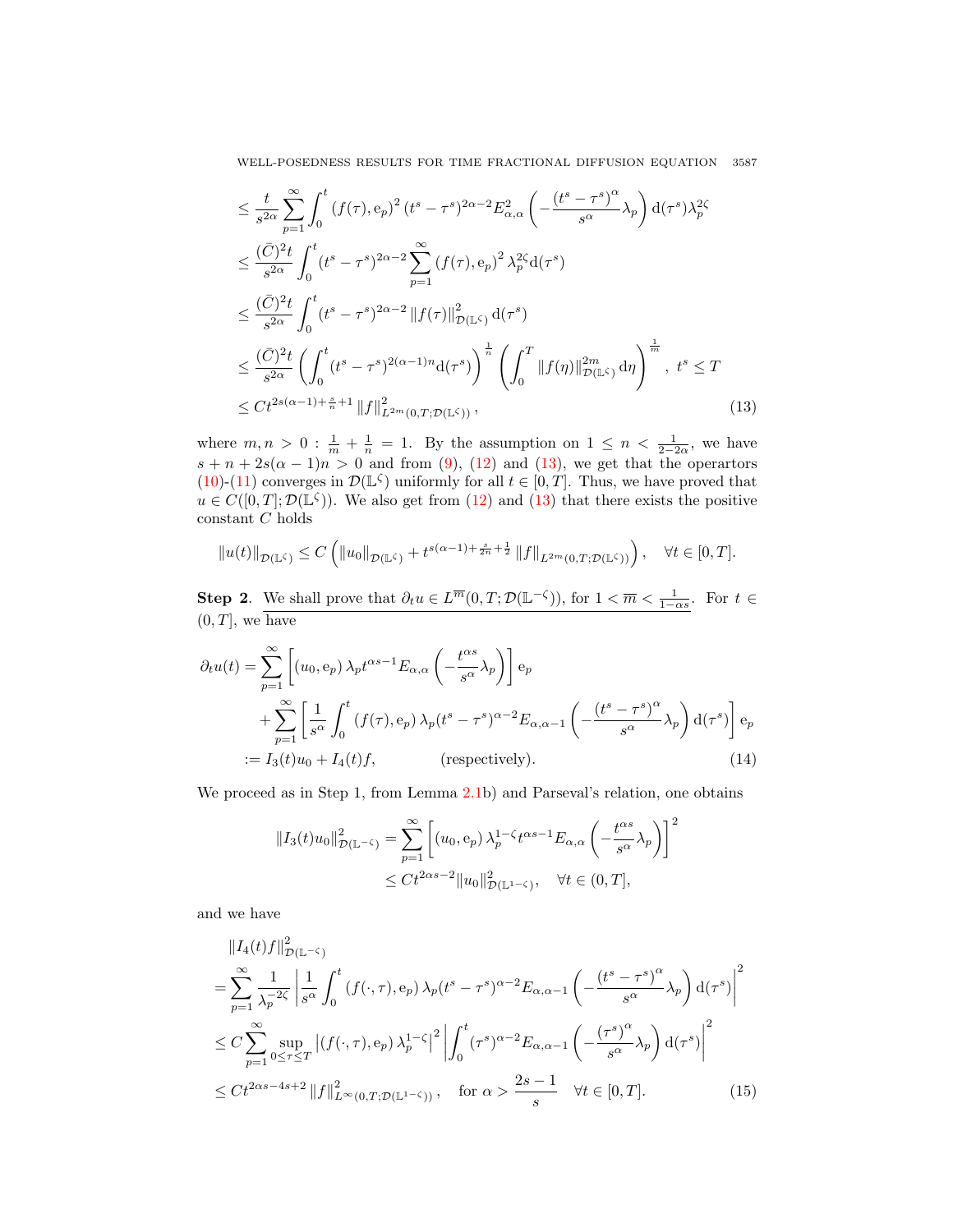$$
\begin{aligned}
&\leq \frac{t}{s^{2\alpha}} \sum_{p=1}^{\infty} \int_0^t \left(f(\tau), \mathrm{e}_p\right)^2 \left(t^s - \tau^s\right)^{2\alpha-2} E_{\alpha,\alpha}^2 \left(-\frac{\left(t^s-\tau^s\right)^\alpha}{s^\alpha} \lambda_p\right) \mathrm{d}(\tau^s) \lambda_p^{2\zeta} \\
&\leq \frac{(\bar{C})^2 t}{s^{2\alpha}} \int_0^t \left(t^s - \tau^s\right)^{2\alpha-2} \sum_{p=1}^{\infty} \left(f(\tau), \mathrm{e}_p\right)^2 \lambda_p^{2\zeta} \mathrm{d}(\tau^s) \\
&\leq \frac{(\bar{C})^2 t}{s^{2\alpha}} \int_0^t \left(t^s - \tau^s\right)^{2\alpha-2} \|f(\tau)\|_{\mathcal{D}(\mathbb{L}^\zeta)}^2 \mathrm{d}(\tau^s) \\
&\leq \frac{(\bar{C})^2 t}{s^{2\alpha}} \left(\int_0^t \left(t^s - \tau^s\right)^{2(\alpha-1)n} \mathrm{d}(\tau^s)\right)^{\frac{1}{n}} \left(\int_0^T \|f(\eta)\|_{\mathcal{D}(\mathbb{L}^\zeta)}^{2m} \mathrm{d}\eta\right)^{\frac{1}{m}}, \ t^s \leq T \\
&\leq C t^{2s(\alpha-1)+\frac{s}{n}+1} \|f\|_{L^{2m}(0,T;\mathcal{D}(\mathbb{L}^\zeta))}^2,
\end{aligned}
\tag{13}
$$

where $m, n > 0 : \frac{1}{m} + \frac{1}{n} = 1$. By the assumption on $1 \leq n < \frac{1}{2-2\alpha}$, we have $s + n + 2s(\alpha-1)n > 0$ and from (9), (12) and (13), we get that the operartors (10)-(11) converges in $\mathcal{D}(\mathbb{L}^\zeta)$ uniformly for all $t \in [0, T]$. Thus, we have proved that $u \in C([0, T]; \mathcal{D}(\mathbb{L}^\zeta))$. We also get from (12) and (13) that there exists the positive constant $C$ holds

$$
\|u(t)\|_{\mathcal{D}(\mathbb{L}^\zeta)} \leq C \left(\|u_0\|_{\mathcal{D}(\mathbb{L}^\zeta)} + t^{s(\alpha-1)+\frac{s}{2n}+\frac{1}{2}} \|f\|_{L^{2m}(0,T;\mathcal{D}(\mathbb{L}^\zeta))}\right), \quad \forall t \in [0, T].
$$

**Step 2**. <u>We shall prove that $\partial_t u \in L^{\overline{m}}(0, T; \mathcal{D}(\mathbb{L}^{-\zeta}))$, for $1 < \overline{m} < \frac{1}{1-\alpha s}$.</u> For $t \in (0, T]$, we have

$$
\begin{aligned}
\partial_t u(t) &= \sum_{p=1}^{\infty} \left[\left(u_0, \mathrm{e}_p\right) \lambda_p t^{\alpha s-1} E_{\alpha,\alpha}\left(-\frac{t^{\alpha s}}{s^\alpha} \lambda_p\right)\right] \mathrm{e}_p \\
&\quad + \sum_{p=1}^{\infty} \left[\frac{1}{s^\alpha} \int_0^t \left(f(\tau), \mathrm{e}_p\right) \lambda_p (t^s - \tau^s)^{\alpha-2} E_{\alpha,\alpha-1}\left(-\frac{\left(t^s-\tau^s\right)^\alpha}{s^\alpha} \lambda_p\right) \mathrm{d}(\tau^s)\right] \mathrm{e}_p \\
&:= I_3(t) u_0 + I_4(t) f, \qquad\qquad \text{(respectively)}.
\end{aligned}
\tag{14}
$$

We proceed as in Step 1, from Lemma 2.1b) and Parseval's relation, one obtains

$$
\begin{aligned}
\|I_3(t) u_0\|_{\mathcal{D}(\mathbb{L}^{-\zeta})}^2 &= \sum_{p=1}^{\infty} \left[\left(u_0, \mathrm{e}_p\right) \lambda_p^{1-\zeta} t^{\alpha s-1} E_{\alpha,\alpha}\left(-\frac{t^{\alpha s}}{s^\alpha} \lambda_p\right)\right]^2 \\
&\leq C t^{2\alpha s-2} \|u_0\|_{\mathcal{D}(\mathbb{L}^{1-\zeta})}^2, \quad \forall t \in (0, T],
\end{aligned}
$$

and we have

$$
\begin{aligned}
&\|I_4(t) f\|_{\mathcal{D}(\mathbb{L}^{-\zeta})}^2 \\
&= \sum_{p=1}^{\infty} \frac{1}{\lambda_p^{-2\zeta}} \left|\frac{1}{s^\alpha} \int_0^t \left(f(\cdot, \tau), \mathrm{e}_p\right) \lambda_p (t^s - \tau^s)^{\alpha-2} E_{\alpha,\alpha-1}\left(-\frac{\left(t^s-\tau^s\right)^\alpha}{s^\alpha} \lambda_p\right) \mathrm{d}(\tau^s)\right|^2 \\
&\leq C \sum_{p=1}^{\infty} \sup_{0 \leq \tau \leq T} \left|\left(f(\cdot, \tau), \mathrm{e}_p\right) \lambda_p^{1-\zeta}\right|^2 \left|\int_0^t (\tau^s)^{\alpha-2} E_{\alpha,\alpha-1}\left(-\frac{\left(\tau^s\right)^\alpha}{s^\alpha} \lambda_p\right) \mathrm{d}(\tau^s)\right|^2 \\
&\leq C t^{2\alpha s-4s+2} \|f\|_{L^\infty(0,T;\mathcal{D}(\mathbb{L}^{1-\zeta}))}^2, \quad \text{for } \alpha > \frac{2s-1}{s} \quad \forall t \in [0, T].
\end{aligned}
\tag{15}
$$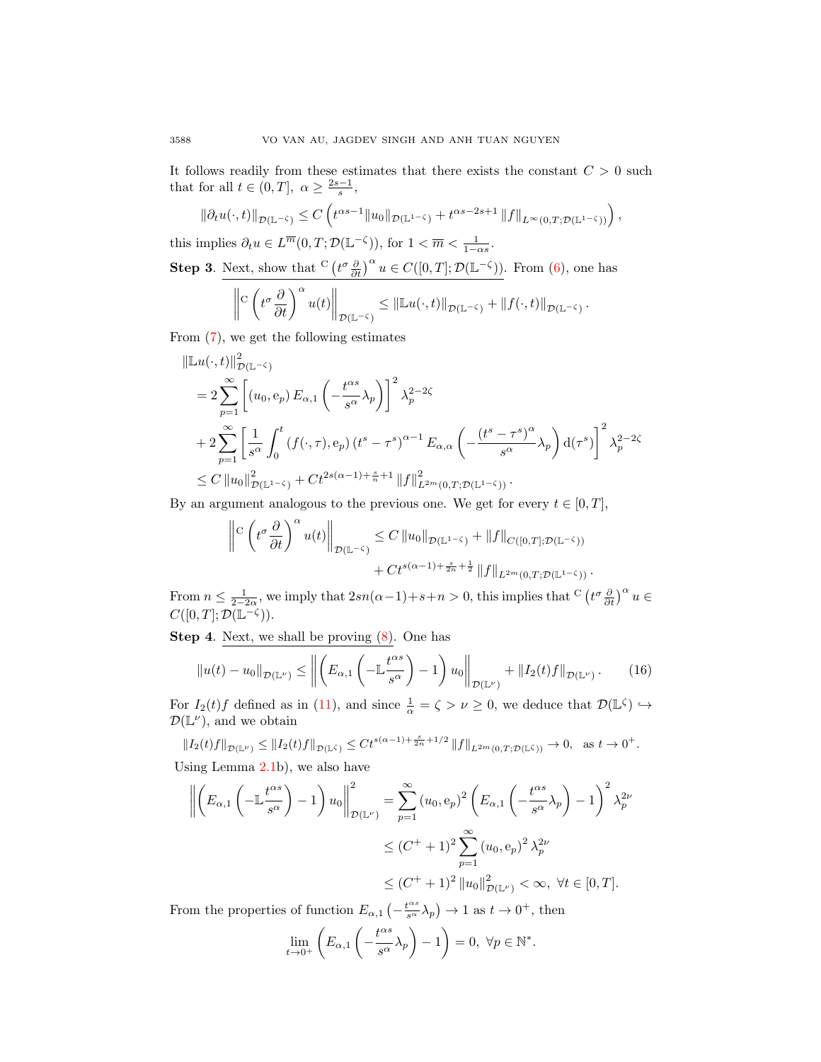It follows readily from these estimates that there exists the constant $C > 0$ such that for all $t \in (0,T],\ \alpha \geq \frac{2s-1}{s}$,

$$\|\partial_t u(\cdot,t)\|_{\mathcal{D}(\mathbb{L}^{-\zeta})} \leq C\left(t^{\alpha s-1}\|u_0\|_{\mathcal{D}(\mathbb{L}^{1-\zeta})} + t^{\alpha s-2s+1}\|f\|_{L^\infty(0,T;\mathcal{D}(\mathbb{L}^{1-\zeta}))}\right),$$

this implies $\partial_t u \in L^{\overline{m}}(0,T;\mathcal{D}(\mathbb{L}^{-\zeta}))$, for $1 < \overline{m} < \frac{1}{1-\alpha s}$.

**Step 3**. Next, show that ${}^{\mathrm{C}}\left(t^\sigma \frac{\partial}{\partial t}\right)^\alpha u \in C([0,T];\mathcal{D}(\mathbb{L}^{-\zeta}))$. From (6), one has

$$\left\|{}^{\mathrm{C}}\left(t^\sigma \frac{\partial}{\partial t}\right)^\alpha u(t)\right\|_{\mathcal{D}(\mathbb{L}^{-\zeta})} \leq \|\mathbb{L}u(\cdot,t)\|_{\mathcal{D}(\mathbb{L}^{-\zeta})} + \|f(\cdot,t)\|_{\mathcal{D}(\mathbb{L}^{-\zeta})}.$$

From (7), we get the following estimates

$$\begin{aligned}
&\|\mathbb{L}u(\cdot,t)\|^2_{\mathcal{D}(\mathbb{L}^{-\zeta})}\\
&= 2\sum_{p=1}^{\infty}\left[(u_0,\mathrm{e}_p)\,E_{\alpha,1}\left(-\frac{t^{\alpha s}}{s^\alpha}\lambda_p\right)\right]^2 \lambda_p^{2-2\zeta}\\
&+ 2\sum_{p=1}^{\infty}\left[\frac{1}{s^\alpha}\int_0^t (f(\cdot,\tau),\mathrm{e}_p)\,(t^s-\tau^s)^{\alpha-1}E_{\alpha,\alpha}\left(-\frac{(t^s-\tau^s)^\alpha}{s^\alpha}\lambda_p\right)\mathrm{d}(\tau^s)\right]^2 \lambda_p^{2-2\zeta}\\
&\leq C\|u_0\|^2_{\mathcal{D}(\mathbb{L}^{1-\zeta})} + Ct^{2s(\alpha-1)+\frac{s}{n}+1}\|f\|^2_{L^{2m}(0,T;\mathcal{D}(\mathbb{L}^{1-\zeta}))}.
\end{aligned}$$

By an argument analogous to the previous one. We get for every $t \in [0,T]$,

$$\begin{aligned}
\left\|{}^{\mathrm{C}}\left(t^\sigma \frac{\partial}{\partial t}\right)^\alpha u(t)\right\|_{\mathcal{D}(\mathbb{L}^{-\zeta})} &\leq C\|u_0\|_{\mathcal{D}(\mathbb{L}^{1-\zeta})} + \|f\|_{C([0,T];\mathcal{D}(\mathbb{L}^{-\zeta}))}\\
&\quad + Ct^{s(\alpha-1)+\frac{s}{2n}+\frac{1}{2}}\|f\|_{L^{2m}(0,T;\mathcal{D}(\mathbb{L}^{1-\zeta}))}.
\end{aligned}$$

From $n \leq \frac{1}{2-2\alpha}$, we imply that $2sn(\alpha-1)+s+n > 0$, this implies that ${}^{\mathrm{C}}\left(t^\sigma \frac{\partial}{\partial t}\right)^\alpha u \in C([0,T];\mathcal{D}(\mathbb{L}^{-\zeta}))$.

**Step 4**. Next, we shall be proving (8). One has

$$\|u(t)-u_0\|_{\mathcal{D}(\mathbb{L}^\nu)} \leq \left\|\left(E_{\alpha,1}\left(-\mathbb{L}\frac{t^{\alpha s}}{s^\alpha}\right)-1\right)u_0\right\|_{\mathcal{D}(\mathbb{L}^\nu)} + \|I_2(t)f\|_{\mathcal{D}(\mathbb{L}^\nu)}. \tag{16}$$

For $I_2(t)f$ defined as in (11), and since $\frac{1}{\alpha} = \zeta > \nu \geq 0$, we deduce that $\mathcal{D}(\mathbb{L}^\zeta) \hookrightarrow \mathcal{D}(\mathbb{L}^\nu)$, and we obtain

$$\|I_2(t)f\|_{\mathcal{D}(\mathbb{L}^\nu)} \leq \|I_2(t)f\|_{\mathcal{D}(\mathbb{L}^\zeta)} \leq Ct^{s(\alpha-1)+\frac{s}{2n}+1/2}\|f\|_{L^{2m}(0,T;\mathcal{D}(\mathbb{L}^\zeta))} \to 0, \ \text{ as } t \to 0^+.$$

Using Lemma 2.1b), we also have

$$\begin{aligned}
\left\|\left(E_{\alpha,1}\left(-\mathbb{L}\frac{t^{\alpha s}}{s^\alpha}\right)-1\right)u_0\right\|^2_{\mathcal{D}(\mathbb{L}^\nu)} &= \sum_{p=1}^{\infty}(u_0,\mathrm{e}_p)^2\left(E_{\alpha,1}\left(-\frac{t^{\alpha s}}{s^\alpha}\lambda_p\right)-1\right)^2\lambda_p^{2\nu}\\
&\leq (C^+ + 1)^2\sum_{p=1}^{\infty}(u_0,\mathrm{e}_p)^2\lambda_p^{2\nu}\\
&\leq (C^+ + 1)^2\|u_0\|^2_{\mathcal{D}(\mathbb{L}^\nu)} < \infty, \ \forall t \in [0,T].
\end{aligned}$$

From the properties of function $E_{\alpha,1}\left(-\frac{t^{\alpha s}}{s^\alpha}\lambda_p\right) \to 1$ as $t \to 0^+$, then

$$\lim_{t\to 0^+}\left(E_{\alpha,1}\left(-\frac{t^{\alpha s}}{s^\alpha}\lambda_p\right)-1\right) = 0, \ \forall p \in \mathbb{N}^*.$$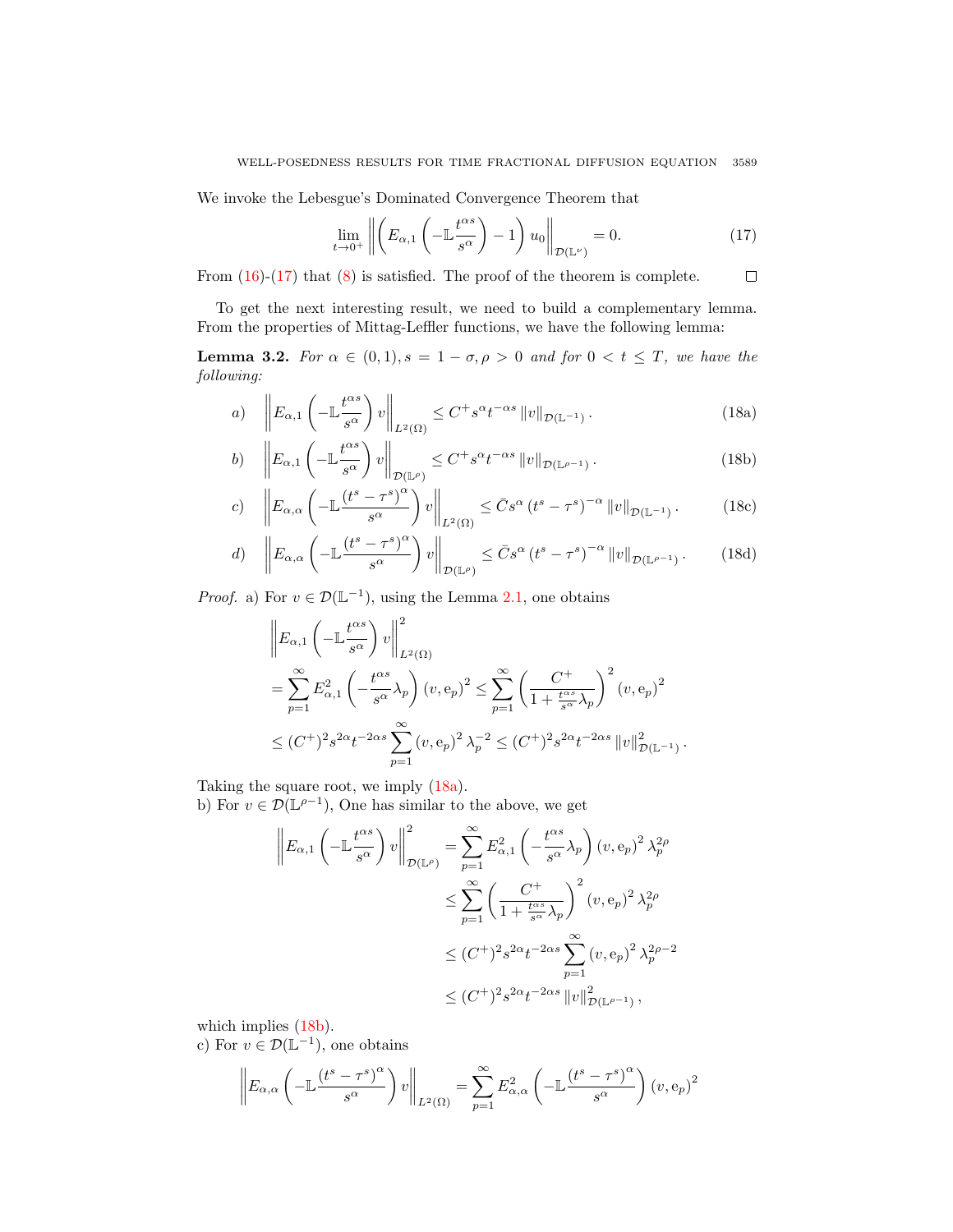We invoke the Lebesgue's Dominated Convergence Theorem that

$$\lim_{t\to 0^+} \left\| \left( E_{\alpha,1}\left(-\mathbb{L}\frac{t^{\alpha s}}{s^\alpha}\right) - 1\right) u_0 \right\|_{\mathcal{D}(\mathbb{L}^\nu)} = 0. \tag{17}$$

From (16)-(17) that (8) is satisfied. The proof of the theorem is complete. $\square$

To get the next interesting result, we need to build a complementary lemma. From the properties of Mittag-Leffler functions, we have the following lemma:

**Lemma 3.2.** *For $\alpha \in (0,1), s = 1-\sigma, \rho > 0$ and for $0 < t \le T$, we have the following:*

$$a) \quad \left\| E_{\alpha,1}\left(-\mathbb{L}\frac{t^{\alpha s}}{s^\alpha}\right) v \right\|_{L^2(\Omega)} \le C^+ s^\alpha t^{-\alpha s} \|v\|_{\mathcal{D}(\mathbb{L}^{-1})}. \tag{18a}$$

$$b) \quad \left\| E_{\alpha,1}\left(-\mathbb{L}\frac{t^{\alpha s}}{s^\alpha}\right) v \right\|_{\mathcal{D}(\mathbb{L}^\rho)} \le C^+ s^\alpha t^{-\alpha s} \|v\|_{\mathcal{D}(\mathbb{L}^{\rho-1})}. \tag{18b}$$

$$c) \quad \left\| E_{\alpha,\alpha}\left(-\mathbb{L}\frac{(t^s-\tau^s)^\alpha}{s^\alpha}\right) v \right\|_{L^2(\Omega)} \le \bar{C} s^\alpha (t^s - \tau^s)^{-\alpha} \|v\|_{\mathcal{D}(\mathbb{L}^{-1})}. \tag{18c}$$

$$d) \quad \left\| E_{\alpha,\alpha}\left(-\mathbb{L}\frac{(t^s-\tau^s)^\alpha}{s^\alpha}\right) v \right\|_{\mathcal{D}(\mathbb{L}^\rho)} \le \bar{C} s^\alpha (t^s - \tau^s)^{-\alpha} \|v\|_{\mathcal{D}(\mathbb{L}^{\rho-1})}. \tag{18d}$$

*Proof.* a) For $v \in \mathcal{D}(\mathbb{L}^{-1})$, using the Lemma 2.1, one obtains

$$\begin{aligned}
&\left\| E_{\alpha,1}\left(-\mathbb{L}\frac{t^{\alpha s}}{s^\alpha}\right) v \right\|^2_{L^2(\Omega)} \\
&= \sum_{p=1}^\infty E^2_{\alpha,1}\left(-\frac{t^{\alpha s}}{s^\alpha}\lambda_p\right) (v, \mathrm{e}_p)^2 \le \sum_{p=1}^\infty \left(\frac{C^+}{1+\frac{t^{\alpha s}}{s^\alpha}\lambda_p}\right)^2 (v, \mathrm{e}_p)^2 \\
&\le (C^+)^2 s^{2\alpha} t^{-2\alpha s} \sum_{p=1}^\infty (v, \mathrm{e}_p)^2 \lambda_p^{-2} \le (C^+)^2 s^{2\alpha} t^{-2\alpha s} \|v\|^2_{\mathcal{D}(\mathbb{L}^{-1})}.
\end{aligned}$$

Taking the square root, we imply (18a).
b) For $v \in \mathcal{D}(\mathbb{L}^{\rho-1})$, One has similar to the above, we get

$$\begin{aligned}
\left\| E_{\alpha,1}\left(-\mathbb{L}\frac{t^{\alpha s}}{s^\alpha}\right) v \right\|^2_{\mathcal{D}(\mathbb{L}^\rho)} &= \sum_{p=1}^\infty E^2_{\alpha,1}\left(-\frac{t^{\alpha s}}{s^\alpha}\lambda_p\right) (v, \mathrm{e}_p)^2 \lambda_p^{2\rho} \\
&\le \sum_{p=1}^\infty \left(\frac{C^+}{1+\frac{t^{\alpha s}}{s^\alpha}\lambda_p}\right)^2 (v, \mathrm{e}_p)^2 \lambda_p^{2\rho} \\
&\le (C^+)^2 s^{2\alpha} t^{-2\alpha s} \sum_{p=1}^\infty (v, \mathrm{e}_p)^2 \lambda_p^{2\rho-2} \\
&\le (C^+)^2 s^{2\alpha} t^{-2\alpha s} \|v\|^2_{\mathcal{D}(\mathbb{L}^{\rho-1})},
\end{aligned}$$

which implies (18b).
c) For $v \in \mathcal{D}(\mathbb{L}^{-1})$, one obtains

$$\left\| E_{\alpha,\alpha}\left(-\mathbb{L}\frac{(t^s-\tau^s)^\alpha}{s^\alpha}\right) v \right\|_{L^2(\Omega)} = \sum_{p=1}^\infty E^2_{\alpha,\alpha}\left(-\mathbb{L}\frac{(t^s-\tau^s)^\alpha}{s^\alpha}\right) (v, \mathrm{e}_p)^2$$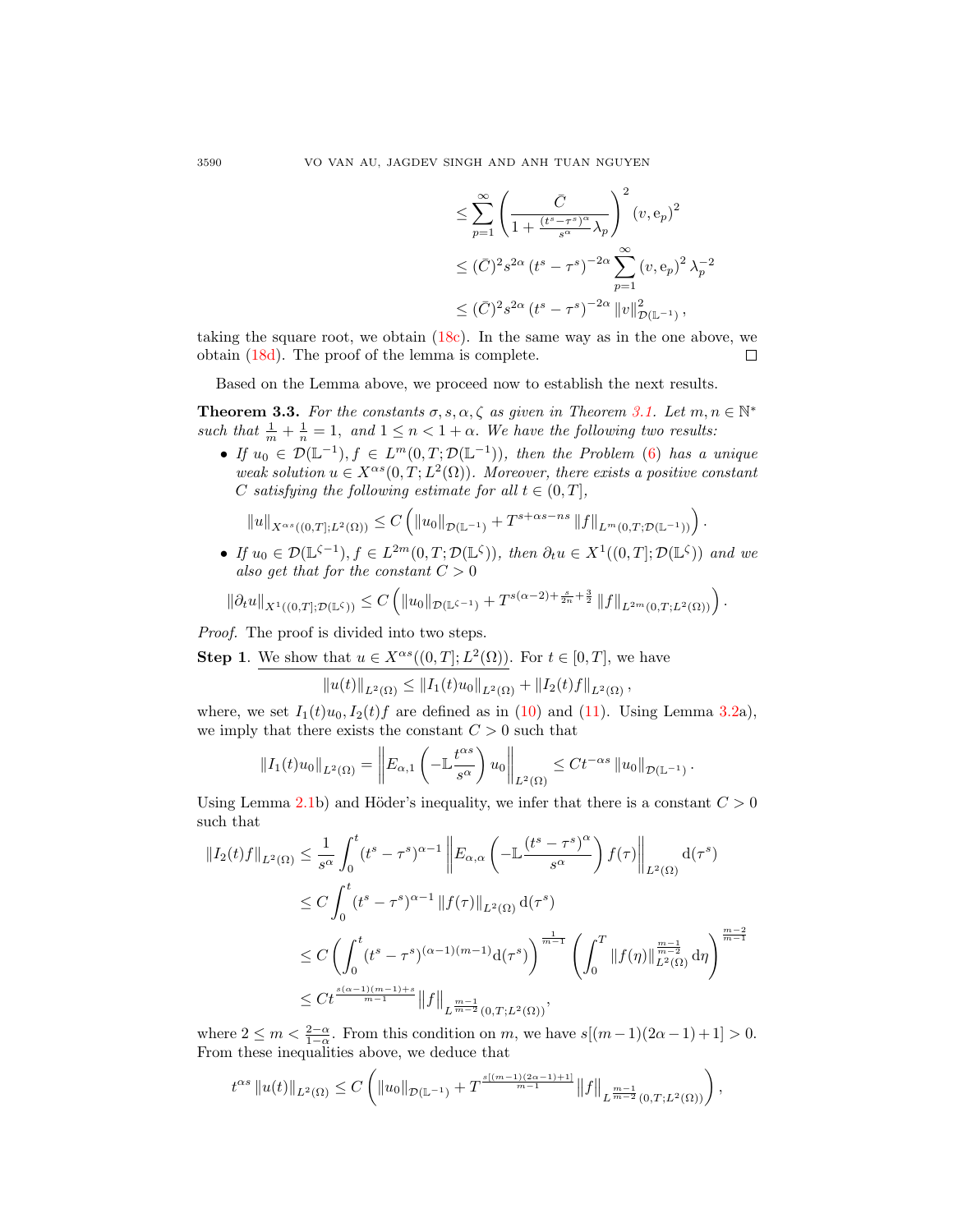$$
\begin{aligned}
&\leq \sum_{p=1}^{\infty}\left(\frac{\bar{C}}{1+\frac{(t^s-\tau^s)^\alpha}{s^\alpha}\lambda_p}\right)^2 (v,\mathrm{e}_p)^2 \\
&\leq (\bar{C})^2 s^{2\alpha}\left(t^s-\tau^s\right)^{-2\alpha}\sum_{p=1}^{\infty}(v,\mathrm{e}_p)^2\lambda_p^{-2} \\
&\leq (\bar{C})^2 s^{2\alpha}\left(t^s-\tau^s\right)^{-2\alpha}\|v\|^2_{\mathcal{D}(\mathbb{L}^{-1})},
\end{aligned}
$$

taking the square root, we obtain (18c). In the same way as in the one above, we obtain (18d). The proof of the lemma is complete. □

Based on the Lemma above, we proceed now to establish the next results.

**Theorem 3.3.** *For the constants $\sigma, s, \alpha, \zeta$ as given in Theorem 3.1. Let $m, n \in \mathbb{N}^*$ such that $\frac{1}{m}+\frac{1}{n}=1$, and $1 \leq n < 1+\alpha$. We have the following two results:*

- *If $u_0 \in \mathcal{D}(\mathbb{L}^{-1}), f \in L^m(0,T;\mathcal{D}(\mathbb{L}^{-1}))$, then the Problem (6) has a unique weak solution $u \in X^{\alpha s}(0,T;L^2(\Omega))$. Moreover, there exists a positive constant $C$ satisfying the following estimate for all $t \in (0,T]$,*

$$
\|u\|_{X^{\alpha s}((0,T];L^2(\Omega))} \leq C\left(\|u_0\|_{\mathcal{D}(\mathbb{L}^{-1})} + T^{s+\alpha s-ns}\|f\|_{L^m(0,T;\mathcal{D}(\mathbb{L}^{-1}))}\right).
$$

- *If $u_0 \in \mathcal{D}(\mathbb{L}^{\zeta-1}), f \in L^{2m}(0,T;\mathcal{D}(\mathbb{L}^{\zeta}))$, then $\partial_t u \in X^1((0,T];\mathcal{D}(\mathbb{L}^{\zeta}))$ and we also get that for the constant $C>0$*

$$
\|\partial_t u\|_{X^1((0,T];\mathcal{D}(\mathbb{L}^\zeta))} \leq C\left(\|u_0\|_{\mathcal{D}(\mathbb{L}^{\zeta-1})} + T^{s(\alpha-2)+\frac{s}{2n}+\frac{3}{2}}\|f\|_{L^{2m}(0,T;L^2(\Omega))}\right).
$$

*Proof.* The proof is divided into two steps.

**Step 1**. <u>We show that $u \in X^{\alpha s}((0,T];L^2(\Omega))$</u>. For $t \in [0,T]$, we have

$$
\|u(t)\|_{L^2(\Omega)} \leq \|I_1(t)u_0\|_{L^2(\Omega)} + \|I_2(t)f\|_{L^2(\Omega)},
$$

where, we set $I_1(t)u_0, I_2(t)f$ are defined as in (10) and (11). Using Lemma 3.2a), we imply that there exists the constant $C>0$ such that

$$
\|I_1(t)u_0\|_{L^2(\Omega)} = \left\|E_{\alpha,1}\left(-\mathbb{L}\frac{t^{\alpha s}}{s^\alpha}\right)u_0\right\|_{L^2(\Omega)} \leq Ct^{-\alpha s}\|u_0\|_{\mathcal{D}(\mathbb{L}^{-1})}.
$$

Using Lemma 2.1b) and Höder's inequality, we infer that there is a constant $C>0$ such that

$$
\begin{aligned}
\|I_2(t)f\|_{L^2(\Omega)} &\leq \frac{1}{s^\alpha}\int_0^t (t^s-\tau^s)^{\alpha-1}\left\|E_{\alpha,\alpha}\left(-\mathbb{L}\frac{(t^s-\tau^s)^\alpha}{s^\alpha}\right)f(\tau)\right\|_{L^2(\Omega)} \mathrm{d}(\tau^s) \\
&\leq C\int_0^t (t^s-\tau^s)^{\alpha-1}\|f(\tau)\|_{L^2(\Omega)}\mathrm{d}(\tau^s) \\
&\leq C\left(\int_0^t (t^s-\tau^s)^{(\alpha-1)(m-1)}\mathrm{d}(\tau^s)\right)^{\frac{1}{m-1}}\left(\int_0^T \|f(\eta)\|^{\frac{m-1}{m-2}}_{L^2(\Omega)}\mathrm{d}\eta\right)^{\frac{m-2}{m-1}} \\
&\leq Ct^{\frac{s(\alpha-1)(m-1)+s}{m-1}}\|f\|_{L^{\frac{m-1}{m-2}}(0,T;L^2(\Omega))},
\end{aligned}
$$

where $2 \leq m < \frac{2-\alpha}{1-\alpha}$. From this condition on $m$, we have $s[(m-1)(2\alpha-1)+1]>0$. From these inequalities above, we deduce that

$$
t^{\alpha s}\|u(t)\|_{L^2(\Omega)} \leq C\left(\|u_0\|_{\mathcal{D}(\mathbb{L}^{-1})} + T^{\frac{s[(m-1)(2\alpha-1)+1]}{m-1}}\|f\|_{L^{\frac{m-1}{m-2}}(0,T;L^2(\Omega))}\right),
$$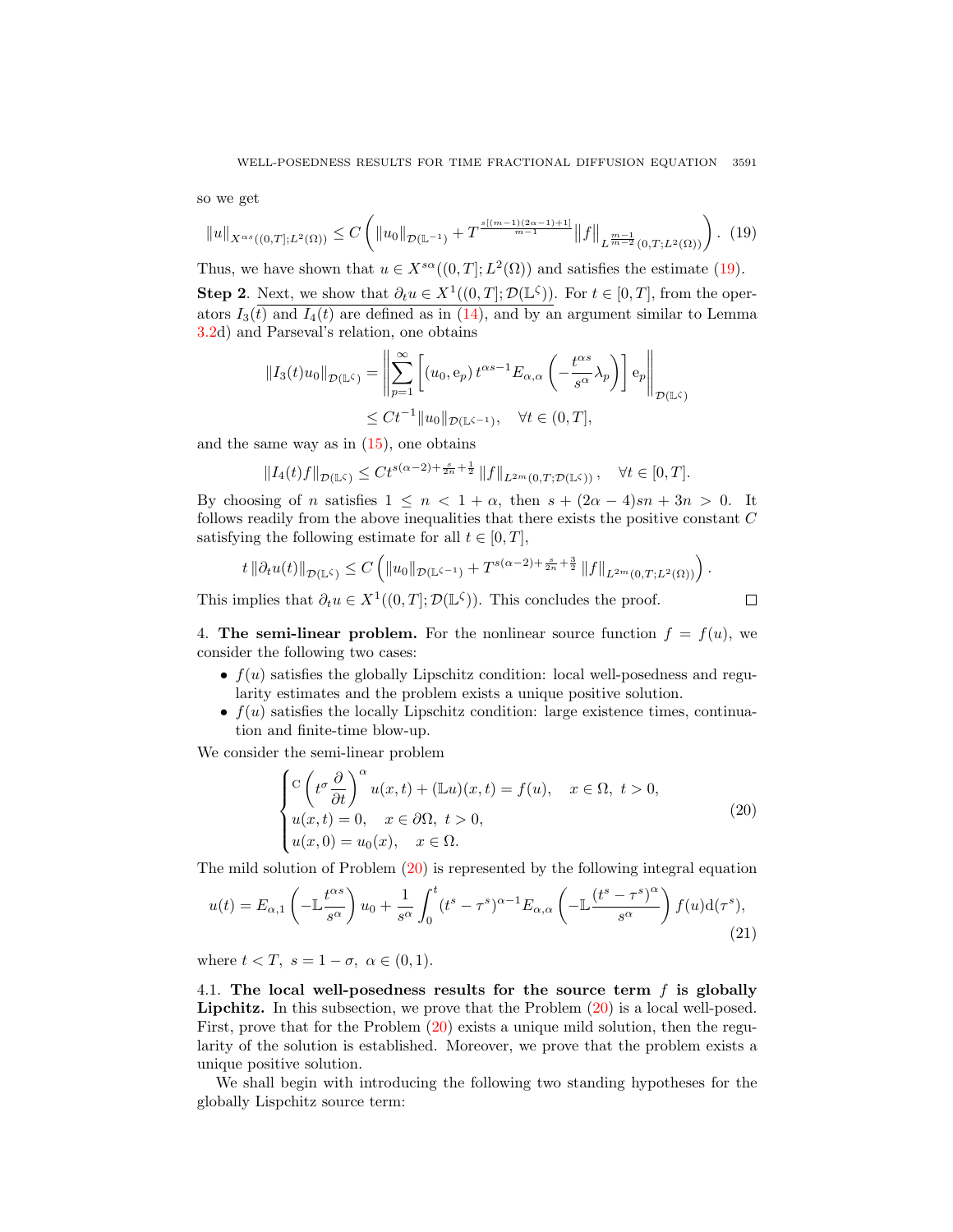so we get

$$\|u\|_{X^{\alpha s}((0,T];L^2(\Omega))} \leq C\left(\|u_0\|_{\mathcal{D}(\mathbb{L}^{-1})} + T^{\frac{s[(m-1)(2\alpha-1)+1]}{m-1}}\|f\|_{L^{\frac{m-1}{m-2}}(0,T;L^2(\Omega))}\right). \quad (19)$$

Thus, we have shown that $u \in X^{s\alpha}((0,T];L^2(\Omega))$ and satisfies the estimate (19).

**Step 2**. Next, we show that $\partial_t u \in X^1((0,T];\mathcal{D}(\mathbb{L}^\zeta))$. For $t \in [0,T]$, from the operators $I_3(t)$ and $I_4(t)$ are defined as in (14), and by an argument similar to Lemma 3.2d) and Parseval's relation, one obtains

$$\begin{aligned}\|I_3(t)u_0\|_{\mathcal{D}(\mathbb{L}^\zeta)} &= \left\|\sum_{p=1}^{\infty}\left[(u_0,\mathrm{e}_p)\, t^{\alpha s-1}E_{\alpha,\alpha}\left(-\frac{t^{\alpha s}}{s^\alpha}\lambda_p\right)\right]\mathrm{e}_p\right\|_{\mathcal{D}(\mathbb{L}^\zeta)} \\ &\leq Ct^{-1}\|u_0\|_{\mathcal{D}(\mathbb{L}^{\zeta-1})}, \quad \forall t \in (0,T],\end{aligned}$$

and the same way as in (15), one obtains

$$\|I_4(t)f\|_{\mathcal{D}(\mathbb{L}^\zeta)} \leq Ct^{s(\alpha-2)+\frac{s}{2n}+\frac{1}{2}}\|f\|_{L^{2m}(0,T;\mathcal{D}(\mathbb{L}^\zeta))}, \quad \forall t \in [0,T].$$

By choosing of $n$ satisfies $1 \leq n < 1+\alpha$, then $s + (2\alpha-4)sn + 3n > 0$. It follows readily from the above inequalities that there exists the positive constant $C$ satisfying the following estimate for all $t \in [0,T]$,

$$t\,\|\partial_t u(t)\|_{\mathcal{D}(\mathbb{L}^\zeta)} \leq C\left(\|u_0\|_{\mathcal{D}(\mathbb{L}^{\zeta-1})} + T^{s(\alpha-2)+\frac{s}{2n}+\frac{3}{2}}\|f\|_{L^{2m}(0,T;L^2(\Omega))}\right).$$

This implies that $\partial_t u \in X^1((0,T];\mathcal{D}(\mathbb{L}^\zeta))$. This concludes the proof. ∎

## 4. The semi-linear problem.

For the nonlinear source function $f = f(u)$, we consider the following two cases:

- $f(u)$ satisfies the globally Lipschitz condition: local well-posedness and regularity estimates and the problem exists a unique positive solution.
- $f(u)$ satisfies the locally Lipschitz condition: large existence times, continuation and finite-time blow-up.

We consider the semi-linear problem

$$\begin{cases} {}^{\mathrm{C}}\left(t^\sigma\dfrac{\partial}{\partial t}\right)^\alpha u(x,t) + (\mathbb{L}u)(x,t) = f(u), & x\in\Omega,\ t>0, \\ u(x,t) = 0, \quad x \in \partial\Omega,\ t>0, \\ u(x,0) = u_0(x), \quad x\in\Omega. \end{cases} \quad (20)$$

The mild solution of Problem (20) is represented by the following integral equation

$$u(t) = E_{\alpha,1}\left(-\mathbb{L}\frac{t^{\alpha s}}{s^\alpha}\right)u_0 + \frac{1}{s^\alpha}\int_0^t (t^s-\tau^s)^{\alpha-1}E_{\alpha,\alpha}\left(-\mathbb{L}\frac{(t^s-\tau^s)^\alpha}{s^\alpha}\right)f(u)\mathrm{d}(\tau^s), \quad (21)$$

where $t < T,\ s = 1-\sigma,\ \alpha \in (0,1)$.

### 4.1. The local well-posedness results for the source term $f$ is globally Lipchitz.

In this subsection, we prove that the Problem (20) is a local well-posed. First, prove that for the Problem (20) exists a unique mild solution, then the regularity of the solution is established. Moreover, we prove that the problem exists a unique positive solution.

We shall begin with introducing the following two standing hypotheses for the globally Lispchitz source term: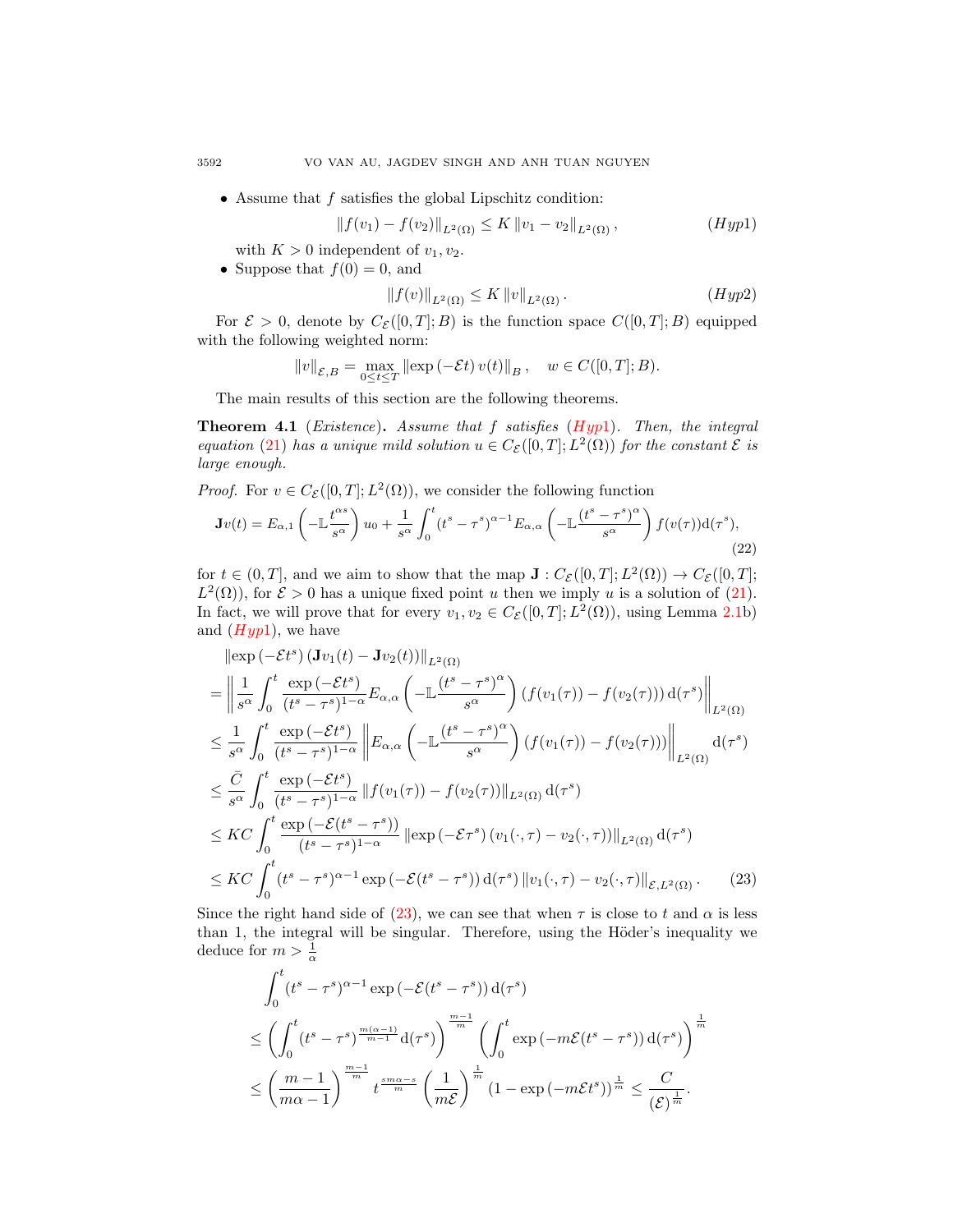- Assume that $f$ satisfies the global Lipschitz condition:

$$\|f(v_1) - f(v_2)\|_{L^2(\Omega)} \le K \|v_1 - v_2\|_{L^2(\Omega)}, \tag{$Hyp1$}$$

with $K > 0$ independent of $v_1, v_2$.
- Suppose that $f(0) = 0$, and

$$\|f(v)\|_{L^2(\Omega)} \le K \|v\|_{L^2(\Omega)}. \tag{$Hyp2$}$$

For $\mathcal{E} > 0$, denote by $C_{\mathcal{E}}([0,T]; B)$ is the function space $C([0,T]; B)$ equipped with the following weighted norm:

$$\|v\|_{\mathcal{E},B} = \max_{0 \le t \le T} \|\exp(-\mathcal{E}t) v(t)\|_B, \quad w \in C([0,T]; B).$$

The main results of this section are the following theorems.

**Theorem 4.1** (*Existence*)**.** *Assume that $f$ satisfies ($Hyp1$). Then, the integral equation (21) has a unique mild solution $u \in C_{\mathcal{E}}([0,T]; L^2(\Omega))$ for the constant $\mathcal{E}$ is large enough.*

*Proof.* For $v \in C_{\mathcal{E}}([0,T]; L^2(\Omega))$, we consider the following function

$$\mathbf{J}v(t) = E_{\alpha,1}\left(-\mathbb{L}\frac{t^{\alpha s}}{s^\alpha}\right) u_0 + \frac{1}{s^\alpha}\int_0^t (t^s - \tau^s)^{\alpha-1} E_{\alpha,\alpha}\left(-\mathbb{L}\frac{(t^s-\tau^s)^\alpha}{s^\alpha}\right) f(v(\tau)) \mathrm{d}(\tau^s), \tag{22}$$

for $t \in (0,T]$, and we aim to show that the map $\mathbf{J} : C_{\mathcal{E}}([0,T]; L^2(\Omega)) \to C_{\mathcal{E}}([0,T]; L^2(\Omega))$, for $\mathcal{E} > 0$ has a unique fixed point $u$ then we imply $u$ is a solution of (21). In fact, we will prove that for every $v_1, v_2 \in C_{\mathcal{E}}([0,T]; L^2(\Omega))$, using Lemma 2.1b) and ($Hyp1$), we have

$$\begin{aligned}
&\|\exp(-\mathcal{E}t^s)(\mathbf{J}v_1(t) - \mathbf{J}v_2(t))\|_{L^2(\Omega)} \\
&= \left\| \frac{1}{s^\alpha}\int_0^t \frac{\exp(-\mathcal{E}t^s)}{(t^s-\tau^s)^{1-\alpha}} E_{\alpha,\alpha}\left(-\mathbb{L}\frac{(t^s-\tau^s)^\alpha}{s^\alpha}\right)(f(v_1(\tau)) - f(v_2(\tau)))\,\mathrm{d}(\tau^s)\right\|_{L^2(\Omega)} \\
&\le \frac{1}{s^\alpha}\int_0^t \frac{\exp(-\mathcal{E}t^s)}{(t^s-\tau^s)^{1-\alpha}} \left\| E_{\alpha,\alpha}\left(-\mathbb{L}\frac{(t^s-\tau^s)^\alpha}{s^\alpha}\right)(f(v_1(\tau)) - f(v_2(\tau)))\right\|_{L^2(\Omega)} \mathrm{d}(\tau^s) \\
&\le \frac{\bar{C}}{s^\alpha}\int_0^t \frac{\exp(-\mathcal{E}t^s)}{(t^s-\tau^s)^{1-\alpha}} \|f(v_1(\tau)) - f(v_2(\tau))\|_{L^2(\Omega)}\,\mathrm{d}(\tau^s) \\
&\le KC\int_0^t \frac{\exp(-\mathcal{E}(t^s-\tau^s))}{(t^s-\tau^s)^{1-\alpha}} \|\exp(-\mathcal{E}\tau^s)(v_1(\cdot,\tau) - v_2(\cdot,\tau))\|_{L^2(\Omega)}\,\mathrm{d}(\tau^s) \\
&\le KC\int_0^t (t^s-\tau^s)^{\alpha-1}\exp(-\mathcal{E}(t^s-\tau^s))\,\mathrm{d}(\tau^s)\,\|v_1(\cdot,\tau) - v_2(\cdot,\tau)\|_{\mathcal{E},L^2(\Omega)}.
\end{aligned} \tag{23}$$

Since the right hand side of (23), we can see that when $\tau$ is close to $t$ and $\alpha$ is less than 1, the integral will be singular. Therefore, using the Höder's inequality we deduce for $m > \frac{1}{\alpha}$

$$\begin{aligned}
&\int_0^t (t^s-\tau^s)^{\alpha-1}\exp(-\mathcal{E}(t^s-\tau^s))\,\mathrm{d}(\tau^s) \\
&\le \left(\int_0^t (t^s-\tau^s)^{\frac{m(\alpha-1)}{m-1}}\mathrm{d}(\tau^s)\right)^{\frac{m-1}{m}} \left(\int_0^t \exp(-m\mathcal{E}(t^s-\tau^s))\,\mathrm{d}(\tau^s)\right)^{\frac{1}{m}} \\
&\le \left(\frac{m-1}{m\alpha-1}\right)^{\frac{m-1}{m}} t^{\frac{sm\alpha-s}{m}} \left(\frac{1}{m\mathcal{E}}\right)^{\frac{1}{m}} (1-\exp(-m\mathcal{E}t^s))^{\frac{1}{m}} \le \frac{C}{(\mathcal{E})^{\frac{1}{m}}}.
\end{aligned}$$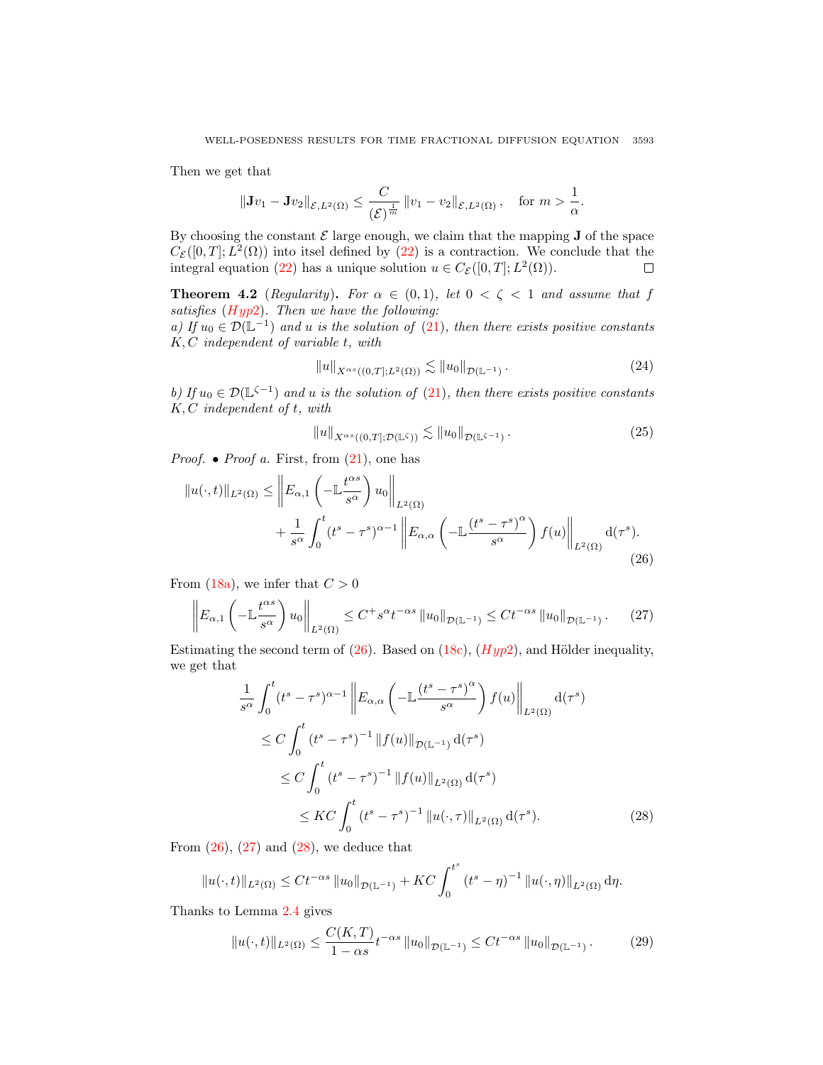Then we get that

$$\|\mathbf{J}v_1 - \mathbf{J}v_2\|_{\mathcal{E},L^2(\Omega)} \leq \frac{C}{(\mathcal{E})^{\frac{1}{m}}} \|v_1 - v_2\|_{\mathcal{E},L^2(\Omega)}, \quad \text{for } m > \frac{1}{\alpha}.$$

By choosing the constant $\mathcal{E}$ large enough, we claim that the mapping $\mathbf{J}$ of the space $C_{\mathcal{E}}([0,T];L^2(\Omega))$ into itsel defined by (22) is a contraction. We conclude that the integral equation (22) has a unique solution $u \in C_{\mathcal{E}}([0,T];L^2(\Omega))$. □

**Theorem 4.2** (*Regularity*)**.** *For $\alpha \in (0,1)$, let $0 < \zeta < 1$ and assume that $f$ satisfies (Hyp2). Then we have the following:*
*a) If $u_0 \in \mathcal{D}(\mathbb{L}^{-1})$ and $u$ is the solution of (21), then there exists positive constants $K, C$ independent of variable $t$, with*

$$\|u\|_{X^{\alpha s}((0,T];L^2(\Omega))} \lesssim \|u_0\|_{\mathcal{D}(\mathbb{L}^{-1})}. \tag{24}$$

*b) If $u_0 \in \mathcal{D}(\mathbb{L}^{\zeta-1})$ and $u$ is the solution of (21), then there exists positive constants $K, C$ independent of $t$, with*

$$\|u\|_{X^{\alpha s}((0,T];\mathcal{D}(\mathbb{L}^{\zeta}))} \lesssim \|u_0\|_{\mathcal{D}(\mathbb{L}^{\zeta-1})}. \tag{25}$$

*Proof.* • *Proof a.* First, from (21), one has

$$\begin{aligned}\|u(\cdot,t)\|_{L^2(\Omega)} \leq & \left\| E_{\alpha,1}\left(-\mathbb{L}\frac{t^{\alpha s}}{s^{\alpha}}\right) u_0 \right\|_{L^2(\Omega)} \\ & + \frac{1}{s^{\alpha}} \int_0^t (t^s - \tau^s)^{\alpha-1} \left\| E_{\alpha,\alpha}\left(-\mathbb{L}\frac{(t^s-\tau^s)^{\alpha}}{s^{\alpha}}\right) f(u) \right\|_{L^2(\Omega)} \mathrm{d}(\tau^s).\end{aligned} \tag{26}$$

From (18a), we infer that $C > 0$

$$\left\| E_{\alpha,1}\left(-\mathbb{L}\frac{t^{\alpha s}}{s^{\alpha}}\right) u_0 \right\|_{L^2(\Omega)} \leq C^+ s^{\alpha} t^{-\alpha s} \|u_0\|_{\mathcal{D}(\mathbb{L}^{-1})} \leq C t^{-\alpha s} \|u_0\|_{\mathcal{D}(\mathbb{L}^{-1})}. \tag{27}$$

Estimating the second term of (26). Based on (18c), (Hyp2), and Hölder inequality, we get that

$$\begin{aligned}&\frac{1}{s^{\alpha}} \int_0^t (t^s - \tau^s)^{\alpha-1} \left\| E_{\alpha,\alpha}\left(-\mathbb{L}\frac{(t^s-\tau^s)^{\alpha}}{s^{\alpha}}\right) f(u) \right\|_{L^2(\Omega)} \mathrm{d}(\tau^s) \\ &\quad \leq C \int_0^t (t^s - \tau^s)^{-1} \|f(u)\|_{\mathcal{D}(\mathbb{L}^{-1})} \mathrm{d}(\tau^s) \\ &\quad\quad \leq C \int_0^t (t^s - \tau^s)^{-1} \|f(u)\|_{L^2(\Omega)} \mathrm{d}(\tau^s) \\ &\quad\quad\quad \leq KC \int_0^t (t^s - \tau^s)^{-1} \|u(\cdot,\tau)\|_{L^2(\Omega)} \mathrm{d}(\tau^s).\end{aligned} \tag{28}$$

From (26), (27) and (28), we deduce that

$$\|u(\cdot,t)\|_{L^2(\Omega)} \leq C t^{-\alpha s} \|u_0\|_{\mathcal{D}(\mathbb{L}^{-1})} + KC \int_0^{t^s} (t^s - \eta)^{-1} \|u(\cdot,\eta)\|_{L^2(\Omega)} \mathrm{d}\eta.$$

Thanks to Lemma 2.4 gives

$$\|u(\cdot,t)\|_{L^2(\Omega)} \leq \frac{C(K,T)}{1-\alpha s} t^{-\alpha s} \|u_0\|_{\mathcal{D}(\mathbb{L}^{-1})} \leq C t^{-\alpha s} \|u_0\|_{\mathcal{D}(\mathbb{L}^{-1})}. \tag{29}$$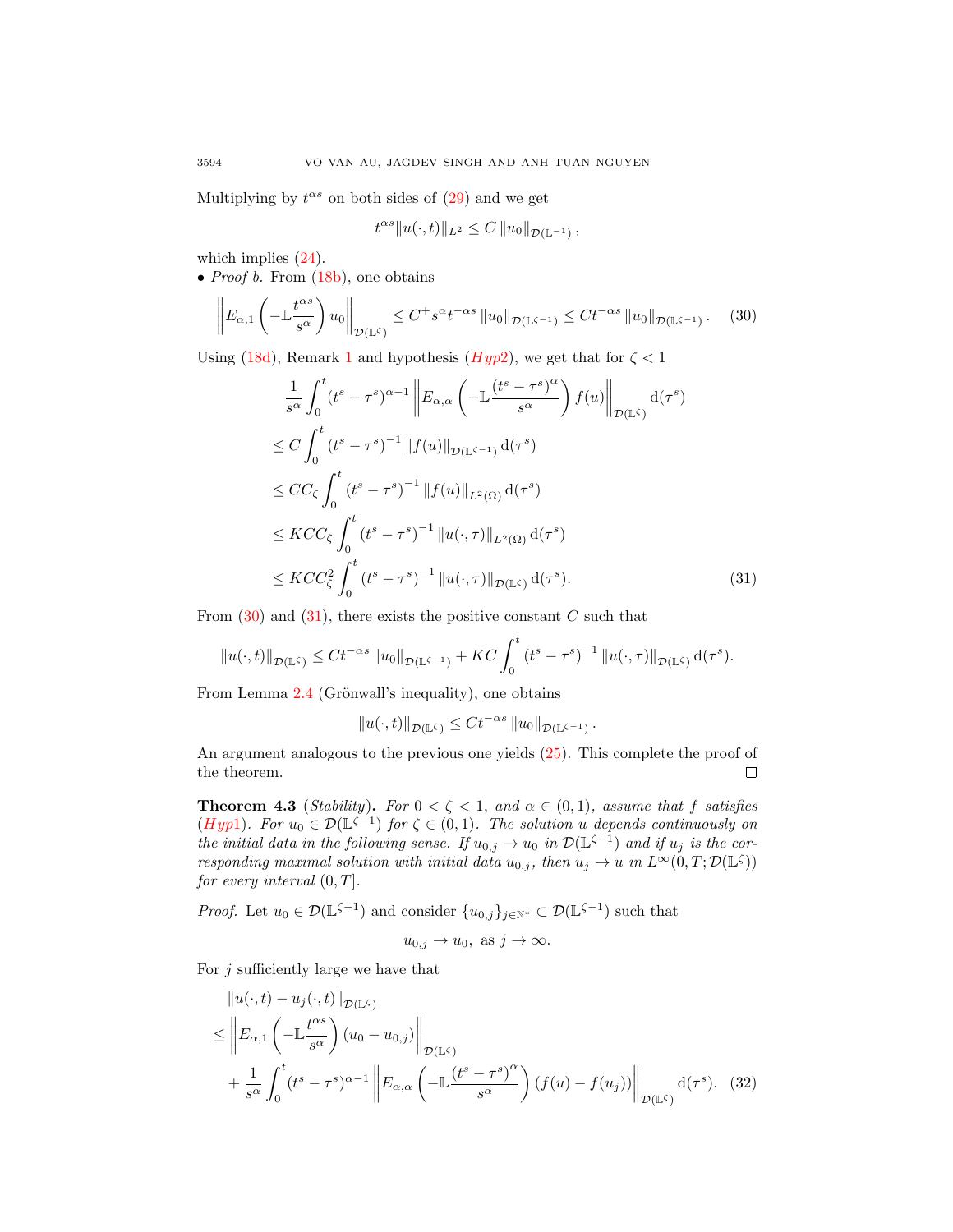Multiplying by $t^{\alpha s}$ on both sides of (29) and we get

$$t^{\alpha s}\|u(\cdot,t)\|_{L^2} \le C\left\|u_0\right\|_{\mathcal{D}(\mathbb{L}^{-1})},$$

which implies (24).

- *Proof b.* From (18b), one obtains

$$\left\|E_{\alpha,1}\left(-\mathbb{L}\frac{t^{\alpha s}}{s^\alpha}\right)u_0\right\|_{\mathcal{D}(\mathbb{L}^\zeta)} \le C^+ s^\alpha t^{-\alpha s}\left\|u_0\right\|_{\mathcal{D}(\mathbb{L}^{\zeta-1})} \le Ct^{-\alpha s}\left\|u_0\right\|_{\mathcal{D}(\mathbb{L}^{\zeta-1})}. \tag{30}$$

Using (18d), Remark 1 and hypothesis (*Hyp*2), we get that for $\zeta < 1$

$$\begin{aligned}
&\frac{1}{s^\alpha}\int_0^t (t^s-\tau^s)^{\alpha-1}\left\|E_{\alpha,\alpha}\left(-\mathbb{L}\frac{(t^s-\tau^s)^\alpha}{s^\alpha}\right)f(u)\right\|_{\mathcal{D}(\mathbb{L}^\zeta)}\mathrm{d}(\tau^s)\\
&\le C\int_0^t \left(t^s-\tau^s\right)^{-1}\|f(u)\|_{\mathcal{D}(\mathbb{L}^{\zeta-1})}\mathrm{d}(\tau^s)\\
&\le CC_\zeta\int_0^t \left(t^s-\tau^s\right)^{-1}\|f(u)\|_{L^2(\Omega)}\mathrm{d}(\tau^s)\\
&\le KCC_\zeta\int_0^t \left(t^s-\tau^s\right)^{-1}\|u(\cdot,\tau)\|_{L^2(\Omega)}\mathrm{d}(\tau^s)\\
&\le KCC_\zeta^2\int_0^t \left(t^s-\tau^s\right)^{-1}\|u(\cdot,\tau)\|_{\mathcal{D}(\mathbb{L}^\zeta)}\mathrm{d}(\tau^s).
\end{aligned} \tag{31}$$

From (30) and (31), there exists the positive constant $C$ such that

$$\|u(\cdot,t)\|_{\mathcal{D}(\mathbb{L}^\zeta)} \le Ct^{-\alpha s}\left\|u_0\right\|_{\mathcal{D}(\mathbb{L}^{\zeta-1})} + KC\int_0^t \left(t^s-\tau^s\right)^{-1}\|u(\cdot,\tau)\|_{\mathcal{D}(\mathbb{L}^\zeta)}\mathrm{d}(\tau^s).$$

From Lemma 2.4 (Grönwall's inequality), one obtains

$$\|u(\cdot,t)\|_{\mathcal{D}(\mathbb{L}^\zeta)} \le Ct^{-\alpha s}\left\|u_0\right\|_{\mathcal{D}(\mathbb{L}^{\zeta-1})}.$$

An argument analogous to the previous one yields (25). This complete the proof of the theorem. ∎

**Theorem 4.3** (*Stability*)**.** *For $0<\zeta<1$, and $\alpha\in(0,1)$, assume that $f$ satisfies (Hyp1). For $u_0\in\mathcal{D}(\mathbb{L}^{\zeta-1})$ for $\zeta\in(0,1)$. The solution $u$ depends continuously on the initial data in the following sense. If $u_{0,j}\to u_0$ in $\mathcal{D}(\mathbb{L}^{\zeta-1})$ and if $u_j$ is the corresponding maximal solution with initial data $u_{0,j}$, then $u_j\to u$ in $L^\infty(0,T;\mathcal{D}(\mathbb{L}^\zeta))$ for every interval $(0,T]$.*

*Proof.* Let $u_0\in\mathcal{D}(\mathbb{L}^{\zeta-1})$ and consider $\{u_{0,j}\}_{j\in\mathbb{N}^*}\subset\mathcal{D}(\mathbb{L}^{\zeta-1})$ such that

$$u_{0,j}\to u_0,\ \text{as } j\to\infty.$$

For $j$ sufficiently large we have that

$$\begin{aligned}
&\|u(\cdot,t)-u_j(\cdot,t)\|_{\mathcal{D}(\mathbb{L}^\zeta)}\\
\le&\left\|E_{\alpha,1}\left(-\mathbb{L}\frac{t^{\alpha s}}{s^\alpha}\right)(u_0-u_{0,j})\right\|_{\mathcal{D}(\mathbb{L}^\zeta)}\\
&+\frac{1}{s^\alpha}\int_0^t (t^s-\tau^s)^{\alpha-1}\left\|E_{\alpha,\alpha}\left(-\mathbb{L}\frac{(t^s-\tau^s)^\alpha}{s^\alpha}\right)(f(u)-f(u_j))\right\|_{\mathcal{D}(\mathbb{L}^\zeta)}\mathrm{d}(\tau^s).
\end{aligned} \tag{32}$$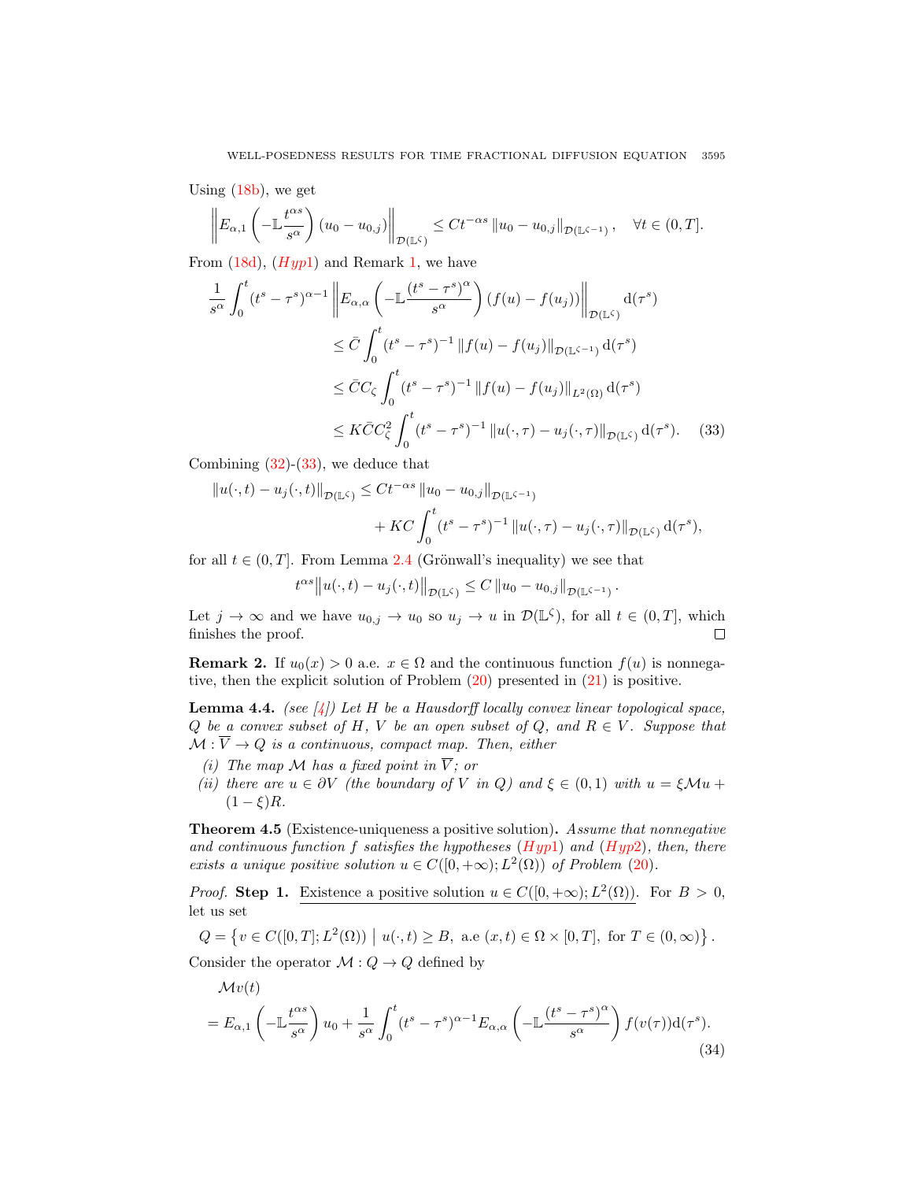Using (18b), we get

$$\left\| E_{\alpha,1}\left(-\mathbb{L}\frac{t^{\alpha s}}{s^\alpha}\right)(u_0 - u_{0,j})\right\|_{\mathcal{D}(\mathbb{L}^\zeta)} \le C t^{-\alpha s}\left\| u_0 - u_{0,j}\right\|_{\mathcal{D}(\mathbb{L}^{\zeta-1})}, \quad \forall t \in (0,T].$$

From (18d), ($Hyp1$) and Remark 1, we have

$$\begin{aligned}
\frac{1}{s^\alpha}\int_0^t (t^s-\tau^s)^{\alpha-1}&\left\| E_{\alpha,\alpha}\left(-\mathbb{L}\frac{(t^s-\tau^s)^\alpha}{s^\alpha}\right)(f(u)-f(u_j))\right\|_{\mathcal{D}(\mathbb{L}^\zeta)} \mathrm{d}(\tau^s)\\
&\le \bar{C}\int_0^t (t^s-\tau^s)^{-1}\left\| f(u)-f(u_j)\right\|_{\mathcal{D}(\mathbb{L}^{\zeta-1})}\mathrm{d}(\tau^s)\\
&\le \bar{C}C_\zeta\int_0^t (t^s-\tau^s)^{-1}\left\| f(u)-f(u_j)\right\|_{L^2(\Omega)}\mathrm{d}(\tau^s)\\
&\le K\bar{C}C_\zeta^2\int_0^t (t^s-\tau^s)^{-1}\left\| u(\cdot,\tau)-u_j(\cdot,\tau)\right\|_{\mathcal{D}(\mathbb{L}^\zeta)}\mathrm{d}(\tau^s). \quad (33)
\end{aligned}$$

Combining (32)-(33), we deduce that

$$\begin{aligned}
\left\| u(\cdot,t)-u_j(\cdot,t)\right\|_{\mathcal{D}(\mathbb{L}^\zeta)} &\le C t^{-\alpha s}\left\| u_0-u_{0,j}\right\|_{\mathcal{D}(\mathbb{L}^{\zeta-1})}\\
&\quad + KC\int_0^t (t^s-\tau^s)^{-1}\left\| u(\cdot,\tau)-u_j(\cdot,\tau)\right\|_{\mathcal{D}(\mathbb{L}^\zeta)}\mathrm{d}(\tau^s),
\end{aligned}$$

for all $t \in (0,T]$. From Lemma 2.4 (Grönwall's inequality) we see that

$$t^{\alpha s}\left\| u(\cdot,t)-u_j(\cdot,t)\right\|_{\mathcal{D}(\mathbb{L}^\zeta)} \le C\left\| u_0-u_{0,j}\right\|_{\mathcal{D}(\mathbb{L}^{\zeta-1})}.$$

Let $j \to \infty$ and we have $u_{0,j} \to u_0$ so $u_j \to u$ in $\mathcal{D}(\mathbb{L}^\zeta)$, for all $t \in (0,T]$, which finishes the proof. □

**Remark 2.** If $u_0(x) > 0$ a.e. $x \in \Omega$ and the continuous function $f(u)$ is nonnegative, then the explicit solution of Problem (20) presented in (21) is positive.

**Lemma 4.4.** *(see [4]) Let $H$ be a Hausdorff locally convex linear topological space, $Q$ be a convex subset of $H$, $V$ be an open subset of $Q$, and $R \in V$. Suppose that $\mathcal{M} : \overline{V} \to Q$ is a continuous, compact map. Then, either*

*(i) The map $\mathcal{M}$ has a fixed point in $\overline{V}$; or*
*(ii) there are $u \in \partial V$ (the boundary of $V$ in $Q$) and $\xi \in (0,1)$ with $u = \xi\mathcal{M}u + (1-\xi)R$.*

**Theorem 4.5** (Existence-uniqueness a positive solution)**.** *Assume that nonnegative and continuous function $f$ satisfies the hypotheses ($Hyp1$) and ($Hyp2$), then, there exists a unique positive solution $u \in C([0,+\infty); L^2(\Omega))$ of Problem (20).*

*Proof.* **Step 1.** Existence a positive solution $u \in C([0,+\infty); L^2(\Omega))$. For $B > 0$, let us set

$$Q = \left\{ v \in C([0,T]; L^2(\Omega)) \;\middle|\; u(\cdot,t) \ge B, \text{ a.e } (x,t) \in \Omega \times [0,T], \text{ for } T \in (0,\infty)\right\}.$$

Consider the operator $\mathcal{M} : Q \to Q$ defined by

$$\begin{aligned}
&\mathcal{M}v(t)\\
&= E_{\alpha,1}\left(-\mathbb{L}\frac{t^{\alpha s}}{s^\alpha}\right)u_0 + \frac{1}{s^\alpha}\int_0^t (t^s-\tau^s)^{\alpha-1}E_{\alpha,\alpha}\left(-\mathbb{L}\frac{(t^s-\tau^s)^\alpha}{s^\alpha}\right)f(v(\tau))\mathrm{d}(\tau^s).
\end{aligned} \quad (34)$$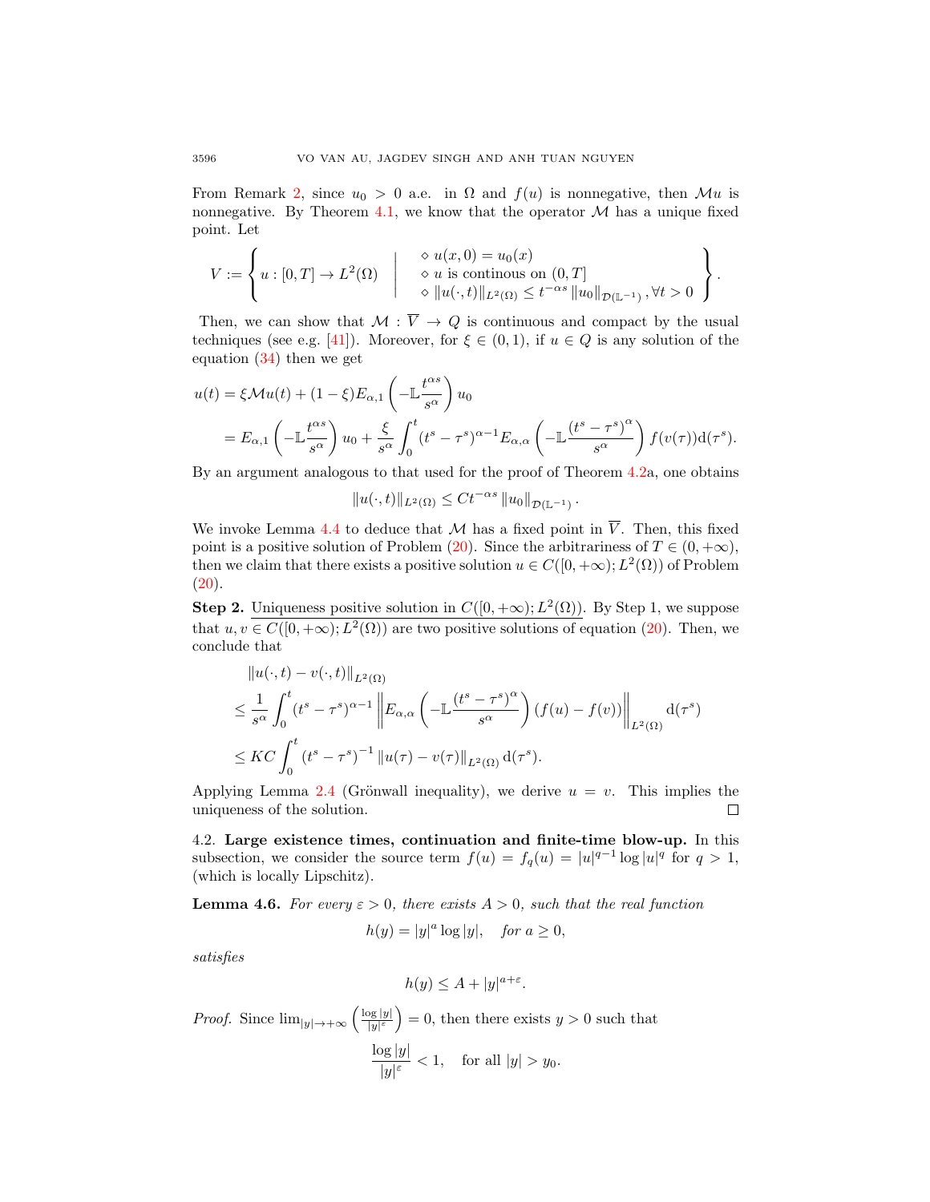From Remark 2, since $u_0 > 0$ a.e. in $\Omega$ and $f(u)$ is nonnegative, then $\mathcal{M}u$ is nonnegative. By Theorem 4.1, we know that the operator $\mathcal{M}$ has a unique fixed point. Let

$$V := \left\{ u : [0,T] \to L^2(\Omega) \quad \middle| \quad \begin{array}{l} \diamond\ u(x,0) = u_0(x) \\ \diamond\ u \text{ is continous on } (0,T] \\ \diamond\ \|u(\cdot,t)\|_{L^2(\Omega)} \leq t^{-\alpha s} \|u_0\|_{\mathcal{D}(\mathbb{L}^{-1})}, \forall t > 0 \end{array} \right\}.$$

Then, we can show that $\mathcal{M} : \overline{V} \to Q$ is continuous and compact by the usual techniques (see e.g. [41]). Moreover, for $\xi \in (0,1)$, if $u \in Q$ is any solution of the equation (34) then we get

$$\begin{aligned} u(t) &= \xi \mathcal{M}u(t) + (1-\xi) E_{\alpha,1}\left(-\mathbb{L}\frac{t^{\alpha s}}{s^\alpha}\right) u_0 \\ &= E_{\alpha,1}\left(-\mathbb{L}\frac{t^{\alpha s}}{s^\alpha}\right) u_0 + \frac{\xi}{s^\alpha}\int_0^t (t^s - \tau^s)^{\alpha-1} E_{\alpha,\alpha}\left(-\mathbb{L}\frac{(t^s-\tau^s)^\alpha}{s^\alpha}\right) f(v(\tau)) \mathrm{d}(\tau^s). \end{aligned}$$

By an argument analogous to that used for the proof of Theorem 4.2a, one obtains

$$\|u(\cdot,t)\|_{L^2(\Omega)} \leq C t^{-\alpha s} \|u_0\|_{\mathcal{D}(\mathbb{L}^{-1})}.$$

We invoke Lemma 4.4 to deduce that $\mathcal{M}$ has a fixed point in $\overline{V}$. Then, this fixed point is a positive solution of Problem (20). Since the arbitrariness of $T \in (0, +\infty)$, then we claim that there exists a positive solution $u \in C([0,+\infty); L^2(\Omega))$ of Problem (20).

**Step 2.** Uniqueness positive solution in $C([0,+\infty); L^2(\Omega))$. By Step 1, we suppose that $u, v \in C([0,+\infty); L^2(\Omega))$ are two positive solutions of equation (20). Then, we conclude that

$$\begin{aligned} &\|u(\cdot,t) - v(\cdot,t)\|_{L^2(\Omega)} \\ &\leq \frac{1}{s^\alpha}\int_0^t (t^s-\tau^s)^{\alpha-1} \left\| E_{\alpha,\alpha}\left(-\mathbb{L}\frac{(t^s-\tau^s)^\alpha}{s^\alpha}\right)(f(u)-f(v))\right\|_{L^2(\Omega)} \mathrm{d}(\tau^s) \\ &\leq KC\int_0^t (t^s-\tau^s)^{-1} \|u(\tau)-v(\tau)\|_{L^2(\Omega)} \mathrm{d}(\tau^s). \end{aligned}$$

Applying Lemma 2.4 (Grönwall inequality), we derive $u = v$. This implies the uniqueness of the solution. ∎

4.2. **Large existence times, continuation and finite-time blow-up.** In this subsection, we consider the source term $f(u) = f_q(u) = |u|^{q-1}\log|u|^q$ for $q > 1$, (which is locally Lipschitz).

**Lemma 4.6.** *For every $\varepsilon > 0$, there exists $A > 0$, such that the real function*

$$h(y) = |y|^a \log|y|, \quad \textit{for } a \geq 0,$$

*satisfies*

$$h(y) \leq A + |y|^{a+\varepsilon}.$$

*Proof.* Since $\lim_{|y|\to+\infty}\left(\frac{\log|y|}{|y|^\varepsilon}\right) = 0$, then there exists $y > 0$ such that

$$\frac{\log|y|}{|y|^\varepsilon} < 1, \quad \text{for all } |y| > y_0.$$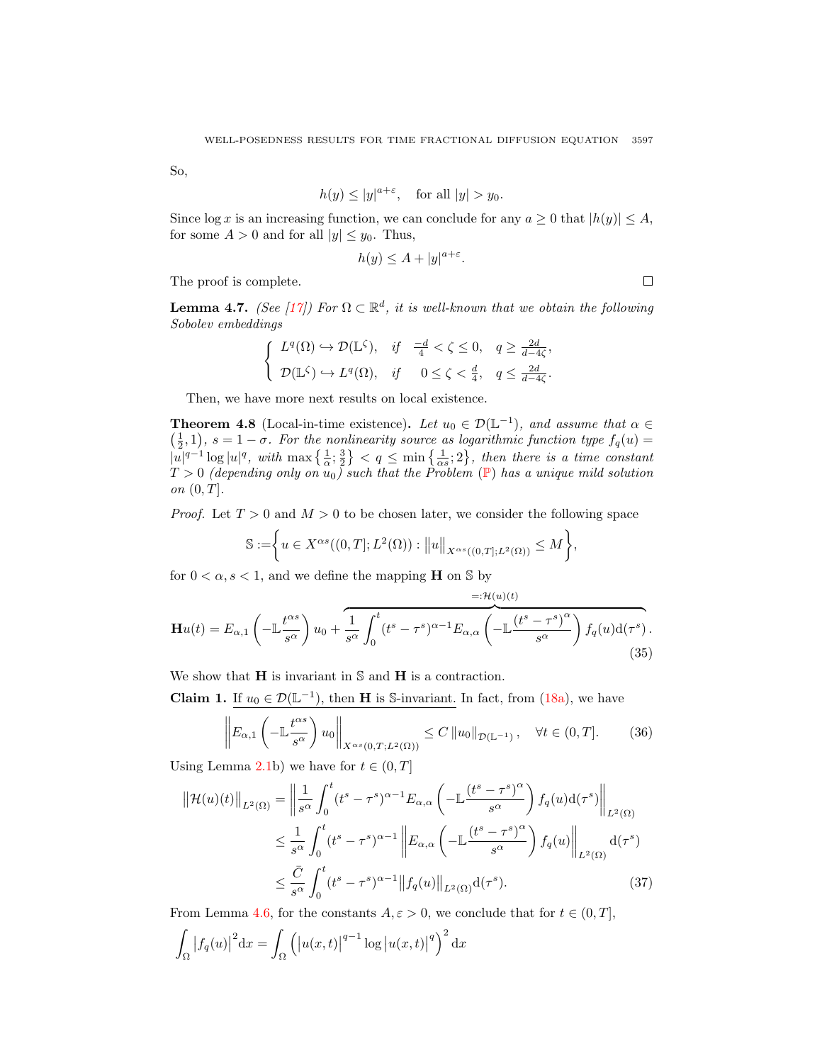So,

$$h(y) \leq |y|^{a+\varepsilon}, \quad \text{for all } |y| > y_0.$$

Since $\log x$ is an increasing function, we can conclude for any $a \geq 0$ that $|h(y)| \leq A$, for some $A > 0$ and for all $|y| \leq y_0$. Thus,

$$h(y) \leq A + |y|^{a+\varepsilon}.$$

The proof is complete. ☐

**Lemma 4.7.** *(See [17]) For $\Omega \subset \mathbb{R}^d$, it is well-known that we obtain the following Sobolev embeddings*

$$\begin{cases} L^q(\Omega) \hookrightarrow \mathcal{D}(\mathbb{L}^\zeta), & \text{if} \quad \frac{-d}{4} < \zeta \leq 0, \quad q \geq \frac{2d}{d-4\zeta}, \\ \mathcal{D}(\mathbb{L}^\zeta) \hookrightarrow L^q(\Omega), & \text{if} \quad 0 \leq \zeta < \frac{d}{4}, \quad q \leq \frac{2d}{d-4\zeta}. \end{cases}$$

Then, we have more next results on local existence.

**Theorem 4.8** (Local-in-time existence)**.** *Let $u_0 \in \mathcal{D}(\mathbb{L}^{-1})$, and assume that $\alpha \in \left(\frac{1}{2}, 1\right)$, $s = 1 - \sigma$. For the nonlinearity source as logarithmic function type $f_q(u) = |u|^{q-1}\log|u|^q$, with $\max\left\{\frac{1}{\alpha}; \frac{3}{2}\right\} < q \leq \min\left\{\frac{1}{\alpha s}; 2\right\}$, then there is a time constant $T > 0$ (depending only on $u_0$) such that the Problem ($\mathbb{P}$) has a unique mild solution on $(0, T]$.*

*Proof.* Let $T > 0$ and $M > 0$ to be chosen later, we consider the following space

$$\mathbb{S} := \left\{ u \in X^{\alpha s}((0,T]; L^2(\Omega)) : \left\| u \right\|_{X^{\alpha s}((0,T]; L^2(\Omega))} \leq M \right\},$$

for $0 < \alpha, s < 1$, and we define the mapping $\mathbf{H}$ on $\mathbb{S}$ by

$$\mathbf{H}u(t) = E_{\alpha,1}\left(-\mathbb{L}\frac{t^{\alpha s}}{s^\alpha}\right)u_0 + \overbrace{\frac{1}{s^\alpha}\int_0^t (t^s - \tau^s)^{\alpha-1} E_{\alpha,\alpha}\left(-\mathbb{L}\frac{(t^s - \tau^s)^\alpha}{s^\alpha}\right) f_q(u) \mathrm{d}(\tau^s)}^{=:\mathcal{H}(u)(t)}. \tag{35}$$

We show that $\mathbf{H}$ is invariant in $\mathbb{S}$ and $\mathbf{H}$ is a contraction.

**Claim 1.** <u>If $u_0 \in \mathcal{D}(\mathbb{L}^{-1})$, then $\mathbf{H}$ is $\mathbb{S}$-invariant.</u> In fact, from (18a), we have

$$\left\| E_{\alpha,1}\left(-\mathbb{L}\frac{t^{\alpha s}}{s^\alpha}\right)u_0 \right\|_{X^{\alpha s}(0,T; L^2(\Omega))} \leq C \left\| u_0 \right\|_{\mathcal{D}(\mathbb{L}^{-1})}, \quad \forall t \in (0, T]. \tag{36}$$

Using Lemma 2.1b) we have for $t \in (0, T]$

$$\begin{aligned} \left\| \mathcal{H}(u)(t) \right\|_{L^2(\Omega)} &= \left\| \frac{1}{s^\alpha}\int_0^t (t^s - \tau^s)^{\alpha-1} E_{\alpha,\alpha}\left(-\mathbb{L}\frac{(t^s - \tau^s)^\alpha}{s^\alpha}\right) f_q(u) \mathrm{d}(\tau^s) \right\|_{L^2(\Omega)} \\ &\leq \frac{1}{s^\alpha}\int_0^t (t^s - \tau^s)^{\alpha-1} \left\| E_{\alpha,\alpha}\left(-\mathbb{L}\frac{(t^s - \tau^s)^\alpha}{s^\alpha}\right) f_q(u) \right\|_{L^2(\Omega)} \mathrm{d}(\tau^s) \\ &\leq \frac{\bar{C}}{s^\alpha}\int_0^t (t^s - \tau^s)^{\alpha-1} \left\| f_q(u) \right\|_{L^2(\Omega)} \mathrm{d}(\tau^s). \end{aligned} \tag{37}$$

From Lemma 4.6, for the constants $A, \varepsilon > 0$, we conclude that for $t \in (0, T]$,

$$\int_\Omega \left| f_q(u) \right|^2 \mathrm{d}x = \int_\Omega \left( \left| u(x,t) \right|^{q-1} \log \left| u(x,t) \right|^q \right)^2 \mathrm{d}x$$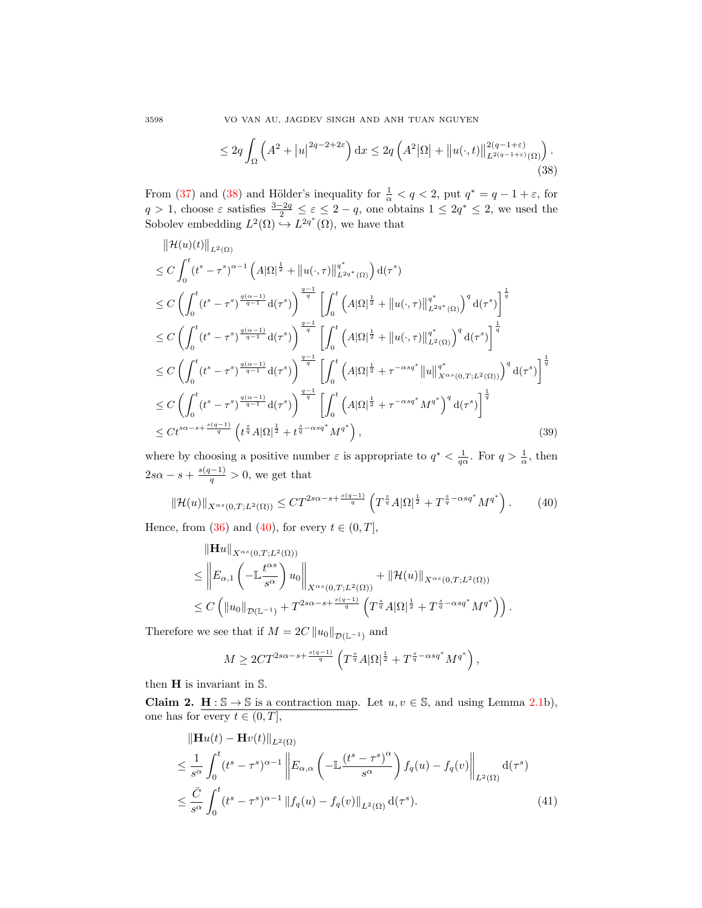$$\leq 2q \int_\Omega \left( A^2 + |u|^{2q-2+2\varepsilon} \right) \mathrm{d}x \leq 2q \left( A^2|\Omega| + \|u(\cdot,t)\|^{2(q-1+\varepsilon)}_{L^{2(q-1+\varepsilon)}(\Omega)} \right). \tag{38}$$

From (37) and (38) and Hölder's inequality for $\frac{1}{\alpha} < q < 2$, put $q^* = q - 1 + \varepsilon$, for $q > 1$, choose $\varepsilon$ satisfies $\frac{3-2q}{2} \leq \varepsilon \leq 2 - q$, one obtains $1 \leq 2q^* \leq 2$, we used the Sobolev embedding $L^2(\Omega) \hookrightarrow L^{2q^*}(\Omega)$, we have that

$$\begin{aligned}
&\left\|\mathcal{H}(u)(t)\right\|_{L^2(\Omega)} \\
&\leq C \int_0^t (t^s - \tau^s)^{\alpha-1} \left( A|\Omega|^{\frac{1}{2}} + \|u(\cdot,\tau)\|^{q^*}_{L^{2q^*}(\Omega)} \right) \mathrm{d}(\tau^s) \\
&\leq C \left( \int_0^t (t^s - \tau^s)^{\frac{q(\alpha-1)}{q-1}} \mathrm{d}(\tau^s) \right)^{\frac{q-1}{q}} \left[ \int_0^t \left( A|\Omega|^{\frac{1}{2}} + \|u(\cdot,\tau)\|^{q^*}_{L^{2q^*}(\Omega)} \right)^q \mathrm{d}(\tau^s) \right]^{\frac{1}{q}} \\
&\leq C \left( \int_0^t (t^s - \tau^s)^{\frac{q(\alpha-1)}{q-1}} \mathrm{d}(\tau^s) \right)^{\frac{q-1}{q}} \left[ \int_0^t \left( A|\Omega|^{\frac{1}{2}} + \|u(\cdot,\tau)\|^{q^*}_{L^{2}(\Omega)} \right)^q \mathrm{d}(\tau^s) \right]^{\frac{1}{q}} \\
&\leq C \left( \int_0^t (t^s - \tau^s)^{\frac{q(\alpha-1)}{q-1}} \mathrm{d}(\tau^s) \right)^{\frac{q-1}{q}} \left[ \int_0^t \left( A|\Omega|^{\frac{1}{2}} + \tau^{-\alpha s q^*} \|u\|^{q^*}_{X^{\alpha s}(0,T;L^2(\Omega))} \right)^q \mathrm{d}(\tau^s) \right]^{\frac{1}{q}} \\
&\leq C \left( \int_0^t (t^s - \tau^s)^{\frac{q(\alpha-1)}{q-1}} \mathrm{d}(\tau^s) \right)^{\frac{q-1}{q}} \left[ \int_0^t \left( A|\Omega|^{\frac{1}{2}} + \tau^{-\alpha s q^*} M^{q^*} \right)^q \mathrm{d}(\tau^s) \right]^{\frac{1}{q}} \\
&\leq C t^{s\alpha - s + \frac{s(q-1)}{q}} \left( t^{\frac{s}{q}} A|\Omega|^{\frac{1}{2}} + t^{\frac{s}{q} - \alpha s q^*} M^{q^*} \right),
\end{aligned} \tag{39}$$

where by choosing a positive number $\varepsilon$ is appropriate to $q^* < \frac{1}{q\alpha}$. For $q > \frac{1}{\alpha}$, then $2s\alpha - s + \frac{s(q-1)}{q} > 0$, we get that

$$\|\mathcal{H}(u)\|_{X^{\alpha s}(0,T;L^2(\Omega))} \leq C T^{2s\alpha - s + \frac{s(q-1)}{q}} \left( T^{\frac{s}{q}} A|\Omega|^{\frac{1}{2}} + T^{\frac{s}{q} - \alpha s q^*} M^{q^*} \right). \tag{40}$$

Hence, from (36) and (40), for every $t \in (0, T]$,

$$\begin{aligned}
&\|\mathbf{H}u\|_{X^{\alpha s}(0,T;L^2(\Omega))} \\
&\leq \left\| E_{\alpha,1}\left( -\mathbb{L} \frac{t^{\alpha s}}{s^\alpha} \right) u_0 \right\|_{X^{\alpha s}(0,T;L^2(\Omega))} + \|\mathcal{H}(u)\|_{X^{\alpha s}(0,T;L^2(\Omega))} \\
&\leq C \left( \|u_0\|_{\mathcal{D}(\mathbb{L}^{-1})} + T^{2s\alpha - s + \frac{s(q-1)}{q}} \left( T^{\frac{s}{q}} A|\Omega|^{\frac{1}{2}} + T^{\frac{s}{q} - \alpha s q^*} M^{q^*} \right) \right).
\end{aligned}$$

Therefore we see that if $M = 2C \|u_0\|_{\mathcal{D}(\mathbb{L}^{-1})}$ and

$$M \geq 2C T^{2s\alpha - s + \frac{s(q-1)}{q}} \left( T^{\frac{s}{q}} A|\Omega|^{\frac{1}{2}} + T^{\frac{s}{q} - \alpha s q^*} M^{q^*} \right),$$

then $\mathbf{H}$ is invariant in $\mathbb{S}$.

**Claim 2.** $\underline{\mathbf{H} : \mathbb{S} \to \mathbb{S} \text{ is a contraction map}}$. Let $u, v \in \mathbb{S}$, and using Lemma 2.1b), one has for every $t \in (0, T]$,

$$\begin{aligned}
&\|\mathbf{H}u(t) - \mathbf{H}v(t)\|_{L^2(\Omega)} \\
&\leq \frac{1}{s^\alpha} \int_0^t (t^s - \tau^s)^{\alpha-1} \left\| E_{\alpha,\alpha}\left( -\mathbb{L} \frac{(t^s - \tau^s)^\alpha}{s^\alpha} \right) f_q(u) - f_q(v) \right\|_{L^2(\Omega)} \mathrm{d}(\tau^s) \\
&\leq \frac{\bar{C}}{s^\alpha} \int_0^t (t^s - \tau^s)^{\alpha-1} \|f_q(u) - f_q(v)\|_{L^2(\Omega)} \mathrm{d}(\tau^s).
\end{aligned} \tag{41}$$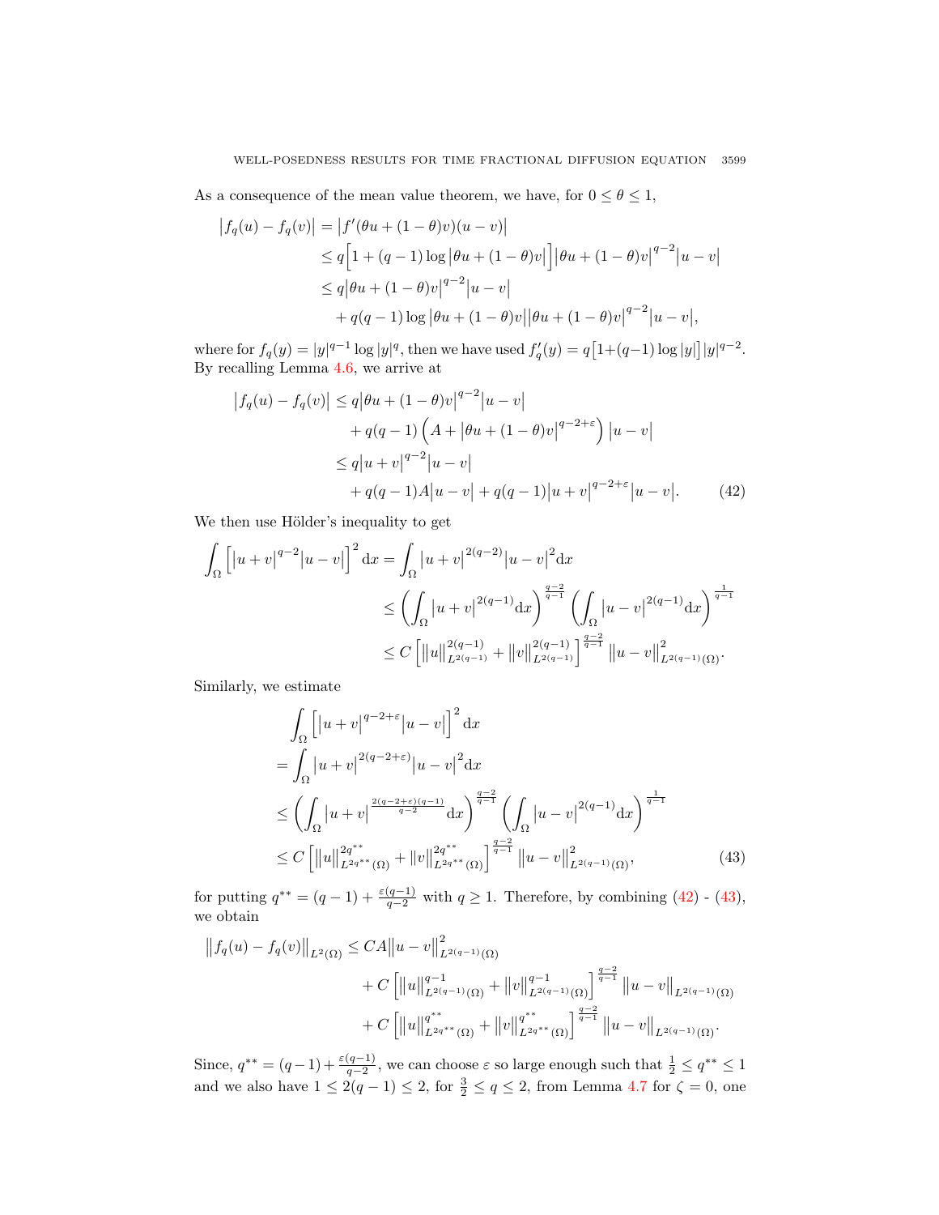As a consequence of the mean value theorem, we have, for $0 \le \theta \le 1$,

$$
\begin{aligned}
\big|f_q(u) - f_q(v)\big| &= \big|f'(\theta u + (1-\theta)v)(u-v)\big| \\
&\le q\Big[1 + (q-1)\log\big|\theta u + (1-\theta)v\big|\Big]\big|\theta u + (1-\theta)v\big|^{q-2}\big|u-v\big| \\
&\le q\big|\theta u + (1-\theta)v\big|^{q-2}\big|u-v\big| \\
&\quad + q(q-1)\log\big|\theta u + (1-\theta)v\big|\big|\theta u + (1-\theta)v\big|^{q-2}\big|u-v\big|,
\end{aligned}
$$

where for $f_q(y) = |y|^{q-1}\log|y|^q$, then we have used $f_q'(y) = q\big[1+(q-1)\log|y|\big]|y|^{q-2}$. By recalling Lemma 4.6, we arrive at

$$
\begin{aligned}
\big|f_q(u) - f_q(v)\big| &\le q\big|\theta u + (1-\theta)v\big|^{q-2}\big|u-v\big| \\
&\quad + q(q-1)\left(A + \big|\theta u + (1-\theta)v\big|^{q-2+\varepsilon}\right)\big|u-v\big| \\
&\le q\big|u+v\big|^{q-2}\big|u-v\big| \\
&\quad + q(q-1)A\big|u-v\big| + q(q-1)\big|u+v\big|^{q-2+\varepsilon}\big|u-v\big|. \qquad (42)
\end{aligned}
$$

We then use Hölder's inequality to get

$$
\begin{aligned}
\int_\Omega \Big[\big|u+v\big|^{q-2}\big|u-v\big|\Big]^2 \mathrm{d}x &= \int_\Omega \big|u+v\big|^{2(q-2)}\big|u-v\big|^2 \mathrm{d}x \\
&\le \left(\int_\Omega \big|u+v\big|^{2(q-1)}\mathrm{d}x\right)^{\frac{q-2}{q-1}}\left(\int_\Omega \big|u-v\big|^{2(q-1)}\mathrm{d}x\right)^{\frac{1}{q-1}} \\
&\le C\Big[\big\|u\big\|_{L^{2(q-1)}}^{2(q-1)} + \big\|v\big\|_{L^{2(q-1)}}^{2(q-1)}\Big]^{\frac{q-2}{q-1}}\big\|u-v\big\|_{L^{2(q-1)}(\Omega)}^2.
\end{aligned}
$$

Similarly, we estimate

$$
\begin{aligned}
&\int_\Omega \Big[\big|u+v\big|^{q-2+\varepsilon}\big|u-v\big|\Big]^2 \mathrm{d}x \\
&= \int_\Omega \big|u+v\big|^{2(q-2+\varepsilon)}\big|u-v\big|^2 \mathrm{d}x \\
&\le \left(\int_\Omega \big|u+v\big|^{\frac{2(q-2+\varepsilon)(q-1)}{q-2}}\mathrm{d}x\right)^{\frac{q-2}{q-1}}\left(\int_\Omega \big|u-v\big|^{2(q-1)}\mathrm{d}x\right)^{\frac{1}{q-1}} \\
&\le C\Big[\big\|u\big\|_{L^{2q^{**}}(\Omega)}^{2q^{**}} + \big\|v\big\|_{L^{2q^{**}}(\Omega)}^{2q^{**}}\Big]^{\frac{q-2}{q-1}}\big\|u-v\big\|_{L^{2(q-1)}(\Omega)}^2, \qquad (43)
\end{aligned}
$$

for putting $q^{**} = (q-1) + \frac{\varepsilon(q-1)}{q-2}$ with $q \ge 1$. Therefore, by combining (42) - (43), we obtain

$$
\begin{aligned}
\big\|f_q(u) - f_q(v)\big\|_{L^2(\Omega)} &\le CA\big\|u-v\big\|_{L^{2(q-1)}(\Omega)}^2 \\
&\quad + C\Big[\big\|u\big\|_{L^{2(q-1)}(\Omega)}^{q-1} + \big\|v\big\|_{L^{2(q-1)}(\Omega)}^{q-1}\Big]^{\frac{q-2}{q-1}}\big\|u-v\big\|_{L^{2(q-1)}(\Omega)} \\
&\quad + C\Big[\big\|u\big\|_{L^{2q^{**}}(\Omega)}^{q^{**}} + \big\|v\big\|_{L^{2q^{**}}(\Omega)}^{q^{**}}\Big]^{\frac{q-2}{q-1}}\big\|u-v\big\|_{L^{2(q-1)}(\Omega)}.
\end{aligned}
$$

Since, $q^{**} = (q-1) + \frac{\varepsilon(q-1)}{q-2}$, we can choose $\varepsilon$ so large enough such that $\frac{1}{2} \le q^{**} \le 1$ and we also have $1 \le 2(q-1) \le 2$, for $\frac{3}{2} \le q \le 2$, from Lemma 4.7 for $\zeta = 0$, one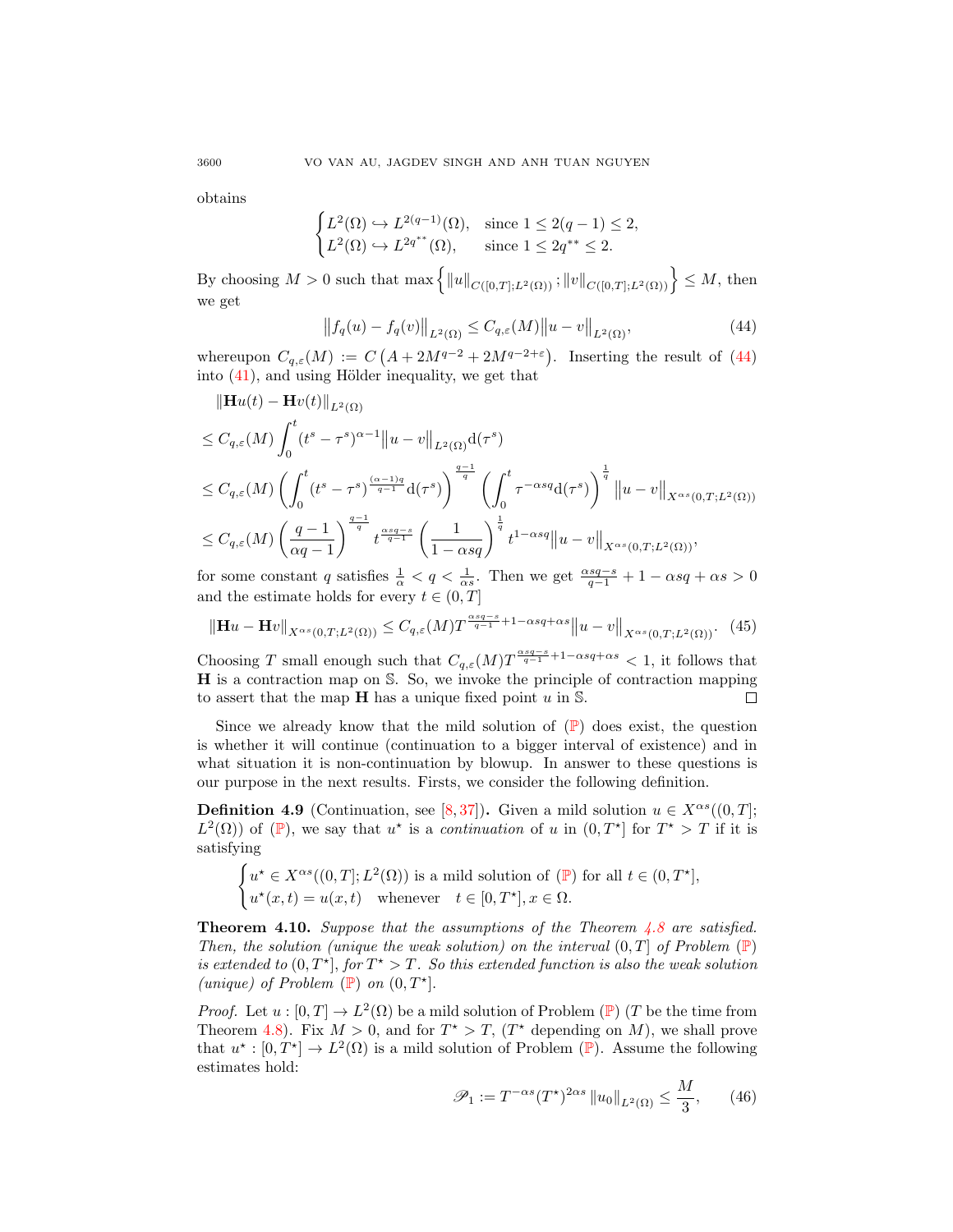obtains

$$\begin{cases} L^2(\Omega) \hookrightarrow L^{2(q-1)}(\Omega), & \text{since } 1 \le 2(q-1) \le 2, \\ L^2(\Omega) \hookrightarrow L^{2q^{**}}(\Omega), & \text{since } 1 \le 2q^{**} \le 2. \end{cases}$$

By choosing $M > 0$ such that $\max\left\{ \|u\|_{C([0,T];L^2(\Omega))} ; \|v\|_{C([0,T];L^2(\Omega))} \right\} \le M$, then we get

$$\big\| f_q(u) - f_q(v) \big\|_{L^2(\Omega)} \le C_{q,\varepsilon}(M) \big\| u - v \big\|_{L^2(\Omega)}, \tag{44}$$

whereupon $C_{q,\varepsilon}(M) := C\left(A + 2M^{q-2} + 2M^{q-2+\varepsilon}\right)$. Inserting the result of (44) into (41), and using Hölder inequality, we get that

$$\begin{aligned}
&\|\mathbf{H}u(t) - \mathbf{H}v(t)\|_{L^2(\Omega)} \\
&\le C_{q,\varepsilon}(M) \int_0^t (t^s - \tau^s)^{\alpha-1} \big\| u - v \big\|_{L^2(\Omega)} \mathrm{d}(\tau^s) \\
&\le C_{q,\varepsilon}(M) \left( \int_0^t (t^s - \tau^s)^{\frac{(\alpha-1)q}{q-1}} \mathrm{d}(\tau^s) \right)^{\frac{q-1}{q}} \left( \int_0^t \tau^{-\alpha s q} \mathrm{d}(\tau^s) \right)^{\frac{1}{q}} \big\| u - v \big\|_{X^{\alpha s}(0,T;L^2(\Omega))} \\
&\le C_{q,\varepsilon}(M) \left( \frac{q-1}{\alpha q - 1} \right)^{\frac{q-1}{q}} t^{\frac{\alpha s q - s}{q-1}} \left( \frac{1}{1 - \alpha s q} \right)^{\frac{1}{q}} t^{1 - \alpha s q} \big\| u - v \big\|_{X^{\alpha s}(0,T;L^2(\Omega))},
\end{aligned}$$

for some constant $q$ satisfies $\frac{1}{\alpha} < q < \frac{1}{\alpha s}$. Then we get $\frac{\alpha s q - s}{q-1} + 1 - \alpha s q + \alpha s > 0$ and the estimate holds for every $t \in (0, T]$

$$\|\mathbf{H}u - \mathbf{H}v\|_{X^{\alpha s}(0,T;L^2(\Omega))} \le C_{q,\varepsilon}(M) T^{\frac{\alpha s q - s}{q-1} + 1 - \alpha s q + \alpha s} \big\| u - v \big\|_{X^{\alpha s}(0,T;L^2(\Omega))}. \tag{45}$$

Choosing $T$ small enough such that $C_{q,\varepsilon}(M) T^{\frac{\alpha s q - s}{q-1} + 1 - \alpha s q + \alpha s} < 1$, it follows that $\mathbf{H}$ is a contraction map on $\mathbb{S}$. So, we invoke the principle of contraction mapping to assert that the map $\mathbf{H}$ has a unique fixed point $u$ in $\mathbb{S}$. ∎

Since we already know that the mild solution of ($\mathbb{P}$) does exist, the question is whether it will continue (continuation to a bigger interval of existence) and in what situation it is non-continuation by blowup. In answer to these questions is our purpose in the next results. Firsts, we consider the following definition.

**Definition 4.9** (Continuation, see [8, 37])**.** Given a mild solution $u \in X^{\alpha s}((0,T]; L^2(\Omega))$ of ($\mathbb{P}$), we say that $u^\star$ is a *continuation* of $u$ in $(0, T^\star]$ for $T^\star > T$ if it is satisfying

$$\begin{cases} u^\star \in X^{\alpha s}((0,T]; L^2(\Omega)) \text{ is a mild solution of } (\mathbb{P}) \text{ for all } t \in (0, T^\star], \\ u^\star(x,t) = u(x,t) \quad \text{whenever} \quad t \in [0, T^\star], x \in \Omega. \end{cases}$$

**Theorem 4.10.** *Suppose that the assumptions of the Theorem 4.8 are satisfied. Then, the solution (unique the weak solution) on the interval $(0, T]$ of Problem ($\mathbb{P}$) is extended to $(0, T^\star]$, for $T^\star > T$. So this extended function is also the weak solution (unique) of Problem ($\mathbb{P}$) on $(0, T^\star]$.*

*Proof.* Let $u : [0, T] \to L^2(\Omega)$ be a mild solution of Problem ($\mathbb{P}$) ($T$ be the time from Theorem 4.8). Fix $M > 0$, and for $T^\star > T$, ($T^\star$ depending on $M$), we shall prove that $u^\star : [0, T^\star] \to L^2(\Omega)$ is a mild solution of Problem ($\mathbb{P}$). Assume the following estimates hold:

$$\mathscr{P}_1 := T^{-\alpha s} (T^\star)^{2\alpha s} \|u_0\|_{L^2(\Omega)} \le \frac{M}{3}, \tag{46}$$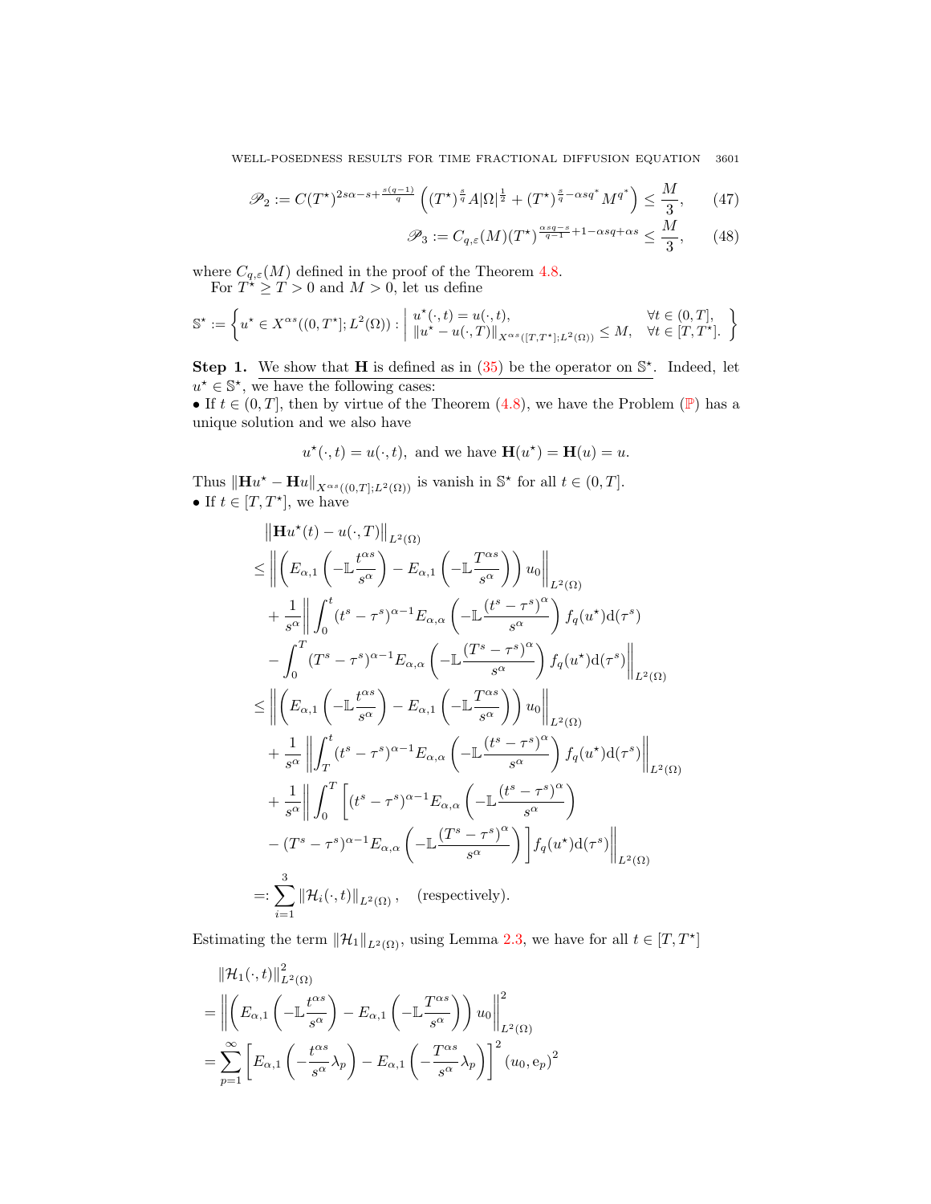$$\mathscr{P}_2 := C(T^\star)^{2s\alpha - s + \frac{s(q-1)}{q}} \left( (T^\star)^{\frac{s}{q}} A|\Omega|^{\frac{1}{2}} + (T^\star)^{\frac{s}{q} - \alpha s q^*} M^{q^*} \right) \le \frac{M}{3}, \tag{47}$$

$$\mathscr{P}_3 := C_{q,\varepsilon}(M)(T^\star)^{\frac{\alpha s q - s}{q-1} + 1 - \alpha s q + \alpha s} \le \frac{M}{3}, \tag{48}$$

where $C_{q,\varepsilon}(M)$ defined in the proof of the Theorem 4.8.

For $T^\star \ge T > 0$ and $M > 0$, let us define

$$\mathbb{S}^\star := \left\{ u^\star \in X^{\alpha s}((0,T^\star]; L^2(\Omega)) : \left| \begin{array}{ll} u^\star(\cdot,t) = u(\cdot,t), & \forall t \in (0,T], \\ \|u^\star - u(\cdot,T)\|_{X^{\alpha s}([T,T^\star]; L^2(\Omega))} \le M, & \forall t \in [T,T^\star]. \end{array} \right. \right\}$$

**Step 1.** <u>We show that $\mathbf{H}$ is defined as in (35) be the operator on $\mathbb{S}^\star$.</u> Indeed, let $u^\star \in \mathbb{S}^\star$, we have the following cases:

• If $t \in (0,T]$, then by virtue of the Theorem (4.8), we have the Problem ($\mathbb{P}$) has a unique solution and we also have

$$u^\star(\cdot,t) = u(\cdot,t), \text{ and we have } \mathbf{H}(u^\star) = \mathbf{H}(u) = u.$$

Thus $\|\mathbf{H}u^\star - \mathbf{H}u\|_{X^{\alpha s}((0,T]; L^2(\Omega))}$ is vanish in $\mathbb{S}^\star$ for all $t \in (0,T]$.

• If $t \in [T,T^\star]$, we have

$$\begin{aligned}
&\left\| \mathbf{H}u^\star(t) - u(\cdot,T) \right\|_{L^2(\Omega)} \\
&\le \left\| \left( E_{\alpha,1}\left(-\mathbb{L}\frac{t^{\alpha s}}{s^\alpha}\right) - E_{\alpha,1}\left(-\mathbb{L}\frac{T^{\alpha s}}{s^\alpha}\right) \right) u_0 \right\|_{L^2(\Omega)} \\
&\quad + \frac{1}{s^\alpha} \bigg\| \int_0^t (t^s - \tau^s)^{\alpha-1} E_{\alpha,\alpha}\left(-\mathbb{L}\frac{(t^s - \tau^s)^\alpha}{s^\alpha}\right) f_q(u^\star) \mathrm{d}(\tau^s) \\
&\quad - \int_0^T (T^s - \tau^s)^{\alpha-1} E_{\alpha,\alpha}\left(-\mathbb{L}\frac{(T^s - \tau^s)^\alpha}{s^\alpha}\right) f_q(u^\star) \mathrm{d}(\tau^s) \bigg\|_{L^2(\Omega)} \\
&\le \left\| \left( E_{\alpha,1}\left(-\mathbb{L}\frac{t^{\alpha s}}{s^\alpha}\right) - E_{\alpha,1}\left(-\mathbb{L}\frac{T^{\alpha s}}{s^\alpha}\right) \right) u_0 \right\|_{L^2(\Omega)} \\
&\quad + \frac{1}{s^\alpha} \left\| \int_T^t (t^s - \tau^s)^{\alpha-1} E_{\alpha,\alpha}\left(-\mathbb{L}\frac{(t^s - \tau^s)^\alpha}{s^\alpha}\right) f_q(u^\star) \mathrm{d}(\tau^s) \right\|_{L^2(\Omega)} \\
&\quad + \frac{1}{s^\alpha} \bigg\| \int_0^T \bigg[ (t^s - \tau^s)^{\alpha-1} E_{\alpha,\alpha}\left(-\mathbb{L}\frac{(t^s - \tau^s)^\alpha}{s^\alpha}\right) \\
&\quad - (T^s - \tau^s)^{\alpha-1} E_{\alpha,\alpha}\left(-\mathbb{L}\frac{(T^s - \tau^s)^\alpha}{s^\alpha}\right) \bigg] f_q(u^\star) \mathrm{d}(\tau^s) \bigg\|_{L^2(\Omega)} \\
&=: \sum_{i=1}^3 \|\mathcal{H}_i(\cdot,t)\|_{L^2(\Omega)}, \quad \text{(respectively).}
\end{aligned}$$

Estimating the term $\|\mathcal{H}_1\|_{L^2(\Omega)}$, using Lemma 2.3, we have for all $t \in [T,T^\star]$

$$\begin{aligned}
&\|\mathcal{H}_1(\cdot,t)\|^2_{L^2(\Omega)} \\
&= \left\| \left( E_{\alpha,1}\left(-\mathbb{L}\frac{t^{\alpha s}}{s^\alpha}\right) - E_{\alpha,1}\left(-\mathbb{L}\frac{T^{\alpha s}}{s^\alpha}\right) \right) u_0 \right\|^2_{L^2(\Omega)} \\
&= \sum_{p=1}^\infty \left[ E_{\alpha,1}\left(-\frac{t^{\alpha s}}{s^\alpha}\lambda_p\right) - E_{\alpha,1}\left(-\frac{T^{\alpha s}}{s^\alpha}\lambda_p\right) \right]^2 (u_0, \mathrm{e}_p)^2
\end{aligned}$$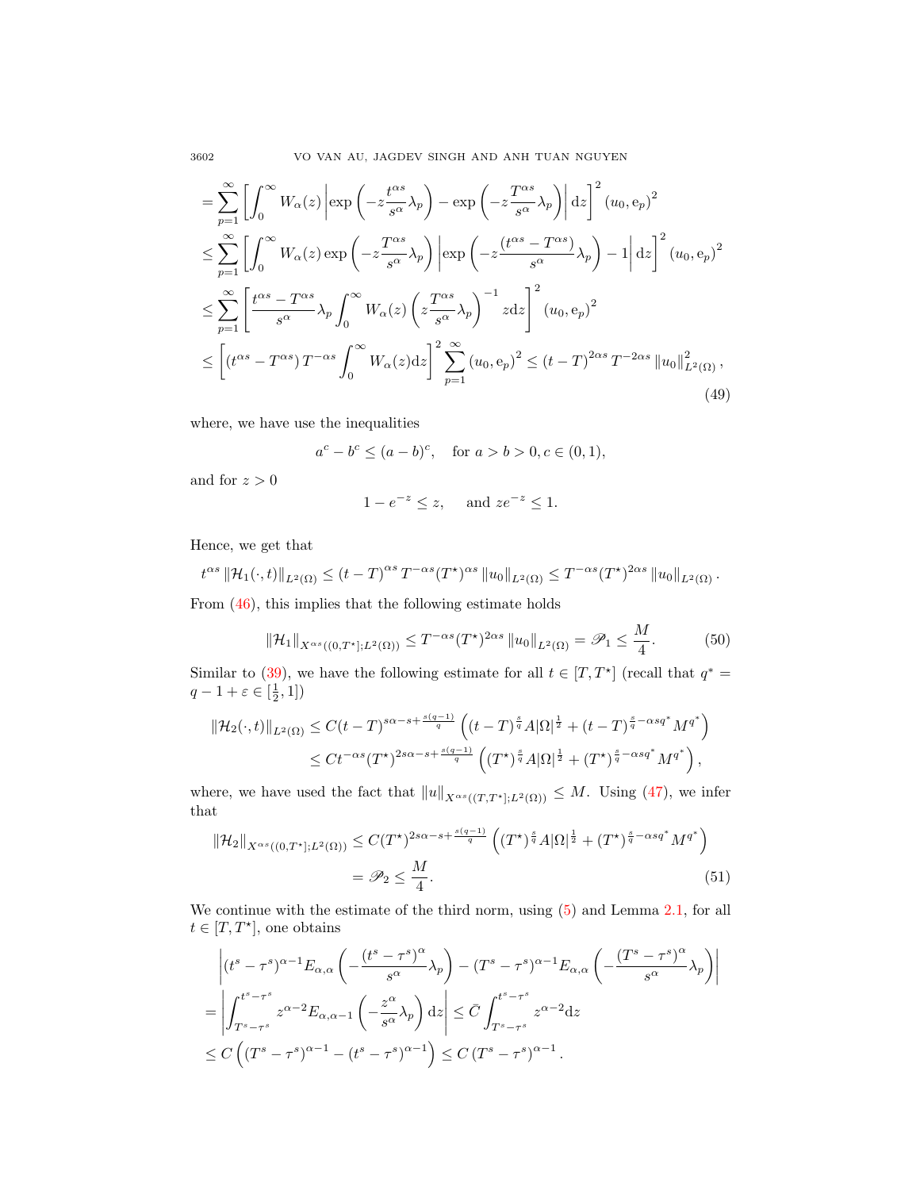$$
\begin{aligned}
&= \sum_{p=1}^{\infty} \left[ \int_0^\infty W_\alpha(z) \left| \exp\left( -z \frac{t^{\alpha s}}{s^\alpha} \lambda_p \right) - \exp\left( -z \frac{T^{\alpha s}}{s^\alpha} \lambda_p \right) \right| \mathrm{d}z \right]^2 (u_0, \mathrm{e}_p)^2 \\
&\le \sum_{p=1}^{\infty} \left[ \int_0^\infty W_\alpha(z) \exp\left( -z \frac{T^{\alpha s}}{s^\alpha} \lambda_p \right) \left| \exp\left( -z \frac{(t^{\alpha s} - T^{\alpha s})}{s^\alpha} \lambda_p \right) - 1 \right| \mathrm{d}z \right]^2 (u_0, \mathrm{e}_p)^2 \\
&\le \sum_{p=1}^{\infty} \left[ \frac{t^{\alpha s} - T^{\alpha s}}{s^\alpha} \lambda_p \int_0^\infty W_\alpha(z) \left( z \frac{T^{\alpha s}}{s^\alpha} \lambda_p \right)^{-1} z \mathrm{d}z \right]^2 (u_0, \mathrm{e}_p)^2 \\
&\le \left[ \left( t^{\alpha s} - T^{\alpha s} \right) T^{-\alpha s} \int_0^\infty W_\alpha(z) \mathrm{d}z \right]^2 \sum_{p=1}^{\infty} (u_0, \mathrm{e}_p)^2 \le (t-T)^{2\alpha s} T^{-2\alpha s} \left\| u_0 \right\|^2_{L^2(\Omega)},
\end{aligned}
\tag{49}
$$

where, we have use the inequalities

$$
a^c - b^c \le (a-b)^c, \quad \text{for } a > b > 0, c \in (0,1),
$$

and for $z > 0$

$$
1 - e^{-z} \le z, \quad \text{ and } z e^{-z} \le 1.
$$

Hence, we get that

$$
t^{\alpha s} \left\| \mathcal{H}_1(\cdot,t) \right\|_{L^2(\Omega)} \le (t-T)^{\alpha s} T^{-\alpha s} (T^\star)^{\alpha s} \left\| u_0 \right\|_{L^2(\Omega)} \le T^{-\alpha s} (T^\star)^{2\alpha s} \left\| u_0 \right\|_{L^2(\Omega)}.
$$

From (46), this implies that the following estimate holds

$$
\left\| \mathcal{H}_1 \right\|_{X^{\alpha s}((0,T^\star];L^2(\Omega))} \le T^{-\alpha s} (T^\star)^{2\alpha s} \left\| u_0 \right\|_{L^2(\Omega)} = \mathscr{P}_1 \le \frac{M}{4}. \tag{50}
$$

Similar to (39), we have the following estimate for all $t \in [T, T^\star]$ (recall that $q^* = q - 1 + \varepsilon \in [\frac{1}{2}, 1]$)

$$
\begin{aligned}
\left\| \mathcal{H}_2(\cdot,t) \right\|_{L^2(\Omega)} &\le C (t-T)^{s\alpha - s + \frac{s(q-1)}{q}} \left( (t-T)^{\frac{s}{q}} A |\Omega|^{\frac{1}{2}} + (t-T)^{\frac{s}{q} - \alpha s q^*} M^{q^*} \right) \\
&\le C t^{-\alpha s} (T^\star)^{2s\alpha - s + \frac{s(q-1)}{q}} \left( (T^\star)^{\frac{s}{q}} A |\Omega|^{\frac{1}{2}} + (T^\star)^{\frac{s}{q} - \alpha s q^*} M^{q^*} \right),
\end{aligned}
$$

where, we have used the fact that $\|u\|_{X^{\alpha s}((T,T^\star];L^2(\Omega))} \le M$. Using (47), we infer that

$$
\begin{aligned}
\left\| \mathcal{H}_2 \right\|_{X^{\alpha s}((0,T^\star];L^2(\Omega))} &\le C (T^\star)^{2s\alpha - s + \frac{s(q-1)}{q}} \left( (T^\star)^{\frac{s}{q}} A |\Omega|^{\frac{1}{2}} + (T^\star)^{\frac{s}{q} - \alpha s q^*} M^{q^*} \right) \\
&= \mathscr{P}_2 \le \frac{M}{4}.
\end{aligned}
\tag{51}
$$

We continue with the estimate of the third norm, using (5) and Lemma 2.1, for all $t \in [T, T^\star]$, one obtains

$$
\begin{aligned}
&\left| (t^s - \tau^s)^{\alpha-1} E_{\alpha,\alpha} \left( -\frac{(t^s - \tau^s)^\alpha}{s^\alpha} \lambda_p \right) - (T^s - \tau^s)^{\alpha-1} E_{\alpha,\alpha} \left( -\frac{(T^s - \tau^s)^\alpha}{s^\alpha} \lambda_p \right) \right| \\
&= \left| \int_{T^s - \tau^s}^{t^s - \tau^s} z^{\alpha-2} E_{\alpha,\alpha-1} \left( -\frac{z^\alpha}{s^\alpha} \lambda_p \right) \mathrm{d}z \right| \le \bar{C} \int_{T^s - \tau^s}^{t^s - \tau^s} z^{\alpha-2} \mathrm{d}z \\
&\le C \left( (T^s - \tau^s)^{\alpha-1} - (t^s - \tau^s)^{\alpha-1} \right) \le C \left( T^s - \tau^s \right)^{\alpha-1}.
\end{aligned}
$$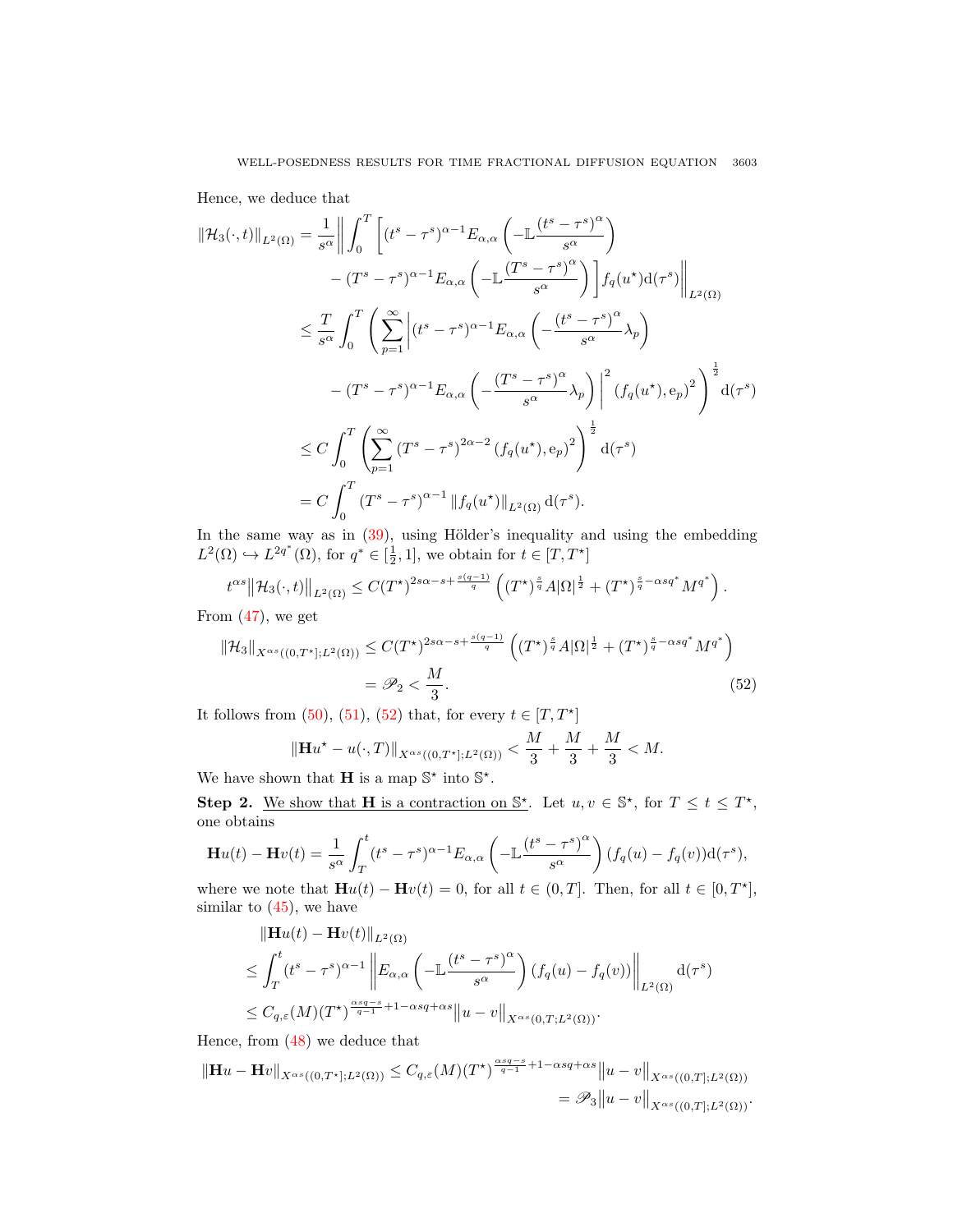Hence, we deduce that

$$
\begin{aligned}
\|\mathcal{H}_3(\cdot,t)\|_{L^2(\Omega)} &= \frac{1}{s^\alpha}\bigg\| \int_0^T \bigg[ (t^s-\tau^s)^{\alpha-1} E_{\alpha,\alpha}\left(-\mathbb{L}\frac{(t^s-\tau^s)^\alpha}{s^\alpha}\right) \\
&\qquad - (T^s-\tau^s)^{\alpha-1} E_{\alpha,\alpha}\left(-\mathbb{L}\frac{(T^s-\tau^s)^\alpha}{s^\alpha}\right)\bigg] f_q(u^\star)\mathrm{d}(\tau^s)\bigg\|_{L^2(\Omega)} \\
&\leq \frac{T}{s^\alpha}\int_0^T \left( \sum_{p=1}^\infty \bigg| (t^s-\tau^s)^{\alpha-1} E_{\alpha,\alpha}\left(-\frac{(t^s-\tau^s)^\alpha}{s^\alpha}\lambda_p\right)\right. \\
&\qquad \left. - (T^s-\tau^s)^{\alpha-1} E_{\alpha,\alpha}\left(-\frac{(T^s-\tau^s)^\alpha}{s^\alpha}\lambda_p\right)\bigg|^2 \left(f_q(u^\star),\mathrm{e}_p\right)^2 \right)^{\frac{1}{2}} \mathrm{d}(\tau^s) \\
&\leq C\int_0^T \left( \sum_{p=1}^\infty (T^s-\tau^s)^{2\alpha-2} \left(f_q(u^\star),\mathrm{e}_p\right)^2 \right)^{\frac{1}{2}} \mathrm{d}(\tau^s) \\
&= C\int_0^T (T^s-\tau^s)^{\alpha-1} \|f_q(u^\star)\|_{L^2(\Omega)} \mathrm{d}(\tau^s).
\end{aligned}
$$

In the same way as in (39), using Hölder's inequality and using the embedding $L^2(\Omega) \hookrightarrow L^{2q^*}(\Omega)$, for $q^* \in [\frac{1}{2}, 1]$, we obtain for $t \in [T, T^\star]$

$$
t^{\alpha s}\big\|\mathcal{H}_3(\cdot,t)\big\|_{L^2(\Omega)} \leq C(T^\star)^{2s\alpha - s + \frac{s(q-1)}{q}} \left( (T^\star)^{\frac{s}{q}} A|\Omega|^{\frac{1}{2}} + (T^\star)^{\frac{s}{q}-\alpha s q^*} M^{q^*} \right).
$$

From (47), we get

$$
\begin{aligned}
\|\mathcal{H}_3\|_{X^{\alpha s}((0,T^\star];L^2(\Omega))} &\leq C(T^\star)^{2s\alpha - s + \frac{s(q-1)}{q}} \left( (T^\star)^{\frac{s}{q}} A|\Omega|^{\frac{1}{2}} + (T^\star)^{\frac{s}{q}-\alpha s q^*} M^{q^*} \right) \\
&= \mathscr{P}_2 < \frac{M}{3}. \qquad (52)
\end{aligned}
$$

It follows from (50), (51), (52) that, for every $t \in [T, T^\star]$

$$
\|\mathbf{H}u^\star - u(\cdot,T)\|_{X^{\alpha s}((0,T^\star];L^2(\Omega))} < \frac{M}{3} + \frac{M}{3} + \frac{M}{3} < M.
$$

We have shown that $\mathbf{H}$ is a map $\mathbb{S}^\star$ into $\mathbb{S}^\star$.

**Step 2.** <u>We show that $\mathbf{H}$ is a contraction on $\mathbb{S}^\star$</u>. Let $u, v \in \mathbb{S}^\star$, for $T \leq t \leq T^\star$, one obtains

$$
\mathbf{H}u(t) - \mathbf{H}v(t) = \frac{1}{s^\alpha}\int_T^t (t^s-\tau^s)^{\alpha-1} E_{\alpha,\alpha}\left(-\mathbb{L}\frac{(t^s-\tau^s)^\alpha}{s^\alpha}\right)(f_q(u)-f_q(v))\mathrm{d}(\tau^s),
$$

where we note that $\mathbf{H}u(t) - \mathbf{H}v(t) = 0$, for all $t \in (0, T]$. Then, for all $t \in [0, T^\star]$, similar to (45), we have

$$
\begin{aligned}
&\|\mathbf{H}u(t) - \mathbf{H}v(t)\|_{L^2(\Omega)} \\
&\leq \int_T^t (t^s-\tau^s)^{\alpha-1} \left\| E_{\alpha,\alpha}\left(-\mathbb{L}\frac{(t^s-\tau^s)^\alpha}{s^\alpha}\right)(f_q(u)-f_q(v))\right\|_{L^2(\Omega)} \mathrm{d}(\tau^s) \\
&\leq C_{q,\varepsilon}(M)(T^\star)^{\frac{\alpha s q - s}{q-1}+1-\alpha s q+\alpha s}\big\|u-v\big\|_{X^{\alpha s}(0,T;L^2(\Omega))}.
\end{aligned}
$$

Hence, from (48) we deduce that

$$
\begin{aligned}
\|\mathbf{H}u - \mathbf{H}v\|_{X^{\alpha s}((0,T^\star];L^2(\Omega))} &\leq C_{q,\varepsilon}(M)(T^\star)^{\frac{\alpha s q - s}{q-1}+1-\alpha s q+\alpha s}\big\|u-v\big\|_{X^{\alpha s}((0,T];L^2(\Omega))} \\
&= \mathscr{P}_3\big\|u-v\big\|_{X^{\alpha s}((0,T];L^2(\Omega))}.
\end{aligned}
$$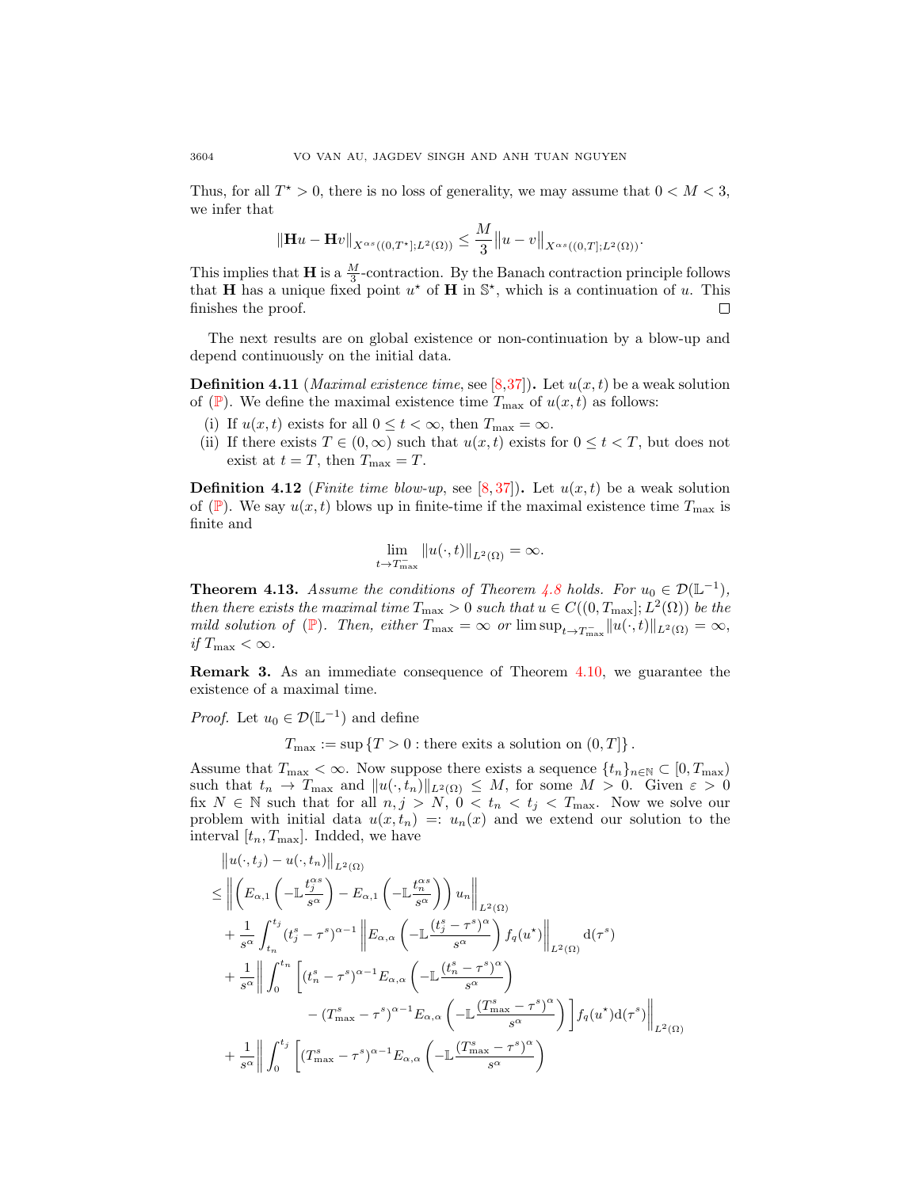Thus, for all $T^\star > 0$, there is no loss of generality, we may assume that $0 < M < 3$, we infer that

$$\|\mathbf{H}u - \mathbf{H}v\|_{X^{\alpha s}((0,T^\star];L^2(\Omega))} \le \frac{M}{3}\|u - v\|_{X^{\alpha s}((0,T];L^2(\Omega))}.$$

This implies that $\mathbf{H}$ is a $\frac{M}{3}$-contraction. By the Banach contraction principle follows that $\mathbf{H}$ has a unique fixed point $u^\star$ of $\mathbf{H}$ in $\mathbb{S}^\star$, which is a continuation of $u$. This finishes the proof. □

The next results are on global existence or non-continuation by a blow-up and depend continuously on the initial data.

**Definition 4.11** (*Maximal existence time*, see [8,37]). Let $u(x,t)$ be a weak solution of ($\mathbb{P}$). We define the maximal existence time $T_{\max}$ of $u(x,t)$ as follows:

- (i) If $u(x,t)$ exists for all $0 \le t < \infty$, then $T_{\max} = \infty$.
- (ii) If there exists $T \in (0,\infty)$ such that $u(x,t)$ exists for $0 \le t < T$, but does not exist at $t = T$, then $T_{\max} = T$.

**Definition 4.12** (*Finite time blow-up*, see [8,37]). Let $u(x,t)$ be a weak solution of ($\mathbb{P}$). We say $u(x,t)$ blows up in finite-time if the maximal existence time $T_{\max}$ is finite and

$$\lim_{t \to T_{\max}^-} \|u(\cdot,t)\|_{L^2(\Omega)} = \infty.$$

**Theorem 4.13.** *Assume the conditions of Theorem 4.8 holds. For $u_0 \in \mathcal{D}(\mathbb{L}^{-1})$, then there exists the maximal time $T_{\max} > 0$ such that $u \in C((0,T_{\max}];L^2(\Omega))$ be the mild solution of ($\mathbb{P}$). Then, either $T_{\max} = \infty$ or $\limsup_{t\to T_{\max}^-}\|u(\cdot,t)\|_{L^2(\Omega)} = \infty$, if $T_{\max} < \infty$.*

**Remark 3.** As an immediate consequence of Theorem 4.10, we guarantee the existence of a maximal time.

*Proof.* Let $u_0 \in \mathcal{D}(\mathbb{L}^{-1})$ and define

$$T_{\max} := \sup\{T > 0 : \text{there exits a solution on } (0,T]\}.$$

Assume that $T_{\max} < \infty$. Now suppose there exists a sequence $\{t_n\}_{n\in\mathbb{N}} \subset [0, T_{\max})$ such that $t_n \to T_{\max}$ and $\|u(\cdot,t_n)\|_{L^2(\Omega)} \le M$, for some $M > 0$. Given $\varepsilon > 0$ fix $N \in \mathbb{N}$ such that for all $n, j > N$, $0 < t_n < t_j < T_{\max}$. Now we solve our problem with initial data $u(x,t_n) =: u_n(x)$ and we extend our solution to the interval $[t_n, T_{\max}]$. Indded, we have

$$
\begin{aligned}
&\|u(\cdot,t_j) - u(\cdot,t_n)\|_{L^2(\Omega)} \\
&\le \left\|\left(E_{\alpha,1}\left(-\mathbb{L}\frac{t_j^{\alpha s}}{s^\alpha}\right) - E_{\alpha,1}\left(-\mathbb{L}\frac{t_n^{\alpha s}}{s^\alpha}\right)\right)u_n\right\|_{L^2(\Omega)} \\
&\quad + \frac{1}{s^\alpha}\int_{t_n}^{t_j}(t_j^s - \tau^s)^{\alpha-1}\left\|E_{\alpha,\alpha}\left(-\mathbb{L}\frac{(t_j^s - \tau^s)^\alpha}{s^\alpha}\right)f_q(u^\star)\right\|_{L^2(\Omega)}\mathrm{d}(\tau^s) \\
&\quad + \frac{1}{s^\alpha}\left\|\int_0^{t_n}\left[(t_n^s - \tau^s)^{\alpha-1}E_{\alpha,\alpha}\left(-\mathbb{L}\frac{(t_n^s - \tau^s)^\alpha}{s^\alpha}\right)\right.\right. \\
&\qquad\qquad \left.\left. - (T_{\max}^s - \tau^s)^{\alpha-1}E_{\alpha,\alpha}\left(-\mathbb{L}\frac{(T_{\max}^s - \tau^s)^\alpha}{s^\alpha}\right)\right]f_q(u^\star)\mathrm{d}(\tau^s)\right\|_{L^2(\Omega)} \\
&\quad + \frac{1}{s^\alpha}\left\|\int_0^{t_j}\left[(T_{\max}^s - \tau^s)^{\alpha-1}E_{\alpha,\alpha}\left(-\mathbb{L}\frac{(T_{\max}^s - \tau^s)^\alpha}{s^\alpha}\right)\right.\right.
\end{aligned}
$$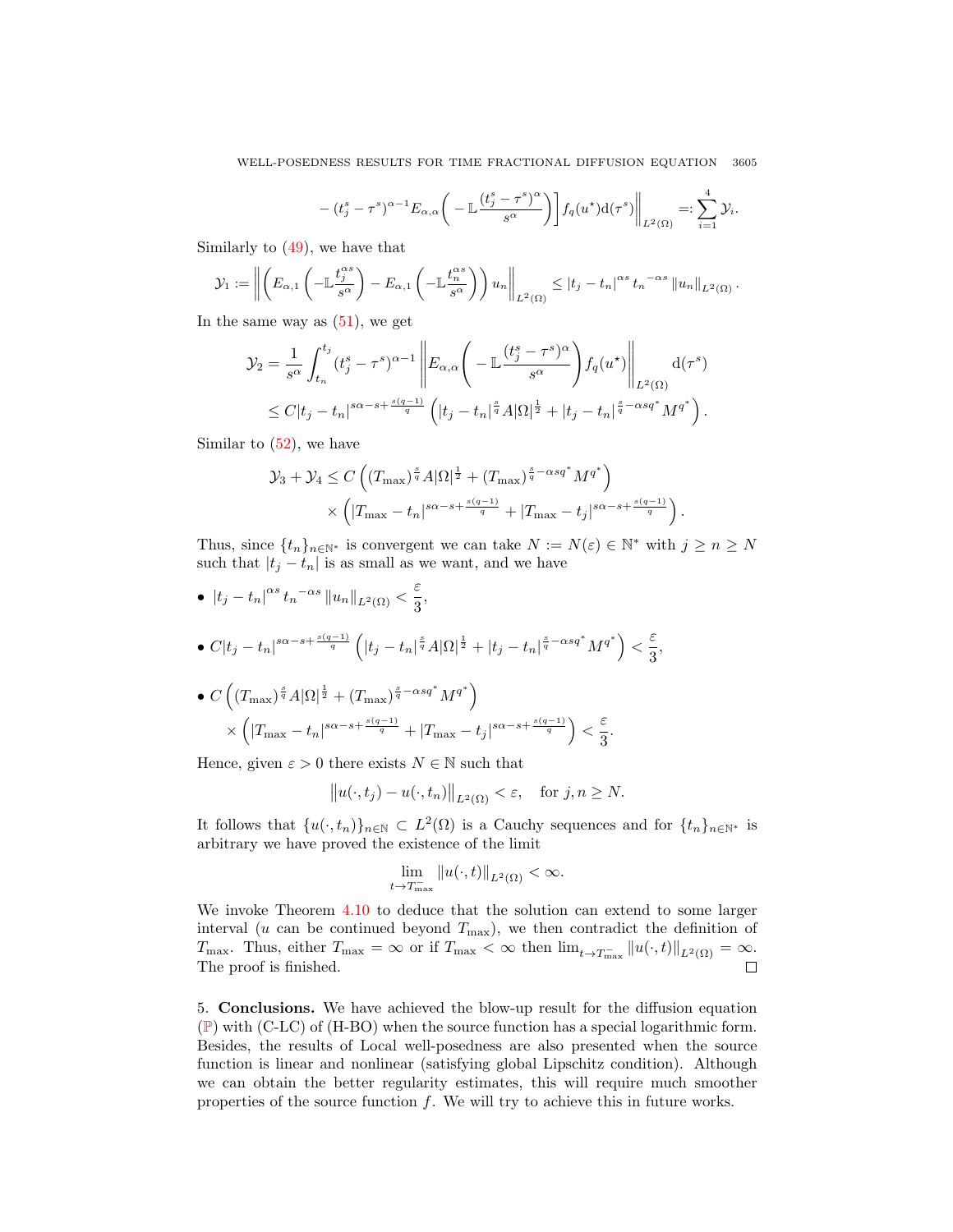$$- (t_j^s - \tau^s)^{\alpha-1} E_{\alpha,\alpha}\bigg( -\mathbb{L}\frac{(t_j^s - \tau^s)^\alpha}{s^\alpha}\bigg)\bigg] f_q(u^\star)\mathrm{d}(\tau^s)\bigg\|_{L^2(\Omega)} =: \sum_{i=1}^4 \mathcal{Y}_i.$$

Similarly to (49), we have that

$$\mathcal{Y}_1 := \left\| \left( E_{\alpha,1}\left(-\mathbb{L}\frac{t_j^{\alpha s}}{s^\alpha}\right) - E_{\alpha,1}\left(-\mathbb{L}\frac{t_n^{\alpha s}}{s^\alpha}\right)\right) u_n \right\|_{L^2(\Omega)} \le |t_j - t_n|^{\alpha s} {t_n}^{-\alpha s} \|u_n\|_{L^2(\Omega)}.$$

In the same way as (51), we get

$$\begin{aligned}
\mathcal{Y}_2 &= \frac{1}{s^\alpha}\int_{t_n}^{t_j} (t_j^s - \tau^s)^{\alpha-1} \left\| E_{\alpha,\alpha}\bigg( -\mathbb{L}\frac{(t_j^s - \tau^s)^\alpha}{s^\alpha}\bigg) f_q(u^\star) \right\|_{L^2(\Omega)} \mathrm{d}(\tau^s) \\
&\le C|t_j - t_n|^{s\alpha - s + \frac{s(q-1)}{q}} \left( |t_j - t_n|^{\frac{s}{q}} A|\Omega|^{\frac{1}{2}} + |t_j - t_n|^{\frac{s}{q} - \alpha s q^*} M^{q^*}\right).
\end{aligned}$$

Similar to (52), we have

$$\begin{aligned}
\mathcal{Y}_3 + \mathcal{Y}_4 &\le C\left( (T_{\max})^{\frac{s}{q}} A|\Omega|^{\frac{1}{2}} + (T_{\max})^{\frac{s}{q} - \alpha s q^*} M^{q^*}\right) \\
&\quad \times \left( |T_{\max} - t_n|^{s\alpha - s + \frac{s(q-1)}{q}} + |T_{\max} - t_j|^{s\alpha - s + \frac{s(q-1)}{q}}\right).
\end{aligned}$$

Thus, since $\{t_n\}_{n\in\mathbb{N}^*}$ is convergent we can take $N := N(\varepsilon) \in \mathbb{N}^*$ with $j \ge n \ge N$ such that $|t_j - t_n|$ is as small as we want, and we have

- $|t_j - t_n|^{\alpha s} {t_n}^{-\alpha s} \|u_n\|_{L^2(\Omega)} < \dfrac{\varepsilon}{3}$,
- $C|t_j - t_n|^{s\alpha - s + \frac{s(q-1)}{q}} \left( |t_j - t_n|^{\frac{s}{q}} A|\Omega|^{\frac{1}{2}} + |t_j - t_n|^{\frac{s}{q} - \alpha s q^*} M^{q^*}\right) < \dfrac{\varepsilon}{3}$,
- $C\left( (T_{\max})^{\frac{s}{q}} A|\Omega|^{\frac{1}{2}} + (T_{\max})^{\frac{s}{q} - \alpha s q^*} M^{q^*}\right) \times \left( |T_{\max} - t_n|^{s\alpha - s + \frac{s(q-1)}{q}} + |T_{\max} - t_j|^{s\alpha - s + \frac{s(q-1)}{q}}\right) < \dfrac{\varepsilon}{3}$.

Hence, given $\varepsilon > 0$ there exists $N \in \mathbb{N}$ such that

$$\big\| u(\cdot, t_j) - u(\cdot, t_n) \big\|_{L^2(\Omega)} < \varepsilon, \quad \text{for } j, n \ge N.$$

It follows that $\{u(\cdot, t_n)\}_{n\in\mathbb{N}} \subset L^2(\Omega)$ is a Cauchy sequences and for $\{t_n\}_{n\in\mathbb{N}^*}$ is arbitrary we have proved the existence of the limit

$$\lim_{t\to T_{\max}^-} \|u(\cdot, t)\|_{L^2(\Omega)} < \infty.$$

We invoke Theorem 4.10 to deduce that the solution can extend to some larger interval ($u$ can be continued beyond $T_{\max}$), we then contradict the definition of $T_{\max}$. Thus, either $T_{\max} = \infty$ or if $T_{\max} < \infty$ then $\lim_{t\to T_{\max}^-} \|u(\cdot, t)\|_{L^2(\Omega)} = \infty$. The proof is finished. ∎

5. **Conclusions.** We have achieved the blow-up result for the diffusion equation ($\mathbb{P}$) with (C-LC) of (H-BO) when the source function has a special logarithmic form. Besides, the results of Local well-posedness are also presented when the source function is linear and nonlinear (satisfying global Lipschitz condition). Although we can obtain the better regularity estimates, this will require much smoother properties of the source function $f$. We will try to achieve this in future works.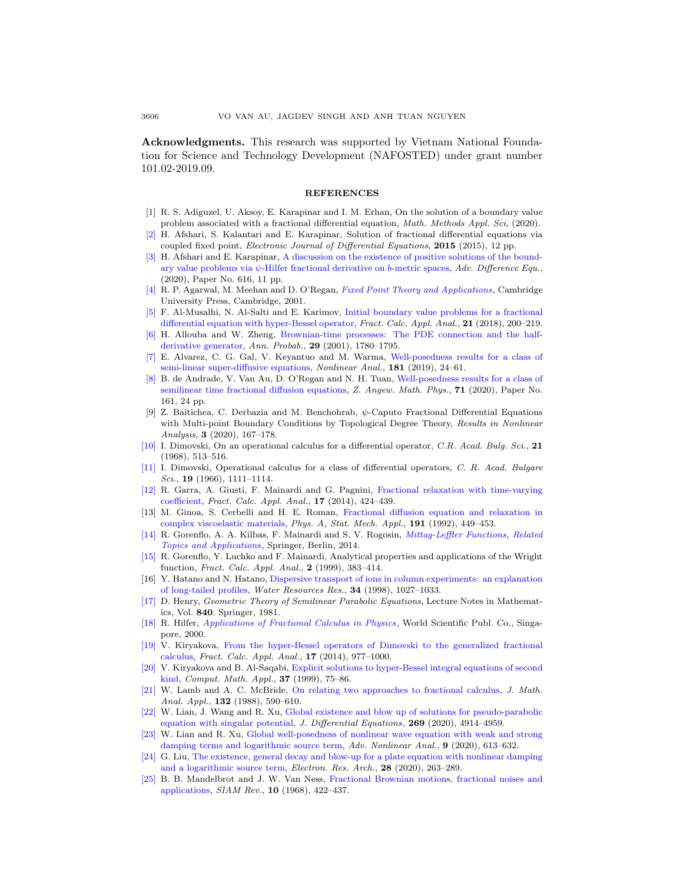**Acknowledgments.** This research was supported by Vietnam National Foundation for Science and Technology Development (NAFOSTED) under grant number 101.02-2019.09.

## REFERENCES

[1] R. S. Adiguzel, U. Aksoy, E. Karapinar and I. M. Erhan, On the solution of a boundary value problem associated with a fractional differential equation, *Math. Methods Appl. Sci*, (2020).

[2] H. Afshari, S. Kalantari and E. Karapinar, Solution of fractional differential equations via coupled fixed point, *Electronic Journal of Differential Equations*, **2015** (2015), 12 pp.

[3] H. Afshari and E. Karapinar, A discussion on the existence of positive solutions of the boundary value problems via $\psi$-Hilfer fractional derivative on $b$-metric spaces, *Adv. Difference Equ.*, (2020), Paper No. 616, 11 pp.

[4] R. P. Agarwal, M. Meehan and D. O'Regan, *Fixed Point Theory and Applications*, Cambridge University Press, Cambridge, 2001.

[5] F. Al-Musalhi, N. Al-Salti and E. Karimov, Initial boundary value problems for a fractional differential equation with hyper-Bessel operator, *Fract. Calc. Appl. Anal.*, **21** (2018), 200–219.

[6] H. Allouba and W. Zheng, Brownian-time processes: The PDE connection and the half-derivative generator, *Ann. Probab.*, **29** (2001), 1780–1795.

[7] E. Alvarez, C. G. Gal, V. Keyantuo and M. Warma, Well-posedness results for a class of semi-linear super-diffusive equations, *Nonlinear Anal.*, **181** (2019), 24–61.

[8] B. de Andrade, V. Van Au, D. O'Regan and N. H. Tuan, Well-posedness results for a class of semilinear time fractional diffusion equations, *Z. Angew. Math. Phys.*, **71** (2020), Paper No. 161, 24 pp.

[9] Z. Baitichea, C. Derbazia and M. Benchohrab, $\psi$-Caputo Fractional Differential Equations with Multi-point Boundary Conditions by Topological Degree Theory, *Results in Nonlinear Analysis*, **3** (2020), 167–178.

[10] I. Dimovski, On an operational calculus for a differential operator, *C.R. Acad. Bulg. Sci.*, **21** (1968), 513–516.

[11] I. Dimovski, Operational calculus for a class of differential operators, *C. R. Acad. Bulgare Sci.*, **19** (1966), 1111–1114.

[12] R. Garra, A. Giusti, F. Mainardi and G. Pagnini, Fractional relaxation with time-varying coefficient, *Fract. Calc. Appl. Anal.*, **17** (2014), 424–439.

[13] M. Ginoa, S. Cerbelli and H. E. Roman, Fractional diffusion equation and relaxation in complex viscoelastic materials, *Phys. A, Stat. Mech. Appl.*, **191** (1992), 449–453.

[14] R. Gorenflo, A. A. Kilbas, F. Mainardi and S. V. Rogosin, *Mittag-Leffler Functions, Related Topics and Applications*, Springer, Berlin, 2014.

[15] R. Gorenflo, Y. Luchko and F. Mainardi, Analytical properties and applications of the Wright function, *Fract. Calc. Appl. Anal.*, **2** (1999), 383–414.

[16] Y. Hatano and N. Hatano, Dispersive transport of ions in column experiments: an explanation of long-tailed profiles, *Water Resources Res.*, **34** (1998), 1027–1033.

[17] D. Henry, *Geometric Theory of Semilinear Parabolic Equations*, Lecture Notes in Mathematics, Vol. **840**. Springer, 1981.

[18] R. Hilfer, *Applications of Fractional Calculus in Physics*, World Scientific Publ. Co., Singapore, 2000.

[19] V. Kiryakova, From the hyper-Bessel operators of Dimovski to the generalized fractional calculus, *Fract. Calc. Appl. Anal.*, **17** (2014), 977–1000.

[20] V. Kiryakova and B. Al-Saqabi, Explicit solutions to hyper-Bessel integral equations of second kind, *Comput. Math. Appl.*, **37** (1999), 75–86.

[21] W. Lamb and A. C. McBride, On relating two approaches to fractional calculus, *J. Math. Anal. Appl.*, **132** (1988), 590–610.

[22] W. Lian, J. Wang and R. Xu, Global existence and blow up of solutions for pseudo-parabolic equation with singular potential, *J. Differential Equations*, **269** (2020), 4914–4959.

[23] W. Lian and R. Xu, Global well-posedness of nonlinear wave equation with weak and strong damping terms and logarithmic source term, *Adv. Nonlinear Anal.*, **9** (2020), 613–632.

[24] G. Liu, The existence, general decay and blow-up for a plate equation with nonlinear damping and a logarithmic source term, *Electron. Res. Arch.*, **28** (2020), 263–289.

[25] B. B. Mandelbrot and J. W. Van Ness, Fractional Brownian motions, fractional noises and applications, *SIAM Rev.*, **10** (1968), 422–437.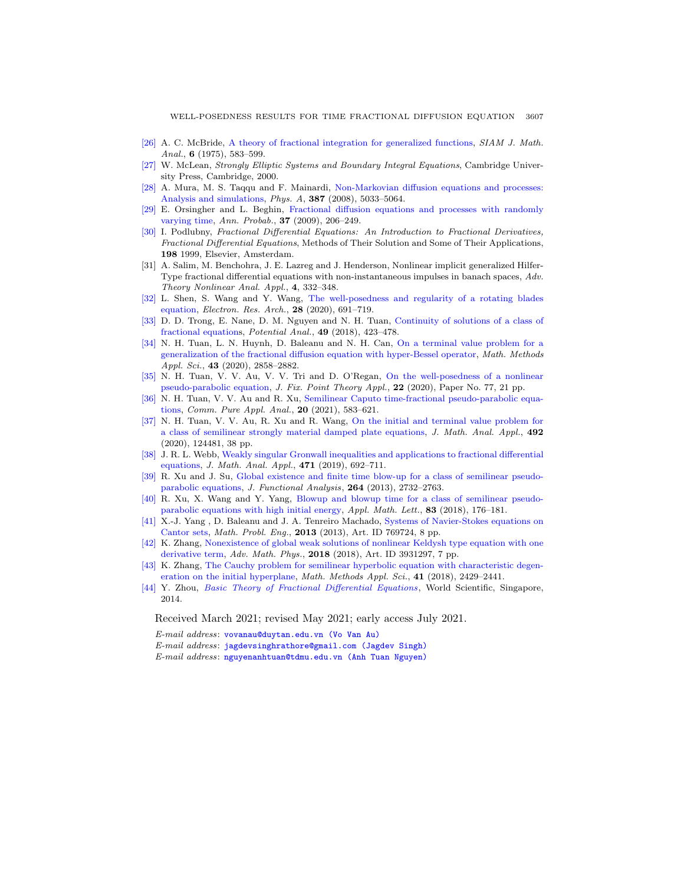[26] A. C. McBride, A theory of fractional integration for generalized functions, *SIAM J. Math. Anal.*, **6** (1975), 583–599.

[27] W. McLean, *Strongly Elliptic Systems and Boundary Integral Equations*, Cambridge University Press, Cambridge, 2000.

[28] A. Mura, M. S. Taqqu and F. Mainardi, Non-Markovian diffusion equations and processes: Analysis and simulations, *Phys. A*, **387** (2008), 5033–5064.

[29] E. Orsingher and L. Beghin, Fractional diffusion equations and processes with randomly varying time, *Ann. Probab.*, **37** (2009), 206–249.

[30] I. Podlubny, *Fractional Differential Equations: An Introduction to Fractional Derivatives, Fractional Differential Equations*, Methods of Their Solution and Some of Their Applications, **198** 1999, Elsevier, Amsterdam.

[31] A. Salim, M. Benchohra, J. E. Lazreg and J. Henderson, Nonlinear implicit generalized Hilfer-Type fractional differential equations with non-instantaneous impulses in banach spaces, *Adv. Theory Nonlinear Anal. Appl.*, **4**, 332–348.

[32] L. Shen, S. Wang and Y. Wang, The well-posedness and regularity of a rotating blades equation, *Electron. Res. Arch.*, **28** (2020), 691–719.

[33] D. D. Trong, E. Nane, D. M. Nguyen and N. H. Tuan, Continuity of solutions of a class of fractional equations, *Potential Anal.*, **49** (2018), 423–478.

[34] N. H. Tuan, L. N. Huynh, D. Baleanu and N. H. Can, On a terminal value problem for a generalization of the fractional diffusion equation with hyper-Bessel operator, *Math. Methods Appl. Sci.*, **43** (2020), 2858–2882.

[35] N. H. Tuan, V. V. Au, V. V. Tri and D. O'Regan, On the well-posedness of a nonlinear pseudo-parabolic equation, *J. Fix. Point Theory Appl.*, **22** (2020), Paper No. 77, 21 pp.

[36] N. H. Tuan, V. V. Au and R. Xu, Semilinear Caputo time-fractional pseudo-parabolic equations, *Comm. Pure Appl. Anal.*, **20** (2021), 583–621.

[37] N. H. Tuan, V. V. Au, R. Xu and R. Wang, On the initial and terminal value problem for a class of semilinear strongly material damped plate equations, *J. Math. Anal. Appl.*, **492** (2020), 124481, 38 pp.

[38] J. R. L. Webb, Weakly singular Gronwall inequalities and applications to fractional differential equations, *J. Math. Anal. Appl.*, **471** (2019), 692–711.

[39] R. Xu and J. Su, Global existence and finite time blow-up for a class of semilinear pseudo-parabolic equations, *J. Functional Analysis*, **264** (2013), 2732–2763.

[40] R. Xu, X. Wang and Y. Yang, Blowup and blowup time for a class of semilinear pseudo-parabolic equations with high initial energy, *Appl. Math. Lett.*, **83** (2018), 176–181.

[41] X.-J. Yang , D. Baleanu and J. A. Tenreiro Machado, Systems of Navier-Stokes equations on Cantor sets, *Math. Probl. Eng.*, **2013** (2013), Art. ID 769724, 8 pp.

[42] K. Zhang, Nonexistence of global weak solutions of nonlinear Keldysh type equation with one derivative term, *Adv. Math. Phys.*, **2018** (2018), Art. ID 3931297, 7 pp.

[43] K. Zhang, The Cauchy problem for semilinear hyperbolic equation with characteristic degeneration on the initial hyperplane, *Math. Methods Appl. Sci.*, **41** (2018), 2429–2441.

[44] Y. Zhou, *Basic Theory of Fractional Differential Equations*, World Scientific, Singapore, 2014.

Received March 2021; revised May 2021; early access July 2021.

*E-mail address*: vovanau@duytan.edu.vn (Vo Van Au)
*E-mail address*: jagdevsinghrathore@gmail.com (Jagdev Singh)
*E-mail address*: nguyenanhtuan@tdmu.edu.vn (Anh Tuan Nguyen)